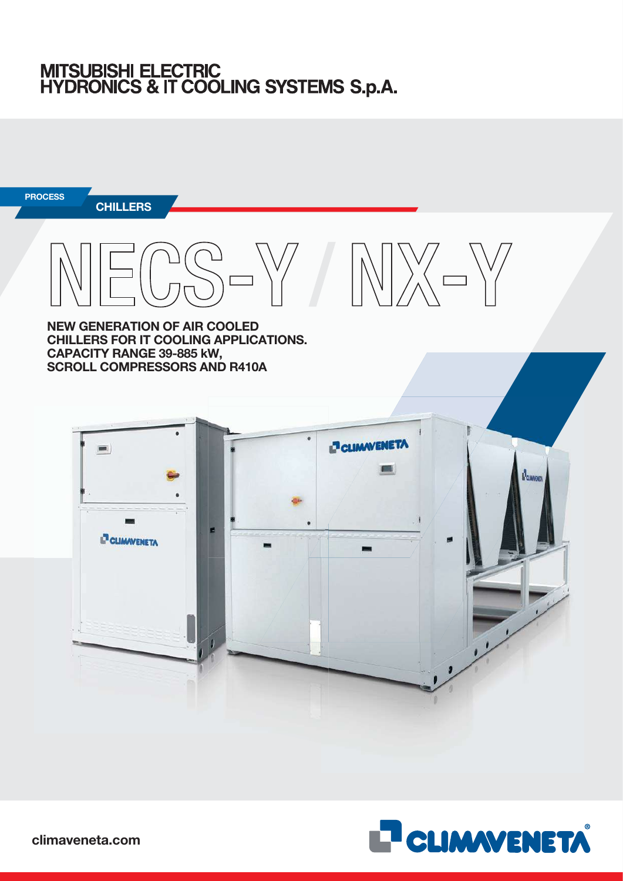MITSUBISHI ELECTRIC
HYDRONICS & IT COOLING SYSTEMS S.p.A.

PROCESS

CHILLERS

# NECS-Y / NX-Y

**NEW GENERATION OF AIR COOLED CHILLERS FOR IT COOLING APPLICATIONS. CAPACITY RANGE 39-885 kW, SCROLL COMPRESSORS AND R410A**

climaveneta.com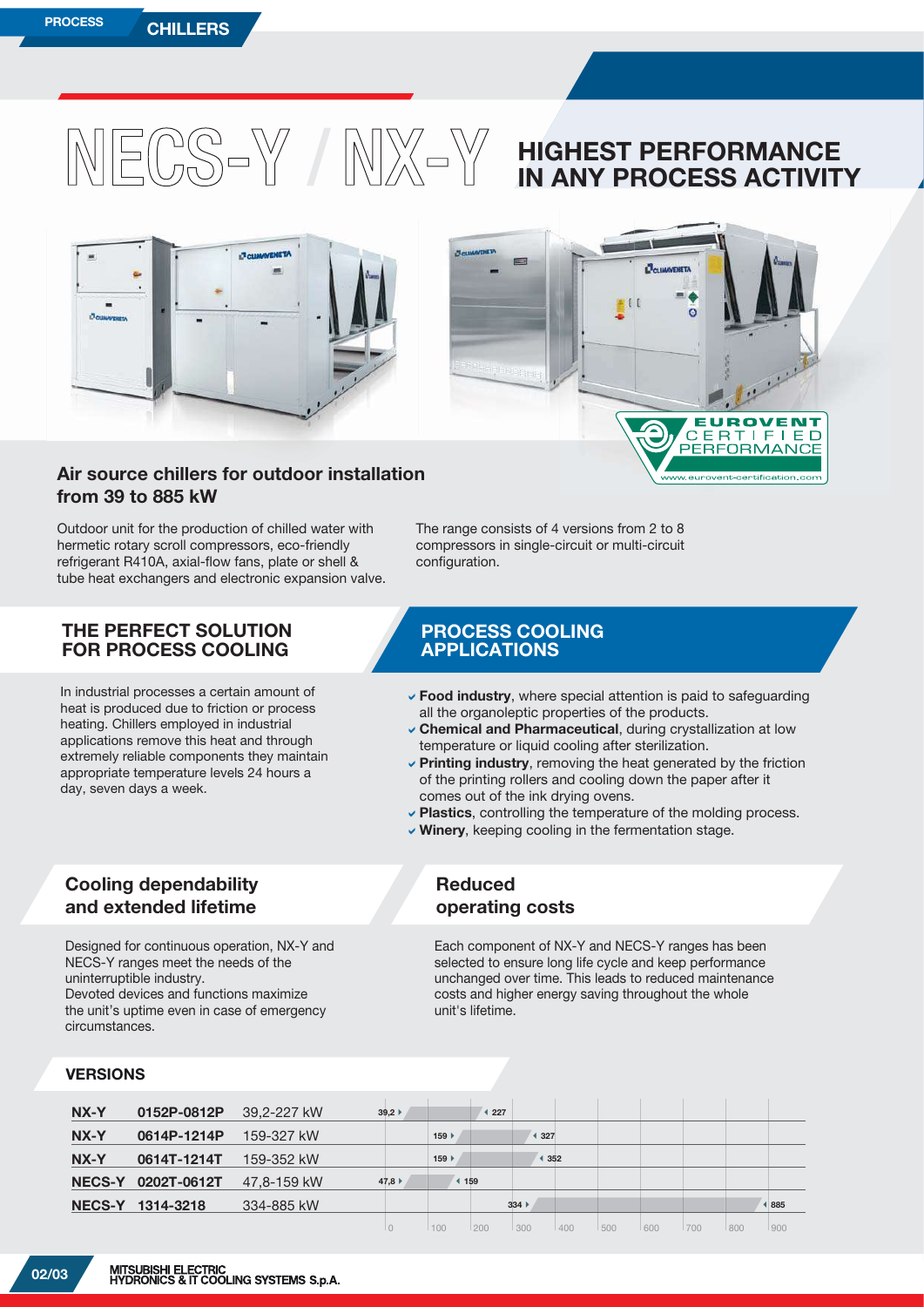# NECS-Y / NX-Y

## HIGHEST PERFORMANCE IN ANY PROCESS ACTIVITY

### Air source chillers for outdoor installation from 39 to 885 kW

Outdoor unit for the production of chilled water with hermetic rotary scroll compressors, eco-friendly refrigerant R410A, axial-flow fans, plate or shell & tube heat exchangers and electronic expansion valve.

The range consists of 4 versions from 2 to 8 compressors in single-circuit or multi-circuit configuration.

## THE PERFECT SOLUTION FOR PROCESS COOLING

In industrial processes a certain amount of heat is produced due to friction or process heating. Chillers employed in industrial applications remove this heat and through extremely reliable components they maintain appropriate temperature levels 24 hours a day, seven days a week.

## PROCESS COOLING APPLICATIONS

- **Food industry**, where special attention is paid to safeguarding all the organoleptic properties of the products.
- **Chemical and Pharmaceutical**, during crystallization at low temperature or liquid cooling after sterilization.
- **Printing industry**, removing the heat generated by the friction of the printing rollers and cooling down the paper after it comes out of the ink drying ovens.
- **Plastics**, controlling the temperature of the molding process.
- **Winery**, keeping cooling in the fermentation stage.

### Cooling dependability and extended lifetime

Designed for continuous operation, NX-Y and NECS-Y ranges meet the needs of the uninterruptible industry.
Devoted devices and functions maximize the unit's uptime even in case of emergency circumstances.

### Reduced operating costs

Each component of NX-Y and NECS-Y ranges has been selected to ensure long life cycle and keep performance unchanged over time. This leads to reduced maintenance costs and higher energy saving throughout the whole unit's lifetime.

### VERSIONS

| Range | Models | Capacity |
|---|---|---|
| NX-Y | 0152P-0812P | 39,2-227 kW |
| NX-Y | 0614P-1214P | 159-327 kW |
| NX-Y | 0614T-1214T | 159-352 kW |
| NECS-Y | 0202T-0612T | 47,8-159 kW |
| NECS-Y | 1314-3218 | 334-885 kW |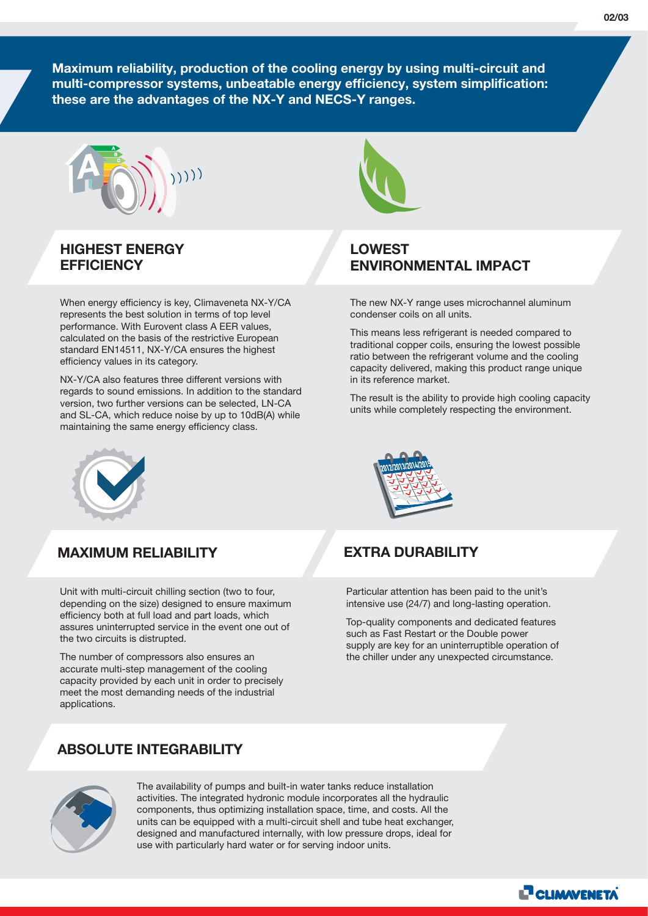**Maximum reliability, production of the cooling energy by using multi-circuit and multi-compressor systems, unbeatable energy efficiency, system simplification: these are the advantages of the NX-Y and NECS-Y ranges.**

## HIGHEST ENERGY EFFICIENCY

When energy efficiency is key, Climaveneta NX-Y/CA represents the best solution in terms of top level performance. With Eurovent class A EER values, calculated on the basis of the restrictive European standard EN14511, NX-Y/CA ensures the highest efficiency values in its category.

NX-Y/CA also features three different versions with regards to sound emissions. In addition to the standard version, two further versions can be selected, LN-CA and SL-CA, which reduce noise by up to 10dB(A) while maintaining the same energy efficiency class.

## LOWEST ENVIRONMENTAL IMPACT

The new NX-Y range uses microchannel aluminum condenser coils on all units.

This means less refrigerant is needed compared to traditional copper coils, ensuring the lowest possible ratio between the refrigerant volume and the cooling capacity delivered, making this product range unique in its reference market.

The result is the ability to provide high cooling capacity units while completely respecting the environment.

## MAXIMUM RELIABILITY

Unit with multi-circuit chilling section (two to four, depending on the size) designed to ensure maximum efficiency both at full load and part loads, which assures uninterrupted service in the event one out of the two circuits is distrupted.

The number of compressors also ensures an accurate multi-step management of the cooling capacity provided by each unit in order to precisely meet the most demanding needs of the industrial applications.

## EXTRA DURABILITY

Particular attention has been paid to the unit's intensive use (24/7) and long-lasting operation.

Top-quality components and dedicated features such as Fast Restart or the Double power supply are key for an uninterruptible operation of the chiller under any unexpected circumstance.

## ABSOLUTE INTEGRABILITY

The availability of pumps and built-in water tanks reduce installation activities. The integrated hydronic module incorporates all the hydraulic components, thus optimizing installation space, time, and costs. All the units can be equipped with a multi-circuit shell and tube heat exchanger, designed and manufactured internally, with low pressure drops, ideal for use with particularly hard water or for serving indoor units.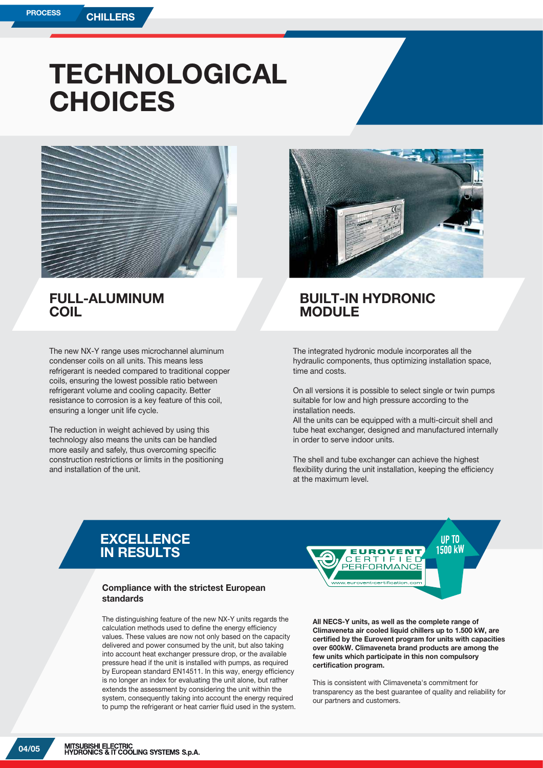# TECHNOLOGICAL CHOICES

## FULL-ALUMINUM COIL

The new NX-Y range uses microchannel aluminum condenser coils on all units. This means less refrigerant is needed compared to traditional copper coils, ensuring the lowest possible ratio between refrigerant volume and cooling capacity. Better resistance to corrosion is a key feature of this coil, ensuring a longer unit life cycle.

The reduction in weight achieved by using this technology also means the units can be handled more easily and safely, thus overcoming specific construction restrictions or limits in the positioning and installation of the unit.

## BUILT-IN HYDRONIC MODULE

The integrated hydronic module incorporates all the hydraulic components, thus optimizing installation space, time and costs.

On all versions it is possible to select single or twin pumps suitable for low and high pressure according to the installation needs.
All the units can be equipped with a multi-circuit shell and tube heat exchanger, designed and manufactured internally in order to serve indoor units.

The shell and tube exchanger can achieve the highest flexibility during the unit installation, keeping the efficiency at the maximum level.

## EXCELLENCE IN RESULTS

EUROVENT CERTIFIED PERFORMANCE
www.eurovent-certification.com

UP TO 1500 kW

### Compliance with the strictest European standards

The distinguishing feature of the new NX-Y units regards the calculation methods used to define the energy efficiency values. These values are now not only based on the capacity delivered and power consumed by the unit, but also taking into account heat exchanger pressure drop, or the available pressure head if the unit is installed with pumps, as required by European standard EN14511. In this way, energy efficiency is no longer an index for evaluating the unit alone, but rather extends the assessment by considering the unit within the system, consequently taking into account the energy required to pump the refrigerant or heat carrier fluid used in the system.

**All NECS-Y units, as well as the complete range of Climaveneta air cooled liquid chillers up to 1.500 kW, are certified by the Eurovent program for units with capacities over 600kW. Climaveneta brand products are among the few units which participate in this non compulsory certification program.**

This is consistent with Climaveneta's commitment for transparency as the best guarantee of quality and reliability for our partners and customers.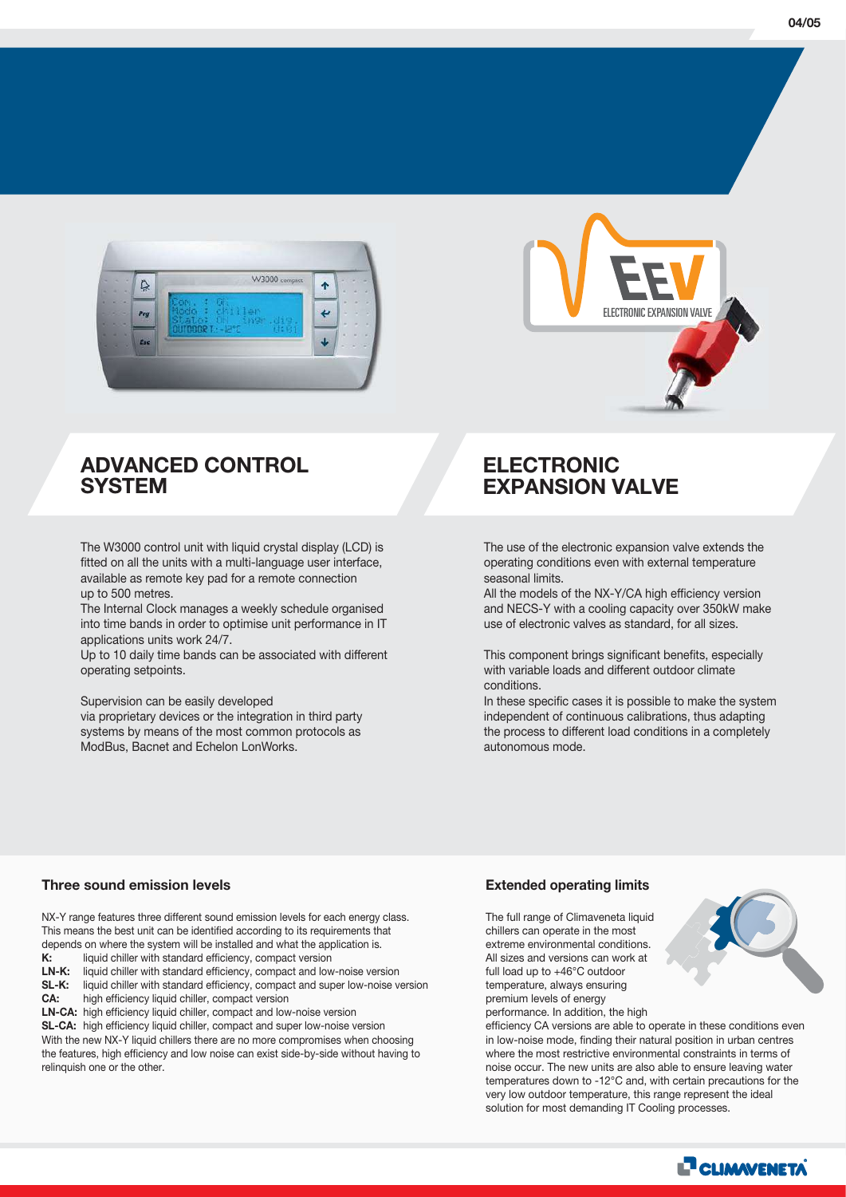## ADVANCED CONTROL SYSTEM

The W3000 control unit with liquid crystal display (LCD) is fitted on all the units with a multi-language user interface, available as remote key pad for a remote connection up to 500 metres.

The Internal Clock manages a weekly schedule organised into time bands in order to optimise unit performance in IT applications units work 24/7.

Up to 10 daily time bands can be associated with different operating setpoints.

Supervision can be easily developed via proprietary devices or the integration in third party systems by means of the most common protocols as ModBus, Bacnet and Echelon LonWorks.

## ELECTRONIC EXPANSION VALVE

The use of the electronic expansion valve extends the operating conditions even with external temperature seasonal limits.

All the models of the NX-Y/CA high efficiency version and NECS-Y with a cooling capacity over 350kW make use of electronic valves as standard, for all sizes.

This component brings significant benefits, especially with variable loads and different outdoor climate conditions.

In these specific cases it is possible to make the system independent of continuous calibrations, thus adapting the process to different load conditions in a completely autonomous mode.

### Three sound emission levels

NX-Y range features three different sound emission levels for each energy class. This means the best unit can be identified according to its requirements that depends on where the system will be installed and what the application is.

**K:** liquid chiller with standard efficiency, compact version
**LN-K:** liquid chiller with standard efficiency, compact and low-noise version
**SL-K:** liquid chiller with standard efficiency, compact and super low-noise version
**CA:** high efficiency liquid chiller, compact version
**LN-CA:** high efficiency liquid chiller, compact and low-noise version
**SL-CA:** high efficiency liquid chiller, compact and super low-noise version

With the new NX-Y liquid chillers there are no more compromises when choosing the features, high efficiency and low noise can exist side-by-side without having to relinquish one or the other.

### Extended operating limits

The full range of Climaveneta liquid chillers can operate in the most extreme environmental conditions. All sizes and versions can work at full load up to +46°C outdoor temperature, always ensuring premium levels of energy performance. In addition, the high efficiency CA versions are able to operate in these conditions even in low-noise mode, finding their natural position in urban centres where the most restrictive environmental constraints in terms of noise occur. The new units are also able to ensure leaving water temperatures down to -12°C and, with certain precautions for the very low outdoor temperature, this range represent the ideal solution for most demanding IT Cooling processes.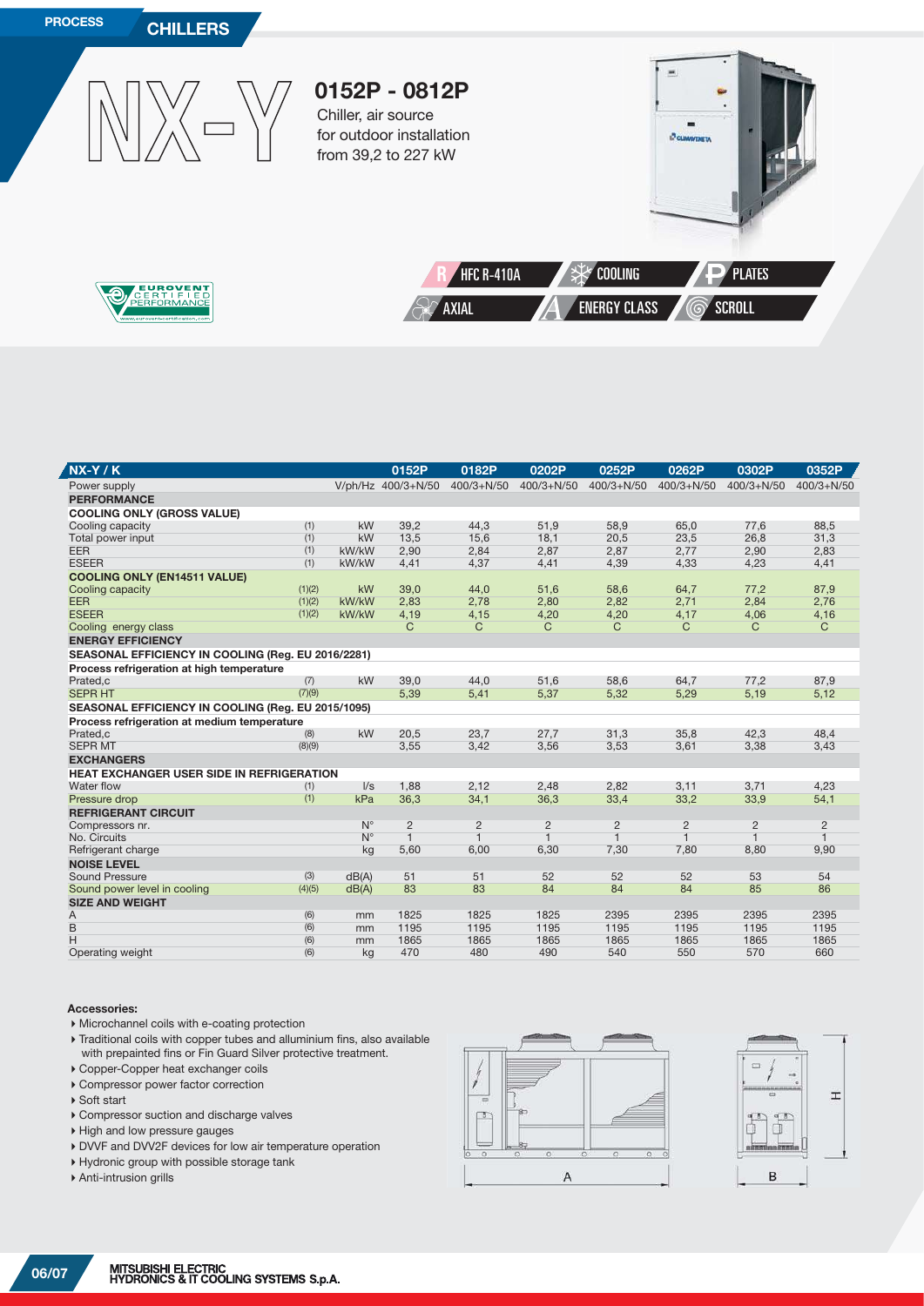PROCESS **CHILLERS**

# NX-Y

## 0152P - 0812P

Chiller, air source
for outdoor installation
from 39,2 to 227 kW

HFC R-410A | COOLING | PLATES | AXIAL | ENERGY CLASS | SCROLL

| NX-Y / K | | | 0152P | 0182P | 0202P | 0252P | 0262P | 0302P | 0352P |
|---|---|---|---|---|---|---|---|---|---|
| Power supply | | V/ph/Hz | 400/3+N/50 | 400/3+N/50 | 400/3+N/50 | 400/3+N/50 | 400/3+N/50 | 400/3+N/50 | 400/3+N/50 |
| **PERFORMANCE** | | | | | | | | | |
| **COOLING ONLY (GROSS VALUE)** | | | | | | | | | |
| Cooling capacity | (1) | kW | 39,2 | 44,3 | 51,9 | 58,9 | 65,0 | 77,6 | 88,5 |
| Total power input | (1) | kW | 13,5 | 15,6 | 18,1 | 20,5 | 23,5 | 26,8 | 31,3 |
| EER | (1) | kW/kW | 2,90 | 2,84 | 2,87 | 2,87 | 2,77 | 2,90 | 2,83 |
| ESEER | (1) | kW/kW | 4,41 | 4,37 | 4,41 | 4,39 | 4,33 | 4,23 | 4,41 |
| **COOLING ONLY (EN14511 VALUE)** | | | | | | | | | |
| Cooling capacity | (1)(2) | kW | 39,0 | 44,0 | 51,6 | 58,6 | 64,7 | 77,2 | 87,9 |
| EER | (1)(2) | kW/kW | 2,83 | 2,78 | 2,80 | 2,82 | 2,71 | 2,84 | 2,76 |
| ESEER | (1)(2) | kW/kW | 4,19 | 4,15 | 4,20 | 4,20 | 4,17 | 4,06 | 4,16 |
| Cooling energy class | | | C | C | C | C | C | C | C |
| **ENERGY EFFICIENCY** | | | | | | | | | |
| **SEASONAL EFFICIENCY IN COOLING (Reg. EU 2016/2281)** | | | | | | | | | |
| **Process refrigeration at high temperature** | | | | | | | | | |
| Prated,c | (7) | kW | 39,0 | 44,0 | 51,6 | 58,6 | 64,7 | 77,2 | 87,9 |
| SEPR HT | (7)(9) | | 5,39 | 5,41 | 5,37 | 5,32 | 5,29 | 5,19 | 5,12 |
| **SEASONAL EFFICIENCY IN COOLING (Reg. EU 2015/1095)** | | | | | | | | | |
| **Process refrigeration at medium temperature** | | | | | | | | | |
| Prated,c | (8) | kW | 20,5 | 23,7 | 27,7 | 31,3 | 35,8 | 42,3 | 48,4 |
| SEPR MT | (8)(9) | | 3,55 | 3,42 | 3,56 | 3,53 | 3,61 | 3,38 | 3,43 |
| **EXCHANGERS** | | | | | | | | | |
| **HEAT EXCHANGER USER SIDE IN REFRIGERATION** | | | | | | | | | |
| Water flow | (1) | l/s | 1,88 | 2,12 | 2,48 | 2,82 | 3,11 | 3,71 | 4,23 |
| Pressure drop | (1) | kPa | 36,3 | 34,1 | 36,3 | 33,4 | 33,2 | 33,9 | 54,1 |
| **REFRIGERANT CIRCUIT** | | | | | | | | | |
| Compressors nr. | | N° | 2 | 2 | 2 | 2 | 2 | 2 | 2 |
| No. Circuits | | N° | 1 | 1 | 1 | 1 | 1 | 1 | 1 |
| Refrigerant charge | | kg | 5,60 | 6,00 | 6,30 | 7,30 | 7,80 | 8,80 | 9,90 |
| **NOISE LEVEL** | | | | | | | | | |
| Sound Pressure | (3) | dB(A) | 51 | 51 | 52 | 52 | 52 | 53 | 54 |
| Sound power level in cooling | (4)(5) | dB(A) | 83 | 83 | 84 | 84 | 84 | 85 | 86 |
| **SIZE AND WEIGHT** | | | | | | | | | |
| A | (6) | mm | 1825 | 1825 | 1825 | 2395 | 2395 | 2395 | 2395 |
| B | (6) | mm | 1195 | 1195 | 1195 | 1195 | 1195 | 1195 | 1195 |
| H | (6) | mm | 1865 | 1865 | 1865 | 1865 | 1865 | 1865 | 1865 |
| Operating weight | (6) | kg | 470 | 480 | 490 | 540 | 550 | 570 | 660 |

**Accessories:**

- Microchannel coils with e-coating protection
- Traditional coils with copper tubes and alluminium fins, also available with prepainted fins or Fin Guard Silver protective treatment.
- Copper-Copper heat exchanger coils
- Compressor power factor correction
- Soft start
- Compressor suction and discharge valves
- High and low pressure gauges
- DVVF and DVV2F devices for low air temperature operation
- Hydronic group with possible storage tank
- Anti-intrusion grills

MITSUBISHI ELECTRIC
HYDRONICS & IT COOLING SYSTEMS S.p.A.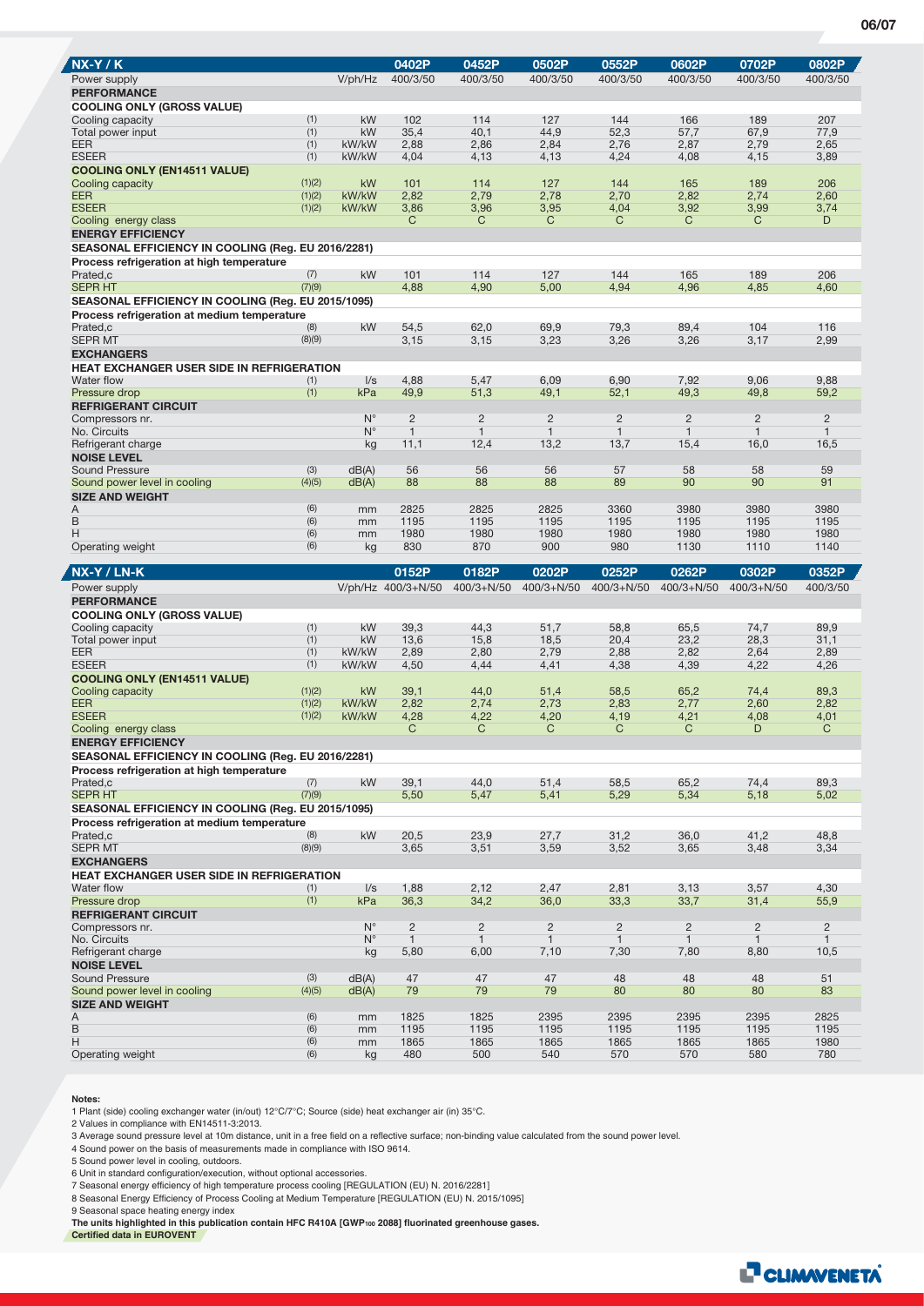| NX-Y / K | | | 0402P | 0452P | 0502P | 0552P | 0602P | 0702P | 0802P |
|---|---|---|---|---|---|---|---|---|---|
| Power supply | | V/ph/Hz | 400/3/50 | 400/3/50 | 400/3/50 | 400/3/50 | 400/3/50 | 400/3/50 | 400/3/50 |
| **PERFORMANCE** | | | | | | | | | |
| **COOLING ONLY (GROSS VALUE)** | | | | | | | | | |
| Cooling capacity | (1) | kW | 102 | 114 | 127 | 144 | 166 | 189 | 207 |
| Total power input | (1) | kW | 35,4 | 40,1 | 44,9 | 52,3 | 57,7 | 67,9 | 77,9 |
| EER | (1) | kW/kW | 2,88 | 2,86 | 2,84 | 2,76 | 2,87 | 2,79 | 2,65 |
| ESEER | (1) | kW/kW | 4,04 | 4,13 | 4,13 | 4,24 | 4,08 | 4,15 | 3,89 |
| **COOLING ONLY (EN14511 VALUE)** | | | | | | | | | |
| Cooling capacity | (1)(2) | kW | 101 | 114 | 127 | 144 | 165 | 189 | 206 |
| EER | (1)(2) | kW/kW | 2,82 | 2,79 | 2,78 | 2,70 | 2,82 | 2,74 | 2,60 |
| ESEER | (1)(2) | kW/kW | 3,86 | 3,96 | 3,95 | 4,04 | 3,92 | 3,99 | 3,74 |
| Cooling energy class | | | C | C | C | C | C | C | D |
| **ENERGY EFFICIENCY** | | | | | | | | | |
| **SEASONAL EFFICIENCY IN COOLING (Reg. EU 2016/2281)** | | | | | | | | | |
| **Process refrigeration at high temperature** | | | | | | | | | |
| Prated,c | (7) | kW | 101 | 114 | 127 | 144 | 165 | 189 | 206 |
| SEPR HT | (7)(9) | | 4,88 | 4,90 | 5,00 | 4,94 | 4,96 | 4,85 | 4,60 |
| **SEASONAL EFFICIENCY IN COOLING (Reg. EU 2015/1095)** | | | | | | | | | |
| **Process refrigeration at medium temperature** | | | | | | | | | |
| Prated,c | (8) | kW | 54,5 | 62,0 | 69,9 | 79,3 | 89,4 | 104 | 116 |
| SEPR MT | (8)(9) | | 3,15 | 3,15 | 3,23 | 3,26 | 3,26 | 3,17 | 2,99 |
| **EXCHANGERS** | | | | | | | | | |
| **HEAT EXCHANGER USER SIDE IN REFRIGERATION** | | | | | | | | | |
| Water flow | (1) | l/s | 4,88 | 5,47 | 6,09 | 6,90 | 7,92 | 9,06 | 9,88 |
| Pressure drop | (1) | kPa | 49,9 | 51,3 | 49,1 | 52,1 | 49,3 | 49,8 | 59,2 |
| **REFRIGERANT CIRCUIT** | | | | | | | | | |
| Compressors nr. | | N° | 2 | 2 | 2 | 2 | 2 | 2 | 2 |
| No. Circuits | | N° | 1 | 1 | 1 | 1 | 1 | 1 | 1 |
| Refrigerant charge | | kg | 11,1 | 12,4 | 13,2 | 13,7 | 15,4 | 16,0 | 16,5 |
| **NOISE LEVEL** | | | | | | | | | |
| Sound Pressure | (3) | dB(A) | 56 | 56 | 56 | 57 | 58 | 58 | 59 |
| Sound power level in cooling | (4)(5) | dB(A) | 88 | 88 | 88 | 89 | 90 | 90 | 91 |
| **SIZE AND WEIGHT** | | | | | | | | | |
| A | (6) | mm | 2825 | 2825 | 2825 | 3360 | 3980 | 3980 | 3980 |
| B | (6) | mm | 1195 | 1195 | 1195 | 1195 | 1195 | 1195 | 1195 |
| H | (6) | mm | 1980 | 1980 | 1980 | 1980 | 1980 | 1980 | 1980 |
| Operating weight | (6) | kg | 830 | 870 | 900 | 980 | 1130 | 1110 | 1140 |

| NX-Y / LN-K | | | 0152P | 0182P | 0202P | 0252P | 0262P | 0302P | 0352P |
|---|---|---|---|---|---|---|---|---|---|
| Power supply | | V/ph/Hz | 400/3+N/50 | 400/3+N/50 | 400/3+N/50 | 400/3+N/50 | 400/3+N/50 | 400/3+N/50 | 400/3/50 |
| **PERFORMANCE** | | | | | | | | | |
| **COOLING ONLY (GROSS VALUE)** | | | | | | | | | |
| Cooling capacity | (1) | kW | 39,3 | 44,3 | 51,7 | 58,8 | 65,5 | 74,7 | 89,9 |
| Total power input | (1) | kW | 13,6 | 15,8 | 18,5 | 20,4 | 23,2 | 28,3 | 31,1 |
| EER | (1) | kW/kW | 2,89 | 2,80 | 2,79 | 2,88 | 2,82 | 2,64 | 2,89 |
| ESEER | (1) | kW/kW | 4,50 | 4,44 | 4,41 | 4,38 | 4,39 | 4,22 | 4,26 |
| **COOLING ONLY (EN14511 VALUE)** | | | | | | | | | |
| Cooling capacity | (1)(2) | kW | 39,1 | 44,0 | 51,4 | 58,5 | 65,2 | 74,4 | 89,3 |
| EER | (1)(2) | kW/kW | 2,82 | 2,74 | 2,73 | 2,83 | 2,77 | 2,60 | 2,82 |
| ESEER | (1)(2) | kW/kW | 4,28 | 4,22 | 4,20 | 4,19 | 4,21 | 4,08 | 4,01 |
| Cooling energy class | | | C | C | C | C | C | D | C |
| **ENERGY EFFICIENCY** | | | | | | | | | |
| **SEASONAL EFFICIENCY IN COOLING (Reg. EU 2016/2281)** | | | | | | | | | |
| **Process refrigeration at high temperature** | | | | | | | | | |
| Prated,c | (7) | kW | 39,1 | 44,0 | 51,4 | 58,5 | 65,2 | 74,4 | 89,3 |
| SEPR HT | (7)(9) | | 5,50 | 5,47 | 5,41 | 5,29 | 5,34 | 5,18 | 5,02 |
| **SEASONAL EFFICIENCY IN COOLING (Reg. EU 2015/1095)** | | | | | | | | | |
| **Process refrigeration at medium temperature** | | | | | | | | | |
| Prated,c | (8) | kW | 20,5 | 23,9 | 27,7 | 31,2 | 36,0 | 41,2 | 48,8 |
| SEPR MT | (8)(9) | | 3,65 | 3,51 | 3,59 | 3,52 | 3,65 | 3,48 | 3,34 |
| **EXCHANGERS** | | | | | | | | | |
| **HEAT EXCHANGER USER SIDE IN REFRIGERATION** | | | | | | | | | |
| Water flow | (1) | l/s | 1,88 | 2,12 | 2,47 | 2,81 | 3,13 | 3,57 | 4,30 |
| Pressure drop | (1) | kPa | 36,3 | 34,2 | 36,0 | 33,3 | 33,7 | 31,4 | 55,9 |
| **REFRIGERANT CIRCUIT** | | | | | | | | | |
| Compressors nr. | | N° | 2 | 2 | 2 | 2 | 2 | 2 | 2 |
| No. Circuits | | N° | 1 | 1 | 1 | 1 | 1 | 1 | 1 |
| Refrigerant charge | | kg | 5,80 | 6,00 | 7,10 | 7,30 | 7,80 | 8,80 | 10,5 |
| **NOISE LEVEL** | | | | | | | | | |
| Sound Pressure | (3) | dB(A) | 47 | 47 | 47 | 48 | 48 | 48 | 51 |
| Sound power level in cooling | (4)(5) | dB(A) | 79 | 79 | 79 | 80 | 80 | 80 | 83 |
| **SIZE AND WEIGHT** | | | | | | | | | |
| A | (6) | mm | 1825 | 1825 | 2395 | 2395 | 2395 | 2395 | 2825 |
| B | (6) | mm | 1195 | 1195 | 1195 | 1195 | 1195 | 1195 | 1195 |
| H | (6) | mm | 1865 | 1865 | 1865 | 1865 | 1865 | 1865 | 1980 |
| Operating weight | (6) | kg | 480 | 500 | 540 | 570 | 570 | 580 | 780 |

**Notes:**

1 Plant (side) cooling exchanger water (in/out) 12°C/7°C; Source (side) heat exchanger air (in) 35°C.
2 Values in compliance with EN14511-3:2013.
3 Average sound pressure level at 10m distance, unit in a free field on a reflective surface; non-binding value calculated from the sound power level.
4 Sound power on the basis of measurements made in compliance with ISO 9614.
5 Sound power level in cooling, outdoors.
6 Unit in standard configuration/execution, without optional accessories.
7 Seasonal energy efficiency of high temperature process cooling [REGULATION (EU) N. 2016/2281]
8 Seasonal Energy Efficiency of Process Cooling at Medium Temperature [REGULATION (EU) N. 2015/1095]
9 Seasonal space heating energy index

**The units highlighted in this publication contain HFC R410A [$GWP_{100}$ 2088] fluorinated greenhouse gases.**

**Certified data in EUROVENT**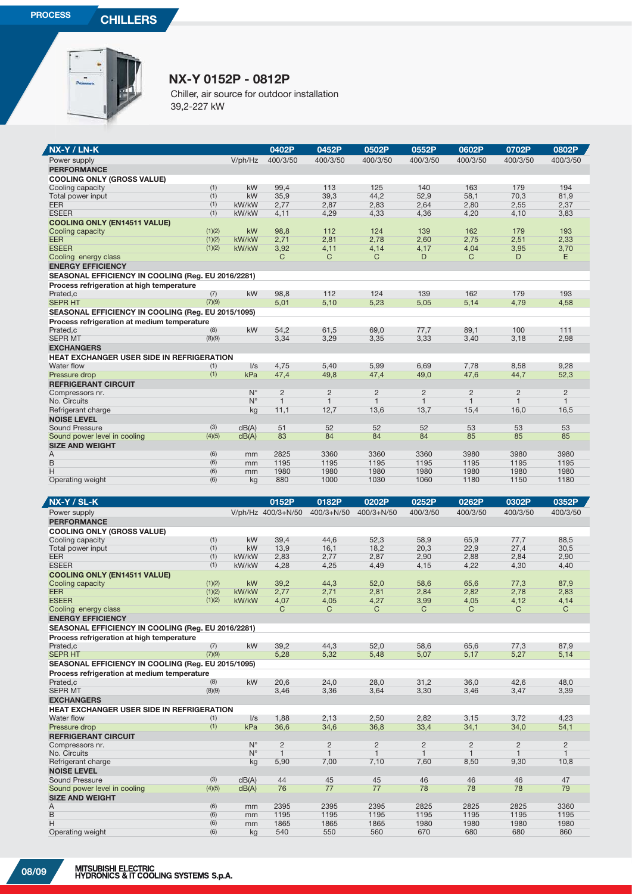PROCESS

CHILLERS

## NX-Y 0152P - 0812P

Chiller, air source for outdoor installation
39,2-227 kW

| NX-Y / LN-K | | | 0402P | 0452P | 0502P | 0552P | 0602P | 0702P | 0802P |
|---|---|---|---|---|---|---|---|---|---|
| Power supply | | V/ph/Hz | 400/3/50 | 400/3/50 | 400/3/50 | 400/3/50 | 400/3/50 | 400/3/50 | 400/3/50 |
| **PERFORMANCE** | | | | | | | | | |
| **COOLING ONLY (GROSS VALUE)** | | | | | | | | | |
| Cooling capacity | (1) | kW | 99,4 | 113 | 125 | 140 | 163 | 179 | 194 |
| Total power input | (1) | kW | 35,9 | 39,3 | 44,2 | 52,9 | 58,1 | 70,3 | 81,9 |
| EER | (1) | kW/kW | 2,77 | 2,87 | 2,83 | 2,64 | 2,80 | 2,55 | 2,37 |
| ESEER | (1) | kW/kW | 4,11 | 4,29 | 4,33 | 4,36 | 4,20 | 4,10 | 3,83 |
| **COOLING ONLY (EN14511 VALUE)** | | | | | | | | | |
| Cooling capacity | (1)(2) | kW | 98,8 | 112 | 124 | 139 | 162 | 179 | 193 |
| EER | (1)(2) | kW/kW | 2,71 | 2,81 | 2,78 | 2,60 | 2,75 | 2,51 | 2,33 |
| ESEER | (1)(2) | kW/kW | 3,92 | 4,11 | 4,14 | 4,17 | 4,04 | 3,95 | 3,70 |
| Cooling energy class | | | C | C | C | D | C | D | E |
| **ENERGY EFFICIENCY** | | | | | | | | | |
| **SEASONAL EFFICIENCY IN COOLING (Reg. EU 2016/2281)** | | | | | | | | | |
| **Process refrigeration at high temperature** | | | | | | | | | |
| Prated,c | (7) | kW | 98,8 | 112 | 124 | 139 | 162 | 179 | 193 |
| SEPR HT | (7)(9) | | 5,01 | 5,10 | 5,23 | 5,05 | 5,14 | 4,79 | 4,58 |
| **SEASONAL EFFICIENCY IN COOLING (Reg. EU 2015/1095)** | | | | | | | | | |
| **Process refrigeration at medium temperature** | | | | | | | | | |
| Prated,c | (8) | kW | 54,2 | 61,5 | 69,0 | 77,7 | 89,1 | 100 | 111 |
| SEPR MT | (8)(9) | | 3,34 | 3,29 | 3,35 | 3,33 | 3,40 | 3,18 | 2,98 |
| **EXCHANGERS** | | | | | | | | | |
| **HEAT EXCHANGER USER SIDE IN REFRIGERATION** | | | | | | | | | |
| Water flow | (1) | l/s | 4,75 | 5,40 | 5,99 | 6,69 | 7,78 | 8,58 | 9,28 |
| Pressure drop | (1) | kPa | 47,4 | 49,8 | 47,4 | 49,0 | 47,6 | 44,7 | 52,3 |
| **REFRIGERANT CIRCUIT** | | | | | | | | | |
| Compressors nr. | | N° | 2 | 2 | 2 | 2 | 2 | 2 | 2 |
| No. Circuits | | N° | 1 | 1 | 1 | 1 | 1 | 1 | 1 |
| Refrigerant charge | | kg | 11,1 | 12,7 | 13,6 | 13,7 | 15,4 | 16,0 | 16,5 |
| **NOISE LEVEL** | | | | | | | | | |
| Sound Pressure | (3) | dB(A) | 51 | 52 | 52 | 52 | 53 | 53 | 53 |
| Sound power level in cooling | (4)(5) | dB(A) | 83 | 84 | 84 | 84 | 85 | 85 | 85 |
| **SIZE AND WEIGHT** | | | | | | | | | |
| A | (6) | mm | 2825 | 3360 | 3360 | 3360 | 3980 | 3980 | 3980 |
| B | (6) | mm | 1195 | 1195 | 1195 | 1195 | 1195 | 1195 | 1195 |
| H | (6) | mm | 1980 | 1980 | 1980 | 1980 | 1980 | 1980 | 1980 |
| Operating weight | (6) | kg | 880 | 1000 | 1030 | 1060 | 1180 | 1150 | 1180 |

| NX-Y / SL-K | | | 0152P | 0182P | 0202P | 0252P | 0262P | 0302P | 0352P |
|---|---|---|---|---|---|---|---|---|---|
| Power supply | | V/ph/Hz | 400/3+N/50 | 400/3+N/50 | 400/3+N/50 | 400/3/50 | 400/3/50 | 400/3/50 | 400/3/50 |
| **PERFORMANCE** | | | | | | | | | |
| **COOLING ONLY (GROSS VALUE)** | | | | | | | | | |
| Cooling capacity | (1) | kW | 39,4 | 44,6 | 52,3 | 58,9 | 65,9 | 77,7 | 88,5 |
| Total power input | (1) | kW | 13,9 | 16,1 | 18,2 | 20,3 | 22,9 | 27,4 | 30,5 |
| EER | (1) | kW/kW | 2,83 | 2,77 | 2,87 | 2,90 | 2,88 | 2,84 | 2,90 |
| ESEER | (1) | kW/kW | 4,28 | 4,25 | 4,49 | 4,15 | 4,22 | 4,30 | 4,40 |
| **COOLING ONLY (EN14511 VALUE)** | | | | | | | | | |
| Cooling capacity | (1)(2) | kW | 39,2 | 44,3 | 52,0 | 58,6 | 65,6 | 77,3 | 87,9 |
| EER | (1)(2) | kW/kW | 2,77 | 2,71 | 2,81 | 2,84 | 2,82 | 2,78 | 2,83 |
| ESEER | (1)(2) | kW/kW | 4,07 | 4,05 | 4,27 | 3,99 | 4,05 | 4,12 | 4,14 |
| Cooling energy class | | | C | C | C | C | C | C | C |
| **ENERGY EFFICIENCY** | | | | | | | | | |
| **SEASONAL EFFICIENCY IN COOLING (Reg. EU 2016/2281)** | | | | | | | | | |
| **Process refrigeration at high temperature** | | | | | | | | | |
| Prated,c | (7) | kW | 39,2 | 44,3 | 52,0 | 58,6 | 65,6 | 77,3 | 87,9 |
| SEPR HT | (7)(9) | | 5,28 | 5,32 | 5,48 | 5,07 | 5,17 | 5,27 | 5,14 |
| **SEASONAL EFFICIENCY IN COOLING (Reg. EU 2015/1095)** | | | | | | | | | |
| **Process refrigeration at medium temperature** | | | | | | | | | |
| Prated,c | (8) | kW | 20,6 | 24,0 | 28,0 | 31,2 | 36,0 | 42,6 | 48,0 |
| SEPR MT | (8)(9) | | 3,46 | 3,36 | 3,64 | 3,30 | 3,46 | 3,47 | 3,39 |
| **EXCHANGERS** | | | | | | | | | |
| **HEAT EXCHANGER USER SIDE IN REFRIGERATION** | | | | | | | | | |
| Water flow | (1) | l/s | 1,88 | 2,13 | 2,50 | 2,82 | 3,15 | 3,72 | 4,23 |
| Pressure drop | (1) | kPa | 36,6 | 34,6 | 36,8 | 33,4 | 34,1 | 34,0 | 54,1 |
| **REFRIGERANT CIRCUIT** | | | | | | | | | |
| Compressors nr. | | N° | 2 | 2 | 2 | 2 | 2 | 2 | 2 |
| No. Circuits | | N° | 1 | 1 | 1 | 1 | 1 | 1 | 1 |
| Refrigerant charge | | kg | 5,90 | 7,00 | 7,10 | 7,60 | 8,50 | 9,30 | 10,8 |
| **NOISE LEVEL** | | | | | | | | | |
| Sound Pressure | (3) | dB(A) | 44 | 45 | 45 | 46 | 46 | 46 | 47 |
| Sound power level in cooling | (4)(5) | dB(A) | 76 | 77 | 77 | 78 | 78 | 78 | 79 |
| **SIZE AND WEIGHT** | | | | | | | | | |
| A | (6) | mm | 2395 | 2395 | 2395 | 2825 | 2825 | 2825 | 3360 |
| B | (6) | mm | 1195 | 1195 | 1195 | 1195 | 1195 | 1195 | 1195 |
| H | (6) | mm | 1865 | 1865 | 1865 | 1980 | 1980 | 1980 | 1980 |
| Operating weight | (6) | kg | 540 | 550 | 560 | 670 | 680 | 680 | 860 |

MITSUBISHI ELECTRIC
HYDRONICS & IT COOLING SYSTEMS S.p.A.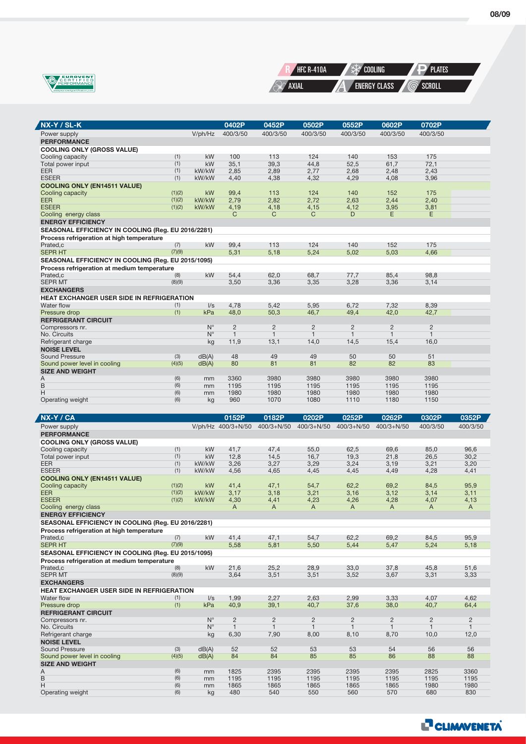HFC R-410A | COOLING | PLATES
AXIAL | ENERGY CLASS | SCROLL

| NX-Y / SL-K | | | 0402P | 0452P | 0502P | 0552P | 0602P | 0702P |
|---|---|---|---|---|---|---|---|---|
| Power supply | | V/ph/Hz | 400/3/50 | 400/3/50 | 400/3/50 | 400/3/50 | 400/3/50 | 400/3/50 |
| **PERFORMANCE** | | | | | | | | |
| **COOLING ONLY (GROSS VALUE)** | | | | | | | | |
| Cooling capacity | (1) | kW | 100 | 113 | 124 | 140 | 153 | 175 |
| Total power input | (1) | kW | 35,1 | 39,3 | 44,8 | 52,5 | 61,7 | 72,1 |
| EER | (1) | kW/kW | 2,85 | 2,89 | 2,77 | 2,68 | 2,48 | 2,43 |
| ESEER | (1) | kW/kW | 4,40 | 4,38 | 4,32 | 4,29 | 4,08 | 3,96 |
| **COOLING ONLY (EN14511 VALUE)** | | | | | | | | |
| Cooling capacity | (1)(2) | kW | 99,4 | 113 | 124 | 140 | 152 | 175 |
| EER | (1)(2) | kW/kW | 2,79 | 2,82 | 2,72 | 2,63 | 2,44 | 2,40 |
| ESEER | (1)(2) | kW/kW | 4,19 | 4,18 | 4,15 | 4,12 | 3,95 | 3,81 |
| Cooling energy class | | | C | C | C | D | E | E |
| **ENERGY EFFICIENCY** | | | | | | | | |
| **SEASONAL EFFICIENCY IN COOLING (Reg. EU 2016/2281)** | | | | | | | | |
| **Process refrigeration at high temperature** | | | | | | | | |
| Prated,c | (7) | kW | 99,4 | 113 | 124 | 140 | 152 | 175 |
| SEPR HT | (7)(9) | | 5,31 | 5,18 | 5,24 | 5,02 | 5,03 | 4,66 |
| **SEASONAL EFFICIENCY IN COOLING (Reg. EU 2015/1095)** | | | | | | | | |
| **Process refrigeration at medium temperature** | | | | | | | | |
| Prated,c | (8) | kW | 54,4 | 62,0 | 68,7 | 77,7 | 85,4 | 98,8 |
| SEPR MT | (8)(9) | | 3,50 | 3,36 | 3,35 | 3,28 | 3,36 | 3,14 |
| **EXCHANGERS** | | | | | | | | |
| **HEAT EXCHANGER USER SIDE IN REFRIGERATION** | | | | | | | | |
| Water flow | (1) | l/s | 4,78 | 5,42 | 5,95 | 6,72 | 7,32 | 8,39 |
| Pressure drop | (1) | kPa | 48,0 | 50,3 | 46,7 | 49,4 | 42,0 | 42,7 |
| **REFRIGERANT CIRCUIT** | | | | | | | | |
| Compressors nr. | | N° | 2 | 2 | 2 | 2 | 2 | 2 |
| No. Circuits | | N° | 1 | 1 | 1 | 1 | 1 | 1 |
| Refrigerant charge | | kg | 11,9 | 13,1 | 14,0 | 14,5 | 15,4 | 16,0 |
| **NOISE LEVEL** | | | | | | | | |
| Sound Pressure | (3) | dB(A) | 48 | 49 | 49 | 50 | 50 | 51 |
| Sound power level in cooling | (4)(5) | dB(A) | 80 | 81 | 81 | 82 | 82 | 83 |
| **SIZE AND WEIGHT** | | | | | | | | |
| A | (6) | mm | 3360 | 3980 | 3980 | 3980 | 3980 | 3980 |
| B | (6) | mm | 1195 | 1195 | 1195 | 1195 | 1195 | 1195 |
| H | (6) | mm | 1980 | 1980 | 1980 | 1980 | 1980 | 1980 |
| Operating weight | (6) | kg | 960 | 1070 | 1080 | 1110 | 1180 | 1150 |

| NX-Y / CA | | | 0152P | 0182P | 0202P | 0252P | 0262P | 0302P | 0352P |
|---|---|---|---|---|---|---|---|---|---|
| Power supply | | V/ph/Hz | 400/3+N/50 | 400/3+N/50 | 400/3+N/50 | 400/3+N/50 | 400/3+N/50 | 400/3/50 | 400/3/50 |
| **PERFORMANCE** | | | | | | | | | |
| **COOLING ONLY (GROSS VALUE)** | | | | | | | | | |
| Cooling capacity | (1) | kW | 41,7 | 47,4 | 55,0 | 62,5 | 69,6 | 85,0 | 96,6 |
| Total power input | (1) | kW | 12,8 | 14,5 | 16,7 | 19,3 | 21,8 | 26,5 | 30,2 |
| EER | (1) | kW/kW | 3,26 | 3,27 | 3,29 | 3,24 | 3,19 | 3,21 | 3,20 |
| ESEER | (1) | kW/kW | 4,56 | 4,65 | 4,45 | 4,45 | 4,49 | 4,28 | 4,41 |
| **COOLING ONLY (EN14511 VALUE)** | | | | | | | | | |
| Cooling capacity | (1)(2) | kW | 41,4 | 47,1 | 54,7 | 62,2 | 69,2 | 84,5 | 95,9 |
| EER | (1)(2) | kW/kW | 3,17 | 3,18 | 3,21 | 3,16 | 3,12 | 3,14 | 3,11 |
| ESEER | (1)(2) | kW/kW | 4,30 | 4,41 | 4,23 | 4,26 | 4,28 | 4,07 | 4,13 |
| Cooling energy class | | | A | A | A | A | A | A | A |
| **ENERGY EFFICIENCY** | | | | | | | | | |
| **SEASONAL EFFICIENCY IN COOLING (Reg. EU 2016/2281)** | | | | | | | | | |
| **Process refrigeration at high temperature** | | | | | | | | | |
| Prated,c | (7) | kW | 41,4 | 47,1 | 54,7 | 62,2 | 69,2 | 84,5 | 95,9 |
| SEPR HT | (7)(9) | | 5,58 | 5,81 | 5,50 | 5,44 | 5,47 | 5,24 | 5,18 |
| **SEASONAL EFFICIENCY IN COOLING (Reg. EU 2015/1095)** | | | | | | | | | |
| **Process refrigeration at medium temperature** | | | | | | | | | |
| Prated,c | (8) | kW | 21,6 | 25,2 | 28,9 | 33,0 | 37,8 | 45,8 | 51,6 |
| SEPR MT | (8)(9) | | 3,64 | 3,51 | 3,51 | 3,52 | 3,67 | 3,31 | 3,33 |
| **EXCHANGERS** | | | | | | | | | |
| **HEAT EXCHANGER USER SIDE IN REFRIGERATION** | | | | | | | | | |
| Water flow | (1) | l/s | 1,99 | 2,27 | 2,63 | 2,99 | 3,33 | 4,07 | 4,62 |
| Pressure drop | (1) | kPa | 40,9 | 39,1 | 40,7 | 37,6 | 38,0 | 40,7 | 64,4 |
| **REFRIGERANT CIRCUIT** | | | | | | | | | |
| Compressors nr. | | N° | 2 | 2 | 2 | 2 | 2 | 2 | 2 |
| No. Circuits | | N° | 1 | 1 | 1 | 1 | 1 | 1 | 1 |
| Refrigerant charge | | kg | 6,30 | 7,90 | 8,00 | 8,10 | 8,70 | 10,0 | 12,0 |
| **NOISE LEVEL** | | | | | | | | | |
| Sound Pressure | (3) | dB(A) | 52 | 52 | 53 | 53 | 54 | 56 | 56 |
| Sound power level in cooling | (4)(5) | dB(A) | 84 | 84 | 85 | 85 | 86 | 88 | 88 |
| **SIZE AND WEIGHT** | | | | | | | | | |
| A | (6) | mm | 1825 | 2395 | 2395 | 2395 | 2395 | 2825 | 3360 |
| B | (6) | mm | 1195 | 1195 | 1195 | 1195 | 1195 | 1195 | 1195 |
| H | (6) | mm | 1865 | 1865 | 1865 | 1865 | 1865 | 1980 | 1980 |
| Operating weight | (6) | kg | 480 | 540 | 550 | 560 | 570 | 680 | 830 |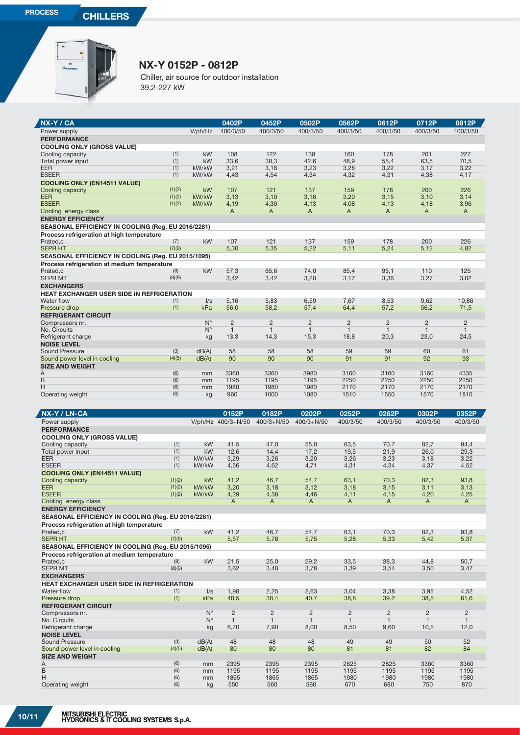# NX-Y 0152P - 0812P

Chiller, air source for outdoor installation
39,2-227 kW

| NX-Y / CA | | | 0402P | 0452P | 0502P | 0562P | 0612P | 0712P | 0812P |
|---|---|---|---|---|---|---|---|---|---|
| Power supply | | V/ph/Hz | 400/3/50 | 400/3/50 | 400/3/50 | 400/3/50 | 400/3/50 | 400/3/50 | 400/3/50 |
| **PERFORMANCE** | | | | | | | | | |
| **COOLING ONLY (GROSS VALUE)** | | | | | | | | | |
| Cooling capacity | (1) | kW | 108 | 122 | 138 | 160 | 178 | 201 | 227 |
| Total power input | (1) | kW | 33,6 | 38,3 | 42,6 | 48,9 | 55,4 | 63,5 | 70,5 |
| EER | (1) | kW/kW | 3,21 | 3,18 | 3,23 | 3,28 | 3,22 | 3,17 | 3,22 |
| ESEER | (1) | kW/kW | 4,43 | 4,54 | 4,34 | 4,32 | 4,31 | 4,38 | 4,17 |
| **COOLING ONLY (EN14511 VALUE)** | | | | | | | | | |
| Cooling capacity | (1)(2) | kW | 107 | 121 | 137 | 159 | 178 | 200 | 226 |
| EER | (1)(2) | kW/kW | 3,13 | 3,10 | 3,16 | 3,20 | 3,15 | 3,10 | 3,14 |
| ESEER | (1)(2) | kW/kW | 4,19 | 4,30 | 4,13 | 4,08 | 4,13 | 4,18 | 3,96 |
| Cooling energy class | | | A | A | A | A | A | A | A |
| **ENERGY EFFICIENCY** | | | | | | | | | |
| **SEASONAL EFFICIENCY IN COOLING (Reg. EU 2016/2281)** | | | | | | | | | |
| **Process refrigeration at high temperature** | | | | | | | | | |
| Prated,c | (7) | kW | 107 | 121 | 137 | 159 | 178 | 200 | 226 |
| SEPR HT | (7)(9) | | 5,30 | 5,35 | 5,22 | 5,11 | 5,24 | 5,12 | 4,82 |
| **SEASONAL EFFICIENCY IN COOLING (Reg. EU 2015/1095)** | | | | | | | | | |
| **Process refrigeration at medium temperature** | | | | | | | | | |
| Prated,c | (8) | kW | 57,3 | 65,6 | 74,0 | 85,4 | 95,1 | 110 | 125 |
| SEPR MT | (8)(9) | | 3,42 | 3,42 | 3,20 | 3,17 | 3,36 | 3,27 | 3,02 |
| **EXCHANGERS** | | | | | | | | | |
| **HEAT EXCHANGER USER SIDE IN REFRIGERATION** | | | | | | | | | |
| Water flow | (1) | l/s | 5,16 | 5,83 | 6,59 | 7,67 | 8,53 | 9,62 | 10,86 |
| Pressure drop | (1) | kPa | 56,0 | 58,2 | 57,4 | 64,4 | 57,2 | 56,2 | 71,5 |
| **REFRIGERANT CIRCUIT** | | | | | | | | | |
| Compressors nr. | | N° | 2 | 2 | 2 | 2 | 2 | 2 | 2 |
| No. Circuits | | N° | 1 | 1 | 1 | 1 | 1 | 1 | 1 |
| Refrigerant charge | | kg | 13,3 | 14,3 | 15,3 | 18,8 | 20,3 | 23,0 | 24,5 |
| **NOISE LEVEL** | | | | | | | | | |
| Sound Pressure | (3) | dB(A) | 58 | 58 | 58 | 59 | 59 | 60 | 61 |
| Sound power level in cooling | (4)(5) | dB(A) | 90 | 90 | 90 | 91 | 91 | 92 | 93 |
| **SIZE AND WEIGHT** | | | | | | | | | |
| A | (6) | mm | 3360 | 3360 | 3980 | 3160 | 3160 | 3160 | 4335 |
| B | (6) | mm | 1195 | 1195 | 1195 | 2250 | 2250 | 2250 | 2250 |
| H | (6) | mm | 1980 | 1980 | 1980 | 2170 | 2170 | 2170 | 2170 |
| Operating weight | (6) | kg | 960 | 1000 | 1080 | 1510 | 1550 | 1570 | 1810 |

| NX-Y / LN-CA | | | 0152P | 0182P | 0202P | 0252P | 0262P | 0302P | 0352P |
|---|---|---|---|---|---|---|---|---|---|
| Power supply | | V/ph/Hz | 400/3+N/50 | 400/3+N/50 | 400/3+N/50 | 400/3/50 | 400/3/50 | 400/3/50 | 400/3/50 |
| **PERFORMANCE** | | | | | | | | | |
| **COOLING ONLY (GROSS VALUE)** | | | | | | | | | |
| Cooling capacity | (1) | kW | 41,5 | 47,0 | 55,0 | 63,5 | 70,7 | 82,7 | 94,4 |
| Total power input | (1) | kW | 12,6 | 14,4 | 17,2 | 19,5 | 21,9 | 26,0 | 29,3 |
| EER | (1) | kW/kW | 3,29 | 3,26 | 3,20 | 3,26 | 3,23 | 3,18 | 3,22 |
| ESEER | (1) | kW/kW | 4,56 | 4,62 | 4,71 | 4,31 | 4,34 | 4,37 | 4,52 |
| **COOLING ONLY (EN14511 VALUE)** | | | | | | | | | |
| Cooling capacity | (1)(2) | kW | 41,2 | 46,7 | 54,7 | 63,1 | 70,3 | 82,3 | 93,8 |
| EER | (1)(2) | kW/kW | 3,20 | 3,18 | 3,12 | 3,18 | 3,15 | 3,11 | 3,13 |
| ESEER | (1)(2) | kW/kW | 4,29 | 4,38 | 4,46 | 4,11 | 4,15 | 4,20 | 4,25 |
| Cooling energy class | | | A | A | A | A | A | A | A |
| **ENERGY EFFICIENCY** | | | | | | | | | |
| **SEASONAL EFFICIENCY IN COOLING (Reg. EU 2016/2281)** | | | | | | | | | |
| **Process refrigeration at high temperature** | | | | | | | | | |
| Prated,c | (7) | kW | 41,2 | 46,7 | 54,7 | 63,1 | 70,3 | 82,3 | 93,8 |
| SEPR HT | (7)(9) | | 5,57 | 5,78 | 5,75 | 5,28 | 5,33 | 5,42 | 5,37 |
| **SEASONAL EFFICIENCY IN COOLING (Reg. EU 2015/1095)** | | | | | | | | | |
| **Process refrigeration at medium temperature** | | | | | | | | | |
| Prated,c | (8) | kW | 21,5 | 25,0 | 29,2 | 33,5 | 38,3 | 44,8 | 50,7 |
| SEPR MT | (8)(9) | | 3,62 | 3,48 | 3,78 | 3,39 | 3,54 | 3,50 | 3,47 |
| **EXCHANGERS** | | | | | | | | | |
| **HEAT EXCHANGER USER SIDE IN REFRIGERATION** | | | | | | | | | |
| Water flow | (1) | l/s | 1,98 | 2,25 | 2,63 | 3,04 | 3,38 | 3,95 | 4,52 |
| Pressure drop | (1) | kPa | 40,5 | 38,4 | 40,7 | 38,8 | 39,2 | 38,5 | 61,6 |
| **REFRIGERANT CIRCUIT** | | | | | | | | | |
| Compressors nr. | | N° | 2 | 2 | 2 | 2 | 2 | 2 | 2 |
| No. Circuits | | N° | 1 | 1 | 1 | 1 | 1 | 1 | 1 |
| Refrigerant charge | | kg | 6,70 | 7,90 | 8,00 | 8,50 | 9,60 | 10,5 | 12,0 |
| **NOISE LEVEL** | | | | | | | | | |
| Sound Pressure | (3) | dB(A) | 48 | 48 | 48 | 49 | 49 | 50 | 52 |
| Sound power level in cooling | (4)(5) | dB(A) | 80 | 80 | 80 | 81 | 81 | 82 | 84 |
| **SIZE AND WEIGHT** | | | | | | | | | |
| A | (6) | mm | 2395 | 2395 | 2395 | 2825 | 2825 | 3360 | 3360 |
| B | (6) | mm | 1195 | 1195 | 1195 | 1195 | 1195 | 1195 | 1195 |
| H | (6) | mm | 1865 | 1865 | 1865 | 1980 | 1980 | 1980 | 1980 |
| Operating weight | (6) | kg | 550 | 560 | 560 | 670 | 680 | 750 | 870 |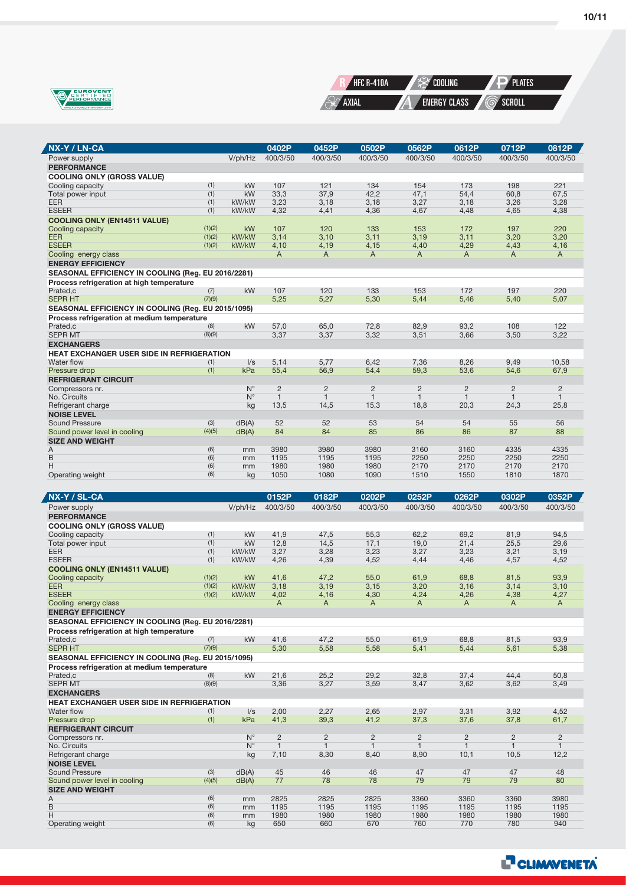HFC R-410A | COOLING | PLATES | AXIAL | ENERGY CLASS | SCROLL

| NX-Y / LN-CA | | | 0402P | 0452P | 0502P | 0562P | 0612P | 0712P | 0812P |
|---|---|---|---|---|---|---|---|---|---|
| Power supply | | V/ph/Hz | 400/3/50 | 400/3/50 | 400/3/50 | 400/3/50 | 400/3/50 | 400/3/50 | 400/3/50 |
| **PERFORMANCE** | | | | | | | | | |
| **COOLING ONLY (GROSS VALUE)** | | | | | | | | | |
| Cooling capacity | (1) | kW | 107 | 121 | 134 | 154 | 173 | 198 | 221 |
| Total power input | (1) | kW | 33,3 | 37,9 | 42,2 | 47,1 | 54,4 | 60,8 | 67,5 |
| EER | (1) | kW/kW | 3,23 | 3,18 | 3,18 | 3,27 | 3,18 | 3,26 | 3,28 |
| ESEER | (1) | kW/kW | 4,32 | 4,41 | 4,36 | 4,67 | 4,48 | 4,65 | 4,38 |
| **COOLING ONLY (EN14511 VALUE)** | | | | | | | | | |
| Cooling capacity | (1)(2) | kW | 107 | 120 | 133 | 153 | 172 | 197 | 220 |
| EER | (1)(2) | kW/kW | 3,14 | 3,10 | 3,11 | 3,19 | 3,11 | 3,20 | 3,20 |
| ESEER | (1)(2) | kW/kW | 4,10 | 4,19 | 4,15 | 4,40 | 4,29 | 4,43 | 4,16 |
| Cooling energy class | | | A | A | A | A | A | A | A |
| **ENERGY EFFICIENCY** | | | | | | | | | |
| **SEASONAL EFFICIENCY IN COOLING (Reg. EU 2016/2281)** | | | | | | | | | |
| **Process refrigeration at high temperature** | | | | | | | | | |
| Prated,c | (7) | kW | 107 | 120 | 133 | 153 | 172 | 197 | 220 |
| SEPR HT | (7)(9) | | 5,25 | 5,27 | 5,30 | 5,44 | 5,46 | 5,40 | 5,07 |
| **SEASONAL EFFICIENCY IN COOLING (Reg. EU 2015/1095)** | | | | | | | | | |
| **Process refrigeration at medium temperature** | | | | | | | | | |
| Prated,c | (8) | kW | 57,0 | 65,0 | 72,8 | 82,9 | 93,2 | 108 | 122 |
| SEPR MT | (8)(9) | | 3,37 | 3,37 | 3,32 | 3,51 | 3,66 | 3,50 | 3,22 |
| **EXCHANGERS** | | | | | | | | | |
| **HEAT EXCHANGER USER SIDE IN REFRIGERATION** | | | | | | | | | |
| Water flow | (1) | l/s | 5,14 | 5,77 | 6,42 | 7,36 | 8,26 | 9,49 | 10,58 |
| Pressure drop | (1) | kPa | 55,4 | 56,9 | 54,4 | 59,3 | 53,6 | 54,6 | 67,9 |
| **REFRIGERANT CIRCUIT** | | | | | | | | | |
| Compressors nr. | | N° | 2 | 2 | 2 | 2 | 2 | 2 | 2 |
| No. Circuits | | N° | 1 | 1 | 1 | 1 | 1 | 1 | 1 |
| Refrigerant charge | | kg | 13,5 | 14,5 | 15,3 | 18,8 | 20,3 | 24,3 | 25,8 |
| **NOISE LEVEL** | | | | | | | | | |
| Sound Pressure | (3) | dB(A) | 52 | 52 | 53 | 54 | 54 | 55 | 56 |
| Sound power level in cooling | (4)(5) | dB(A) | 84 | 84 | 85 | 86 | 86 | 87 | 88 |
| **SIZE AND WEIGHT** | | | | | | | | | |
| A | (6) | mm | 3980 | 3980 | 3980 | 3160 | 3160 | 4335 | 4335 |
| B | (6) | mm | 1195 | 1195 | 1195 | 2250 | 2250 | 2250 | 2250 |
| H | (6) | mm | 1980 | 1980 | 1980 | 2170 | 2170 | 2170 | 2170 |
| Operating weight | (6) | kg | 1050 | 1080 | 1090 | 1510 | 1550 | 1810 | 1870 |

| NX-Y / SL-CA | | | 0152P | 0182P | 0202P | 0252P | 0262P | 0302P | 0352P |
|---|---|---|---|---|---|---|---|---|---|
| Power supply | | V/ph/Hz | 400/3/50 | 400/3/50 | 400/3/50 | 400/3/50 | 400/3/50 | 400/3/50 | 400/3/50 |
| **PERFORMANCE** | | | | | | | | | |
| **COOLING ONLY (GROSS VALUE)** | | | | | | | | | |
| Cooling capacity | (1) | kW | 41,9 | 47,5 | 55,3 | 62,2 | 69,2 | 81,9 | 94,5 |
| Total power input | (1) | kW | 12,8 | 14,5 | 17,1 | 19,0 | 21,4 | 25,5 | 29,6 |
| EER | (1) | kW/kW | 3,27 | 3,28 | 3,23 | 3,27 | 3,23 | 3,21 | 3,19 |
| ESEER | (1) | kW/kW | 4,26 | 4,39 | 4,52 | 4,44 | 4,46 | 4,57 | 4,52 |
| **COOLING ONLY (EN14511 VALUE)** | | | | | | | | | |
| Cooling capacity | (1)(2) | kW | 41,6 | 47,2 | 55,0 | 61,9 | 68,8 | 81,5 | 93,9 |
| EER | (1)(2) | kW/kW | 3,18 | 3,19 | 3,15 | 3,20 | 3,16 | 3,14 | 3,10 |
| ESEER | (1)(2) | kW/kW | 4,02 | 4,16 | 4,30 | 4,24 | 4,26 | 4,38 | 4,27 |
| Cooling energy class | | | A | A | A | A | A | A | A |
| **ENERGY EFFICIENCY** | | | | | | | | | |
| **SEASONAL EFFICIENCY IN COOLING (Reg. EU 2016/2281)** | | | | | | | | | |
| **Process refrigeration at high temperature** | | | | | | | | | |
| Prated,c | (7) | kW | 41,6 | 47,2 | 55,0 | 61,9 | 68,8 | 81,5 | 93,9 |
| SEPR HT | (7)(9) | | 5,30 | 5,58 | 5,58 | 5,41 | 5,44 | 5,61 | 5,38 |
| **SEASONAL EFFICIENCY IN COOLING (Reg. EU 2015/1095)** | | | | | | | | | |
| **Process refrigeration at medium temperature** | | | | | | | | | |
| Prated,c | (8) | kW | 21,6 | 25,2 | 29,2 | 32,8 | 37,4 | 44,4 | 50,8 |
| SEPR MT | (8)(9) | | 3,36 | 3,27 | 3,59 | 3,47 | 3,62 | 3,62 | 3,49 |
| **EXCHANGERS** | | | | | | | | | |
| **HEAT EXCHANGER USER SIDE IN REFRIGERATION** | | | | | | | | | |
| Water flow | (1) | l/s | 2,00 | 2,27 | 2,65 | 2,97 | 3,31 | 3,92 | 4,52 |
| Pressure drop | (1) | kPa | 41,3 | 39,3 | 41,2 | 37,3 | 37,6 | 37,8 | 61,7 |
| **REFRIGERANT CIRCUIT** | | | | | | | | | |
| Compressors nr. | | N° | 2 | 2 | 2 | 2 | 2 | 2 | 2 |
| No. Circuits | | N° | 1 | 1 | 1 | 1 | 1 | 1 | 1 |
| Refrigerant charge | | kg | 7,10 | 8,30 | 8,40 | 8,90 | 10,1 | 10,5 | 12,2 |
| **NOISE LEVEL** | | | | | | | | | |
| Sound Pressure | (3) | dB(A) | 45 | 46 | 46 | 47 | 47 | 47 | 48 |
| Sound power level in cooling | (4)(5) | dB(A) | 77 | 78 | 78 | 79 | 79 | 79 | 80 |
| **SIZE AND WEIGHT** | | | | | | | | | |
| A | (6) | mm | 2825 | 2825 | 2825 | 3360 | 3360 | 3360 | 3980 |
| B | (6) | mm | 1195 | 1195 | 1195 | 1195 | 1195 | 1195 | 1195 |
| H | (6) | mm | 1980 | 1980 | 1980 | 1980 | 1980 | 1980 | 1980 |
| Operating weight | (6) | kg | 650 | 660 | 670 | 760 | 770 | 780 | 940 |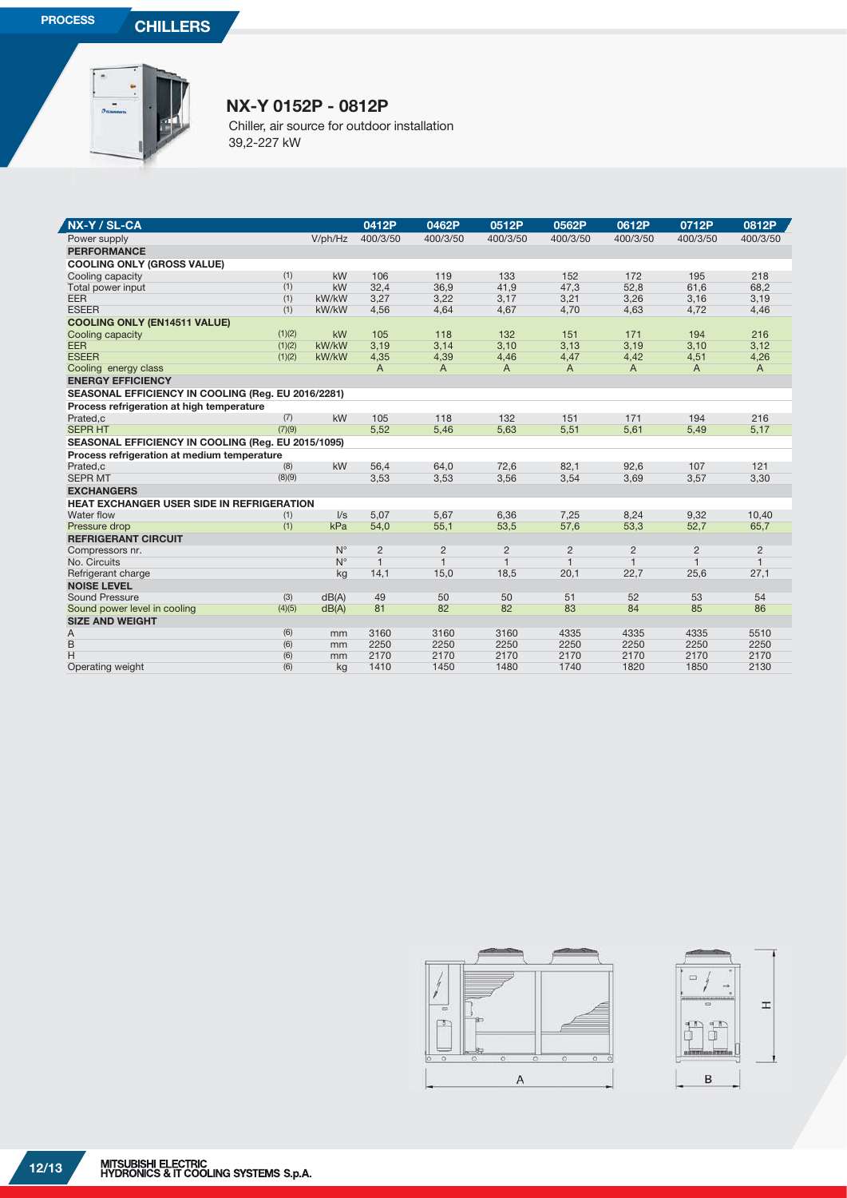## NX-Y 0152P - 0812P

Chiller, air source for outdoor installation
39,2-227 kW

| NX-Y / SL-CA | | | 0412P | 0462P | 0512P | 0562P | 0612P | 0712P | 0812P |
|---|---|---|---|---|---|---|---|---|---|
| Power supply | | V/ph/Hz | 400/3/50 | 400/3/50 | 400/3/50 | 400/3/50 | 400/3/50 | 400/3/50 | 400/3/50 |
| **PERFORMANCE** | | | | | | | | | |
| **COOLING ONLY (GROSS VALUE)** | | | | | | | | | |
| Cooling capacity | (1) | kW | 106 | 119 | 133 | 152 | 172 | 195 | 218 |
| Total power input | (1) | kW | 32,4 | 36,9 | 41,9 | 47,3 | 52,8 | 61,6 | 68,2 |
| EER | (1) | kW/kW | 3,27 | 3,22 | 3,17 | 3,21 | 3,26 | 3,16 | 3,19 |
| ESEER | (1) | kW/kW | 4,56 | 4,64 | 4,67 | 4,70 | 4,63 | 4,72 | 4,46 |
| **COOLING ONLY (EN14511 VALUE)** | | | | | | | | | |
| Cooling capacity | (1)(2) | kW | 105 | 118 | 132 | 151 | 171 | 194 | 216 |
| EER | (1)(2) | kW/kW | 3,19 | 3,14 | 3,10 | 3,13 | 3,19 | 3,10 | 3,12 |
| ESEER | (1)(2) | kW/kW | 4,35 | 4,39 | 4,46 | 4,47 | 4,42 | 4,51 | 4,26 |
| Cooling energy class | | | A | A | A | A | A | A | A |
| **ENERGY EFFICIENCY** | | | | | | | | | |
| **SEASONAL EFFICIENCY IN COOLING (Reg. EU 2016/2281)** | | | | | | | | | |
| **Process refrigeration at high temperature** | | | | | | | | | |
| Prated,c | (7) | kW | 105 | 118 | 132 | 151 | 171 | 194 | 216 |
| SEPR HT | (7)(9) | | 5,52 | 5,46 | 5,63 | 5,51 | 5,61 | 5,49 | 5,17 |
| **SEASONAL EFFICIENCY IN COOLING (Reg. EU 2015/1095)** | | | | | | | | | |
| **Process refrigeration at medium temperature** | | | | | | | | | |
| Prated,c | (8) | kW | 56,4 | 64,0 | 72,6 | 82,1 | 92,6 | 107 | 121 |
| SEPR MT | (8)(9) | | 3,53 | 3,53 | 3,56 | 3,54 | 3,69 | 3,57 | 3,30 |
| **EXCHANGERS** | | | | | | | | | |
| **HEAT EXCHANGER USER SIDE IN REFRIGERATION** | | | | | | | | | |
| Water flow | (1) | l/s | 5,07 | 5,67 | 6,36 | 7,25 | 8,24 | 9,32 | 10,40 |
| Pressure drop | (1) | kPa | 54,0 | 55,1 | 53,5 | 57,6 | 53,3 | 52,7 | 65,7 |
| **REFRIGERANT CIRCUIT** | | | | | | | | | |
| Compressors nr. | | N° | 2 | 2 | 2 | 2 | 2 | 2 | 2 |
| No. Circuits | | N° | 1 | 1 | 1 | 1 | 1 | 1 | 1 |
| Refrigerant charge | | kg | 14,1 | 15,0 | 18,5 | 20,1 | 22,7 | 25,6 | 27,1 |
| **NOISE LEVEL** | | | | | | | | | |
| Sound Pressure | (3) | dB(A) | 49 | 50 | 50 | 51 | 52 | 53 | 54 |
| Sound power level in cooling | (4)(5) | dB(A) | 81 | 82 | 82 | 83 | 84 | 85 | 86 |
| **SIZE AND WEIGHT** | | | | | | | | | |
| A | (6) | mm | 3160 | 3160 | 3160 | 4335 | 4335 | 4335 | 5510 |
| B | (6) | mm | 2250 | 2250 | 2250 | 2250 | 2250 | 2250 | 2250 |
| H | (6) | mm | 2170 | 2170 | 2170 | 2170 | 2170 | 2170 | 2170 |
| Operating weight | (6) | kg | 1410 | 1450 | 1480 | 1740 | 1820 | 1850 | 2130 |

A B H

MITSUBISHI ELECTRIC
HYDRONICS & IT COOLING SYSTEMS S.p.A.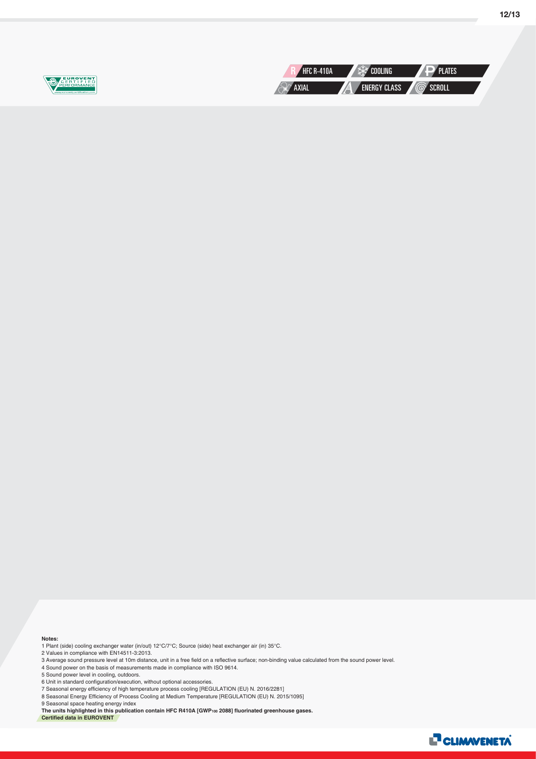HFC R-410A | COOLING | PLATES
AXIAL | ENERGY CLASS | SCROLL

**Notes:**

1 Plant (side) cooling exchanger water (in/out) 12°C/7°C; Source (side) heat exchanger air (in) 35°C.
2 Values in compliance with EN14511-3:2013.
3 Average sound pressure level at 10m distance, unit in a free field on a reflective surface; non-binding value calculated from the sound power level.
4 Sound power on the basis of measurements made in compliance with ISO 9614.
5 Sound power level in cooling, outdoors.
6 Unit in standard configuration/execution, without optional accessories.
7 Seasonal energy efficiency of high temperature process cooling [REGULATION (EU) N. 2016/2281]
8 Seasonal Energy Efficiency of Process Cooling at Medium Temperature [REGULATION (EU) N. 2015/1095]
9 Seasonal space heating energy index

**The units highlighted in this publication contain HFC R410A [$GWP_{100}$ 2088] fluorinated greenhouse gases.**

**Certified data in EUROVENT**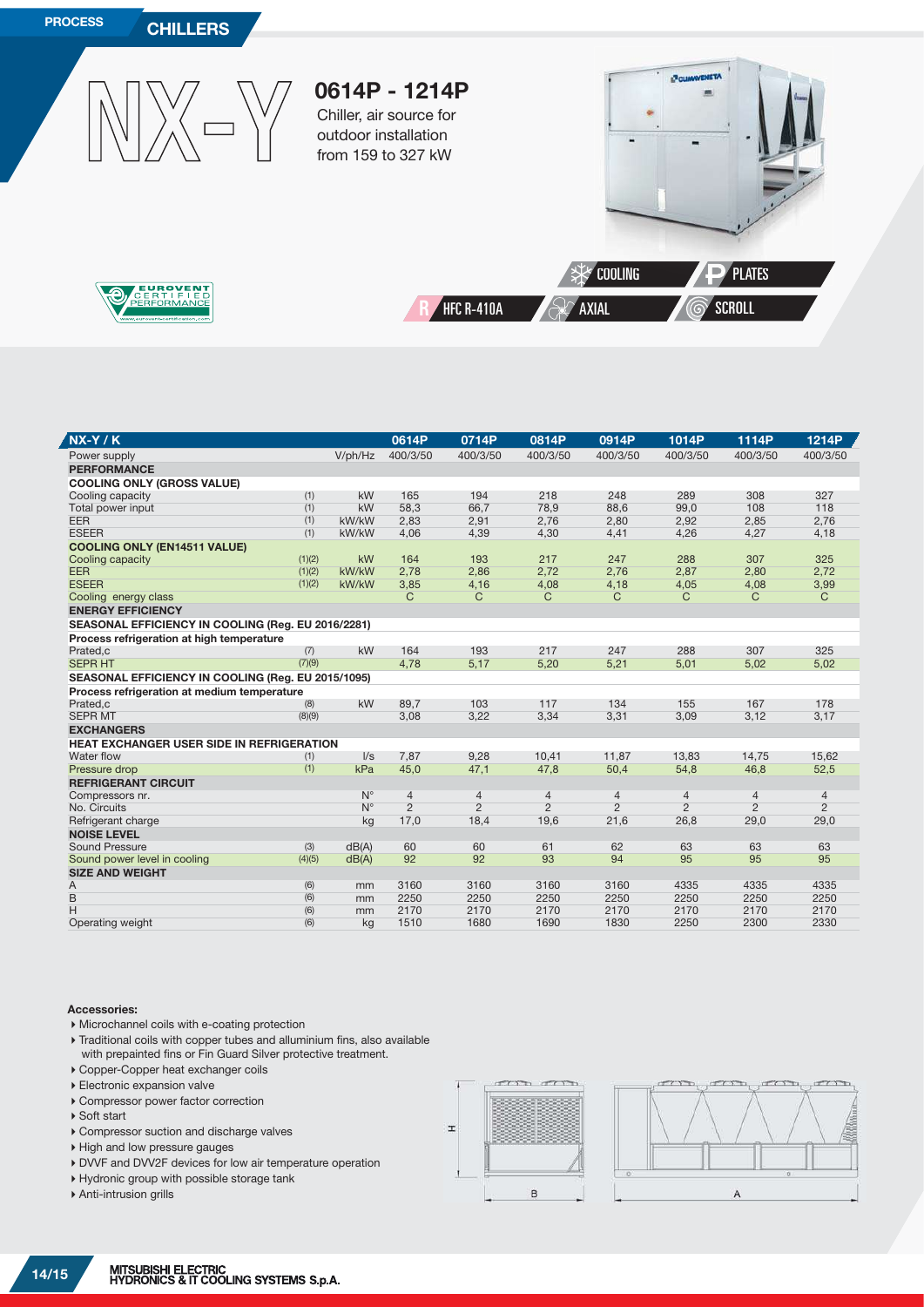PROCESS

CHILLERS

# NX-Y

## 0614P - 1214P

Chiller, air source for outdoor installation from 159 to 327 kW

EUROVENT CERTIFIED PERFORMANCE

COOLING | PLATES | HFC R-410A | AXIAL | SCROLL

| NX-Y / K | | | 0614P | 0714P | 0814P | 0914P | 1014P | 1114P | 1214P |
|---|---|---|---|---|---|---|---|---|---|
| Power supply | | V/ph/Hz | 400/3/50 | 400/3/50 | 400/3/50 | 400/3/50 | 400/3/50 | 400/3/50 | 400/3/50 |
| **PERFORMANCE** | | | | | | | | | |
| **COOLING ONLY (GROSS VALUE)** | | | | | | | | | |
| Cooling capacity | (1) | kW | 165 | 194 | 218 | 248 | 289 | 308 | 327 |
| Total power input | (1) | kW | 58,3 | 66,7 | 78,9 | 88,6 | 99,0 | 108 | 118 |
| EER | (1) | kW/kW | 2,83 | 2,91 | 2,76 | 2,80 | 2,92 | 2,85 | 2,76 |
| ESEER | (1) | kW/kW | 4,06 | 4,39 | 4,30 | 4,41 | 4,26 | 4,27 | 4,18 |
| **COOLING ONLY (EN14511 VALUE)** | | | | | | | | | |
| Cooling capacity | (1)(2) | kW | 164 | 193 | 217 | 247 | 288 | 307 | 325 |
| EER | (1)(2) | kW/kW | 2,78 | 2,86 | 2,72 | 2,76 | 2,87 | 2,80 | 2,72 |
| ESEER | (1)(2) | kW/kW | 3,85 | 4,16 | 4,08 | 4,18 | 4,05 | 4,08 | 3,99 |
| Cooling energy class | | | C | C | C | C | C | C | C |
| **ENERGY EFFICIENCY** | | | | | | | | | |
| **SEASONAL EFFICIENCY IN COOLING (Reg. EU 2016/2281)** | | | | | | | | | |
| **Process refrigeration at high temperature** | | | | | | | | | |
| Prated,c | (7) | kW | 164 | 193 | 217 | 247 | 288 | 307 | 325 |
| SEPR HT | (7)(9) | | 4,78 | 5,17 | 5,20 | 5,21 | 5,01 | 5,02 | 5,02 |
| **SEASONAL EFFICIENCY IN COOLING (Reg. EU 2015/1095)** | | | | | | | | | |
| **Process refrigeration at medium temperature** | | | | | | | | | |
| Prated,c | (8) | kW | 89,7 | 103 | 117 | 134 | 155 | 167 | 178 |
| SEPR MT | (8)(9) | | 3,08 | 3,22 | 3,34 | 3,31 | 3,09 | 3,12 | 3,17 |
| **EXCHANGERS** | | | | | | | | | |
| **HEAT EXCHANGER USER SIDE IN REFRIGERATION** | | | | | | | | | |
| Water flow | (1) | l/s | 7,87 | 9,28 | 10,41 | 11,87 | 13,83 | 14,75 | 15,62 |
| Pressure drop | (1) | kPa | 45,0 | 47,1 | 47,8 | 50,4 | 54,8 | 46,8 | 52,5 |
| **REFRIGERANT CIRCUIT** | | | | | | | | | |
| Compressors nr. | | N° | 4 | 4 | 4 | 4 | 4 | 4 | 4 |
| No. Circuits | | N° | 2 | 2 | 2 | 2 | 2 | 2 | 2 |
| Refrigerant charge | | kg | 17,0 | 18,4 | 19,6 | 21,6 | 26,8 | 29,0 | 29,0 |
| **NOISE LEVEL** | | | | | | | | | |
| Sound Pressure | (3) | dB(A) | 60 | 60 | 61 | 62 | 63 | 63 | 63 |
| Sound power level in cooling | (4)(5) | dB(A) | 92 | 92 | 93 | 94 | 95 | 95 | 95 |
| **SIZE AND WEIGHT** | | | | | | | | | |
| A | (6) | mm | 3160 | 3160 | 3160 | 3160 | 4335 | 4335 | 4335 |
| B | (6) | mm | 2250 | 2250 | 2250 | 2250 | 2250 | 2250 | 2250 |
| H | (6) | mm | 2170 | 2170 | 2170 | 2170 | 2170 | 2170 | 2170 |
| Operating weight | (6) | kg | 1510 | 1680 | 1690 | 1830 | 2250 | 2300 | 2330 |

**Accessories:**

- Microchannel coils with e-coating protection
- Traditional coils with copper tubes and alluminium fins, also available with prepainted fins or Fin Guard Silver protective treatment.
- Copper-Copper heat exchanger coils
- Electronic expansion valve
- Compressor power factor correction
- Soft start
- Compressor suction and discharge valves
- High and low pressure gauges
- DVVF and DVV2F devices for low air temperature operation
- Hydronic group with possible storage tank
- Anti-intrusion grills

H B A

MITSUBISHI ELECTRIC HYDRONICS & IT COOLING SYSTEMS S.p.A.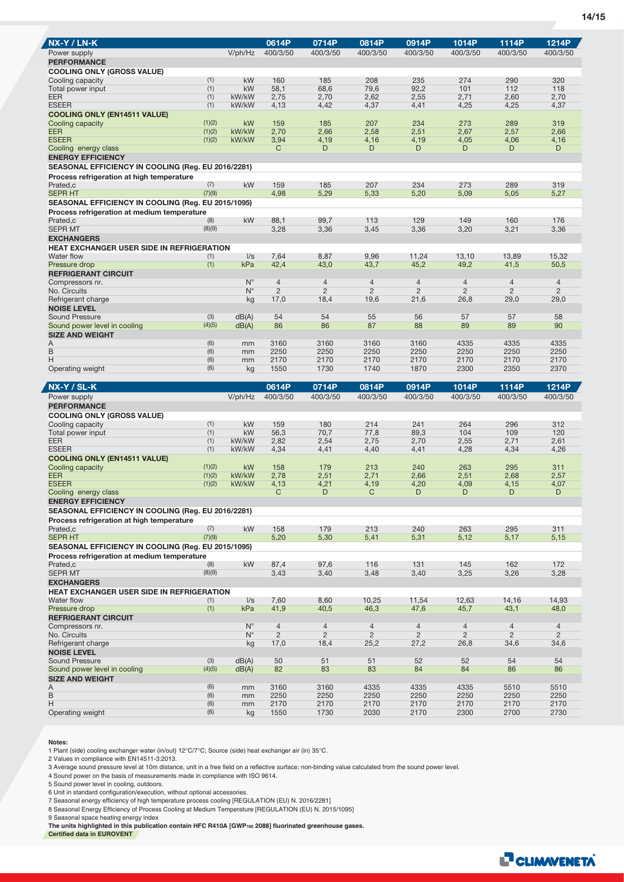| NX-Y / LN-K | | | 0614P | 0714P | 0814P | 0914P | 1014P | 1114P | 1214P |
|---|---|---|---|---|---|---|---|---|---|
| Power supply | | V/ph/Hz | 400/3/50 | 400/3/50 | 400/3/50 | 400/3/50 | 400/3/50 | 400/3/50 | 400/3/50 |
| **PERFORMANCE** | | | | | | | | | |
| **COOLING ONLY (GROSS VALUE)** | | | | | | | | | |
| Cooling capacity | (1) | kW | 160 | 185 | 208 | 235 | 274 | 290 | 320 |
| Total power input | (1) | kW | 58,1 | 68,6 | 79,6 | 92,2 | 101 | 112 | 118 |
| EER | (1) | kW/kW | 2,75 | 2,70 | 2,62 | 2,55 | 2,71 | 2,60 | 2,70 |
| ESEER | (1) | kW/kW | 4,13 | 4,42 | 4,37 | 4,41 | 4,25 | 4,25 | 4,37 |
| **COOLING ONLY (EN14511 VALUE)** | | | | | | | | | |
| Cooling capacity | (1)(2) | kW | 159 | 185 | 207 | 234 | 273 | 289 | 319 |
| EER | (1)(2) | kW/kW | 2,70 | 2,66 | 2,58 | 2,51 | 2,67 | 2,57 | 2,66 |
| ESEER | (1)(2) | kW/kW | 3,94 | 4,19 | 4,16 | 4,19 | 4,05 | 4,06 | 4,16 |
| Cooling energy class | | | C | D | D | D | D | D | D |
| **ENERGY EFFICIENCY** | | | | | | | | | |
| **SEASONAL EFFICIENCY IN COOLING (Reg. EU 2016/2281)** | | | | | | | | | |
| **Process refrigeration at high temperature** | | | | | | | | | |
| Prated,c | (7) | kW | 159 | 185 | 207 | 234 | 273 | 289 | 319 |
| SEPR HT | (7)(9) | | 4,98 | 5,29 | 5,33 | 5,20 | 5,09 | 5,05 | 5,27 |
| **SEASONAL EFFICIENCY IN COOLING (Reg. EU 2015/1095)** | | | | | | | | | |
| **Process refrigeration at medium temperature** | | | | | | | | | |
| Prated,c | (8) | kW | 88,1 | 99,7 | 113 | 129 | 149 | 160 | 176 |
| SEPR MT | (8)(9) | | 3,28 | 3,36 | 3,45 | 3,36 | 3,20 | 3,21 | 3,36 |
| **EXCHANGERS** | | | | | | | | | |
| **HEAT EXCHANGER USER SIDE IN REFRIGERATION** | | | | | | | | | |
| Water flow | (1) | l/s | 7,64 | 8,87 | 9,96 | 11,24 | 13,10 | 13,89 | 15,32 |
| Pressure drop | (1) | kPa | 42,4 | 43,0 | 43,7 | 45,2 | 49,2 | 41,5 | 50,5 |
| **REFRIGERANT CIRCUIT** | | | | | | | | | |
| Compressors nr. | | N° | 4 | 4 | 4 | 4 | 4 | 4 | 4 |
| No. Circuits | | N° | 2 | 2 | 2 | 2 | 2 | 2 | 2 |
| Refrigerant charge | | kg | 17,0 | 18,4 | 19,6 | 21,6 | 26,8 | 29,0 | 29,0 |
| **NOISE LEVEL** | | | | | | | | | |
| Sound Pressure | (3) | dB(A) | 54 | 54 | 55 | 56 | 57 | 57 | 58 |
| Sound power level in cooling | (4)(5) | dB(A) | 86 | 86 | 87 | 88 | 89 | 89 | 90 |
| **SIZE AND WEIGHT** | | | | | | | | | |
| A | (6) | mm | 3160 | 3160 | 3160 | 3160 | 4335 | 4335 | 4335 |
| B | (6) | mm | 2250 | 2250 | 2250 | 2250 | 2250 | 2250 | 2250 |
| H | (6) | mm | 2170 | 2170 | 2170 | 2170 | 2170 | 2170 | 2170 |
| Operating weight | (6) | kg | 1550 | 1730 | 1740 | 1870 | 2300 | 2350 | 2370 |

| NX-Y / SL-K | | | 0614P | 0714P | 0814P | 0914P | 1014P | 1114P | 1214P |
|---|---|---|---|---|---|---|---|---|---|
| Power supply | | V/ph/Hz | 400/3/50 | 400/3/50 | 400/3/50 | 400/3/50 | 400/3/50 | 400/3/50 | 400/3/50 |
| **PERFORMANCE** | | | | | | | | | |
| **COOLING ONLY (GROSS VALUE)** | | | | | | | | | |
| Cooling capacity | (1) | kW | 159 | 180 | 214 | 241 | 264 | 296 | 312 |
| Total power input | (1) | kW | 56,3 | 70,7 | 77,8 | 89,3 | 104 | 109 | 120 |
| EER | (1) | kW/kW | 2,82 | 2,54 | 2,75 | 2,70 | 2,55 | 2,71 | 2,61 |
| ESEER | (1) | kW/kW | 4,34 | 4,41 | 4,40 | 4,41 | 4,28 | 4,34 | 4,26 |
| **COOLING ONLY (EN14511 VALUE)** | | | | | | | | | |
| Cooling capacity | (1)(2) | kW | 158 | 179 | 213 | 240 | 263 | 295 | 311 |
| EER | (1)(2) | kW/kW | 2,78 | 2,51 | 2,71 | 2,66 | 2,51 | 2,68 | 2,57 |
| ESEER | (1)(2) | kW/kW | 4,13 | 4,21 | 4,19 | 4,20 | 4,09 | 4,15 | 4,07 |
| Cooling energy class | | | C | D | C | D | D | D | D |
| **ENERGY EFFICIENCY** | | | | | | | | | |
| **SEASONAL EFFICIENCY IN COOLING (Reg. EU 2016/2281)** | | | | | | | | | |
| **Process refrigeration at high temperature** | | | | | | | | | |
| Prated,c | (7) | kW | 158 | 179 | 213 | 240 | 263 | 295 | 311 |
| SEPR HT | (7)(9) | | 5,20 | 5,30 | 5,41 | 5,31 | 5,12 | 5,17 | 5,15 |
| **SEASONAL EFFICIENCY IN COOLING (Reg. EU 2015/1095)** | | | | | | | | | |
| **Process refrigeration at medium temperature** | | | | | | | | | |
| Prated,c | (8) | kW | 87,4 | 97,6 | 116 | 131 | 145 | 162 | 172 |
| SEPR MT | (8)(9) | | 3,43 | 3,40 | 3,48 | 3,40 | 3,25 | 3,26 | 3,28 |
| **EXCHANGERS** | | | | | | | | | |
| **HEAT EXCHANGER USER SIDE IN REFRIGERATION** | | | | | | | | | |
| Water flow | (1) | l/s | 7,60 | 8,60 | 10,25 | 11,54 | 12,63 | 14,16 | 14,93 |
| Pressure drop | (1) | kPa | 41,9 | 40,5 | 46,3 | 47,6 | 45,7 | 43,1 | 48,0 |
| **REFRIGERANT CIRCUIT** | | | | | | | | | |
| Compressors nr. | | N° | 4 | 4 | 4 | 4 | 4 | 4 | 4 |
| No. Circuits | | N° | 2 | 2 | 2 | 2 | 2 | 2 | 2 |
| Refrigerant charge | | kg | 17,0 | 18,4 | 25,2 | 27,2 | 26,8 | 34,6 | 34,6 |
| **NOISE LEVEL** | | | | | | | | | |
| Sound Pressure | (3) | dB(A) | 50 | 51 | 51 | 52 | 52 | 54 | 54 |
| Sound power level in cooling | (4)(5) | dB(A) | 82 | 83 | 83 | 84 | 84 | 86 | 86 |
| **SIZE AND WEIGHT** | | | | | | | | | |
| A | (6) | mm | 3160 | 3160 | 4335 | 4335 | 4335 | 5510 | 5510 |
| B | (6) | mm | 2250 | 2250 | 2250 | 2250 | 2250 | 2250 | 2250 |
| H | (6) | mm | 2170 | 2170 | 2170 | 2170 | 2170 | 2170 | 2170 |
| Operating weight | (6) | kg | 1550 | 1730 | 2030 | 2170 | 2300 | 2700 | 2730 |

**Notes:**

1 Plant (side) cooling exchanger water (in/out) 12°C/7°C; Source (side) heat exchanger air (in) 35°C.
2 Values in compliance with EN14511-3:2013.
3 Average sound pressure level at 10m distance, unit in a free field on a reflective surface; non-binding value calculated from the sound power level.
4 Sound power on the basis of measurements made in compliance with ISO 9614.
5 Sound power level in cooling, outdoors.
6 Unit in standard configuration/execution, without optional accessories.
7 Seasonal energy efficiency of high temperature process cooling [REGULATION (EU) N. 2016/2281]
8 Seasonal Energy Efficiency of Process Cooling at Medium Temperature [REGULATION (EU) N. 2015/1095]
9 Seasonal space heating energy index

**The units highlighted in this publication contain HFC R410A [GWP100 2088] fluorinated greenhouse gases.**

**Certified data in EUROVENT**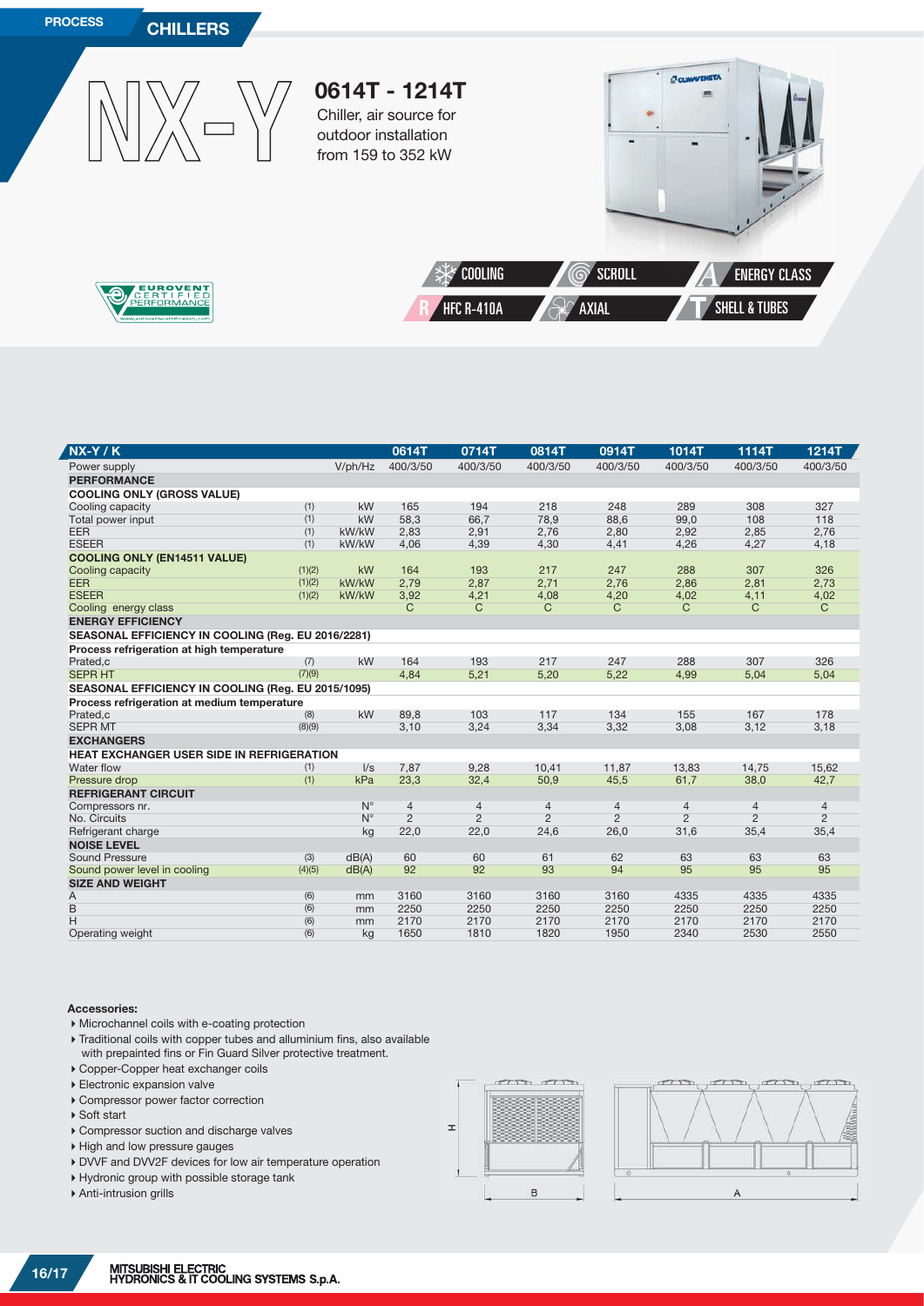PROCESS **CHILLERS**

# NX-Y

## 0614T - 1214T

Chiller, air source for outdoor installation from 159 to 352 kW

COOLING | SCROLL | ENERGY CLASS | HFC R-410A | AXIAL | SHELL & TUBES

EUROVENT CERTIFIED PERFORMANCE

| NX-Y / K | | | 0614T | 0714T | 0814T | 0914T | 1014T | 1114T | 1214T |
|---|---|---|---|---|---|---|---|---|---|
| Power supply | | V/ph/Hz | 400/3/50 | 400/3/50 | 400/3/50 | 400/3/50 | 400/3/50 | 400/3/50 | 400/3/50 |
| **PERFORMANCE** | | | | | | | | | |
| **COOLING ONLY (GROSS VALUE)** | | | | | | | | | |
| Cooling capacity | (1) | kW | 165 | 194 | 218 | 248 | 289 | 308 | 327 |
| Total power input | (1) | kW | 58,3 | 66,7 | 78,9 | 88,6 | 99,0 | 108 | 118 |
| EER | (1) | kW/kW | 2,83 | 2,91 | 2,76 | 2,80 | 2,92 | 2,85 | 2,76 |
| ESEER | (1) | kW/kW | 4,06 | 4,39 | 4,30 | 4,41 | 4,26 | 4,27 | 4,18 |
| **COOLING ONLY (EN14511 VALUE)** | | | | | | | | | |
| Cooling capacity | (1)(2) | kW | 164 | 193 | 217 | 247 | 288 | 307 | 326 |
| EER | (1)(2) | kW/kW | 2,79 | 2,87 | 2,71 | 2,76 | 2,86 | 2,81 | 2,73 |
| ESEER | (1)(2) | kW/kW | 3,92 | 4,21 | 4,08 | 4,20 | 4,02 | 4,11 | 4,02 |
| Cooling energy class | | | C | C | C | C | C | C | C |
| **ENERGY EFFICIENCY** | | | | | | | | | |
| **SEASONAL EFFICIENCY IN COOLING (Reg. EU 2016/2281)** | | | | | | | | | |
| **Process refrigeration at high temperature** | | | | | | | | | |
| Prated,c | (7) | kW | 164 | 193 | 217 | 247 | 288 | 307 | 326 |
| SEPR HT | (7)(9) | | 4,84 | 5,21 | 5,20 | 5,22 | 4,99 | 5,04 | 5,04 |
| **SEASONAL EFFICIENCY IN COOLING (Reg. EU 2015/1095)** | | | | | | | | | |
| **Process refrigeration at medium temperature** | | | | | | | | | |
| Prated,c | (8) | kW | 89,8 | 103 | 117 | 134 | 155 | 167 | 178 |
| SEPR MT | (8)(9) | | 3,10 | 3,24 | 3,34 | 3,32 | 3,08 | 3,12 | 3,18 |
| **EXCHANGERS** | | | | | | | | | |
| **HEAT EXCHANGER USER SIDE IN REFRIGERATION** | | | | | | | | | |
| Water flow | (1) | l/s | 7,87 | 9,28 | 10,41 | 11,87 | 13,83 | 14,75 | 15,62 |
| Pressure drop | (1) | kPa | 23,3 | 32,4 | 50,9 | 45,5 | 61,7 | 38,0 | 42,7 |
| **REFRIGERANT CIRCUIT** | | | | | | | | | |
| Compressors nr. | | N° | 4 | 4 | 4 | 4 | 4 | 4 | 4 |
| No. Circuits | | N° | 2 | 2 | 2 | 2 | 2 | 2 | 2 |
| Refrigerant charge | | kg | 22,0 | 22,0 | 24,6 | 26,0 | 31,6 | 35,4 | 35,4 |
| **NOISE LEVEL** | | | | | | | | | |
| Sound Pressure | (3) | dB(A) | 60 | 60 | 61 | 62 | 63 | 63 | 63 |
| Sound power level in cooling | (4)(5) | dB(A) | 92 | 92 | 93 | 94 | 95 | 95 | 95 |
| **SIZE AND WEIGHT** | | | | | | | | | |
| A | (6) | mm | 3160 | 3160 | 3160 | 3160 | 4335 | 4335 | 4335 |
| B | (6) | mm | 2250 | 2250 | 2250 | 2250 | 2250 | 2250 | 2250 |
| H | (6) | mm | 2170 | 2170 | 2170 | 2170 | 2170 | 2170 | 2170 |
| Operating weight | (6) | kg | 1650 | 1810 | 1820 | 1950 | 2340 | 2530 | 2550 |

**Accessories:**

- Microchannel coils with e-coating protection
- Traditional coils with copper tubes and alluminium fins, also available with prepainted fins or Fin Guard Silver protective treatment.
- Copper-Copper heat exchanger coils
- Electronic expansion valve
- Compressor power factor correction
- Soft start
- Compressor suction and discharge valves
- High and low pressure gauges
- DVVF and DVV2F devices for low air temperature operation
- Hydronic group with possible storage tank
- Anti-intrusion grills

H B A

MITSUBISHI ELECTRIC HYDRONICS & IT COOLING SYSTEMS S.p.A.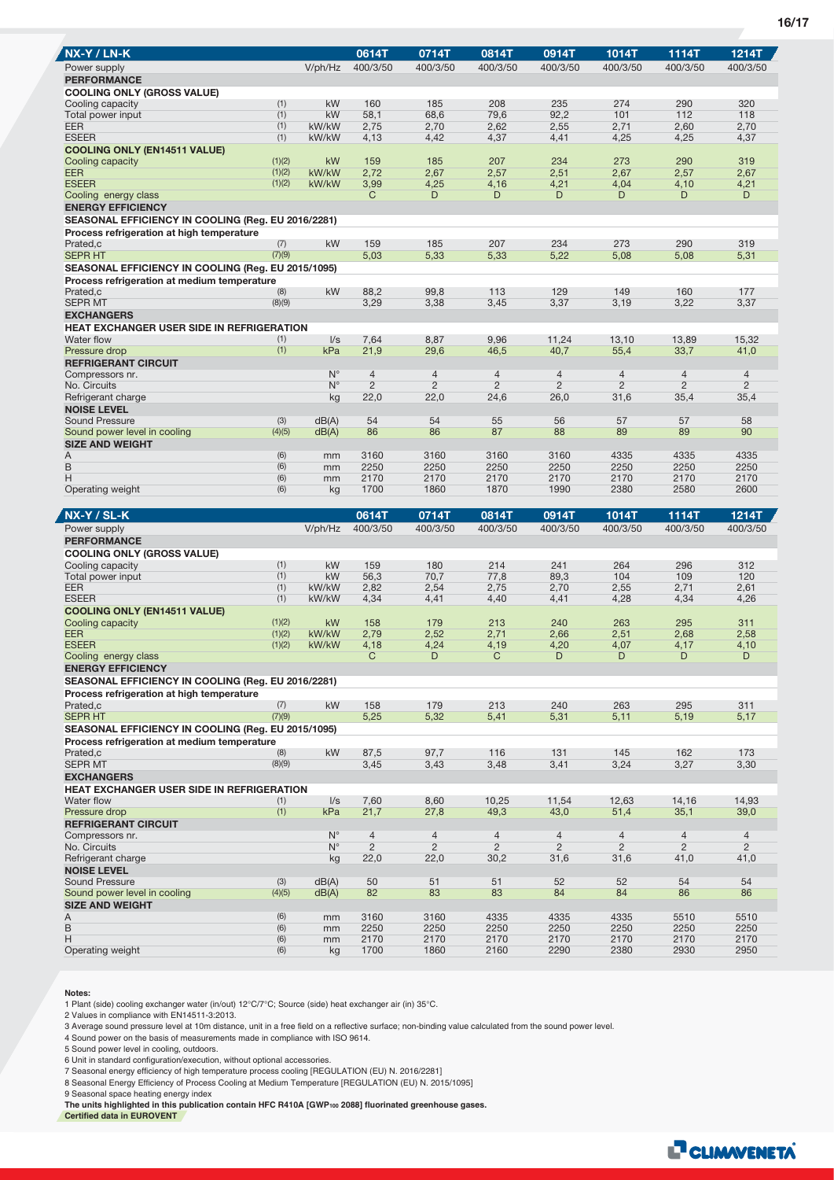| NX-Y / LN-K | | | 0614T | 0714T | 0814T | 0914T | 1014T | 1114T | 1214T |
|---|---|---|---|---|---|---|---|---|---|
| Power supply | | V/ph/Hz | 400/3/50 | 400/3/50 | 400/3/50 | 400/3/50 | 400/3/50 | 400/3/50 | 400/3/50 |
| **PERFORMANCE** | | | | | | | | | |
| **COOLING ONLY (GROSS VALUE)** | | | | | | | | | |
| Cooling capacity | (1) | kW | 160 | 185 | 208 | 235 | 274 | 290 | 320 |
| Total power input | (1) | kW | 58,1 | 68,6 | 79,6 | 92,2 | 101 | 112 | 118 |
| EER | (1) | kW/kW | 2,75 | 2,70 | 2,62 | 2,55 | 2,71 | 2,60 | 2,70 |
| ESEER | (1) | kW/kW | 4,13 | 4,42 | 4,37 | 4,41 | 4,25 | 4,25 | 4,37 |
| **COOLING ONLY (EN14511 VALUE)** | | | | | | | | | |
| Cooling capacity | (1)(2) | kW | 159 | 185 | 207 | 234 | 273 | 290 | 319 |
| EER | (1)(2) | kW/kW | 2,72 | 2,67 | 2,57 | 2,51 | 2,67 | 2,57 | 2,67 |
| ESEER | (1)(2) | kW/kW | 3,99 | 4,25 | 4,16 | 4,21 | 4,04 | 4,10 | 4,21 |
| Cooling energy class | | | C | D | D | D | D | D | D |
| **ENERGY EFFICIENCY** | | | | | | | | | |
| **SEASONAL EFFICIENCY IN COOLING (Reg. EU 2016/2281)** | | | | | | | | | |
| **Process refrigeration at high temperature** | | | | | | | | | |
| Prated,c | (7) | kW | 159 | 185 | 207 | 234 | 273 | 290 | 319 |
| SEPR HT | (7)(9) | | 5,03 | 5,33 | 5,33 | 5,22 | 5,08 | 5,08 | 5,31 |
| **SEASONAL EFFICIENCY IN COOLING (Reg. EU 2015/1095)** | | | | | | | | | |
| **Process refrigeration at medium temperature** | | | | | | | | | |
| Prated,c | (8) | kW | 88,2 | 99,8 | 113 | 129 | 149 | 160 | 177 |
| SEPR MT | (8)(9) | | 3,29 | 3,38 | 3,45 | 3,37 | 3,19 | 3,22 | 3,37 |
| **EXCHANGERS** | | | | | | | | | |
| **HEAT EXCHANGER USER SIDE IN REFRIGERATION** | | | | | | | | | |
| Water flow | (1) | l/s | 7,64 | 8,87 | 9,96 | 11,24 | 13,10 | 13,89 | 15,32 |
| Pressure drop | (1) | kPa | 21,9 | 29,6 | 46,5 | 40,7 | 55,4 | 33,7 | 41,0 |
| **REFRIGERANT CIRCUIT** | | | | | | | | | |
| Compressors nr. | | N° | 4 | 4 | 4 | 4 | 4 | 4 | 4 |
| No. Circuits | | N° | 2 | 2 | 2 | 2 | 2 | 2 | 2 |
| Refrigerant charge | | kg | 22,0 | 22,0 | 24,6 | 26,0 | 31,6 | 35,4 | 35,4 |
| **NOISE LEVEL** | | | | | | | | | |
| Sound Pressure | (3) | dB(A) | 54 | 54 | 55 | 56 | 57 | 57 | 58 |
| Sound power level in cooling | (4)(5) | dB(A) | 86 | 86 | 87 | 88 | 89 | 89 | 90 |
| **SIZE AND WEIGHT** | | | | | | | | | |
| A | (6) | mm | 3160 | 3160 | 3160 | 3160 | 4335 | 4335 | 4335 |
| B | (6) | mm | 2250 | 2250 | 2250 | 2250 | 2250 | 2250 | 2250 |
| H | (6) | mm | 2170 | 2170 | 2170 | 2170 | 2170 | 2170 | 2170 |
| Operating weight | (6) | kg | 1700 | 1860 | 1870 | 1990 | 2380 | 2580 | 2600 |

| NX-Y / SL-K | | | 0614T | 0714T | 0814T | 0914T | 1014T | 1114T | 1214T |
|---|---|---|---|---|---|---|---|---|---|
| Power supply | | V/ph/Hz | 400/3/50 | 400/3/50 | 400/3/50 | 400/3/50 | 400/3/50 | 400/3/50 | 400/3/50 |
| **PERFORMANCE** | | | | | | | | | |
| **COOLING ONLY (GROSS VALUE)** | | | | | | | | | |
| Cooling capacity | (1) | kW | 159 | 180 | 214 | 241 | 264 | 296 | 312 |
| Total power input | (1) | kW | 56,3 | 70,7 | 77,8 | 89,3 | 104 | 109 | 120 |
| EER | (1) | kW/kW | 2,82 | 2,54 | 2,75 | 2,70 | 2,55 | 2,71 | 2,61 |
| ESEER | (1) | kW/kW | 4,34 | 4,41 | 4,40 | 4,41 | 4,28 | 4,34 | 4,26 |
| **COOLING ONLY (EN14511 VALUE)** | | | | | | | | | |
| Cooling capacity | (1)(2) | kW | 158 | 179 | 213 | 240 | 263 | 295 | 311 |
| EER | (1)(2) | kW/kW | 2,79 | 2,52 | 2,71 | 2,66 | 2,51 | 2,68 | 2,58 |
| ESEER | (1)(2) | kW/kW | 4,18 | 4,24 | 4,19 | 4,20 | 4,07 | 4,17 | 4,10 |
| Cooling energy class | | | C | D | C | D | D | D | D |
| **ENERGY EFFICIENCY** | | | | | | | | | |
| **SEASONAL EFFICIENCY IN COOLING (Reg. EU 2016/2281)** | | | | | | | | | |
| **Process refrigeration at high temperature** | | | | | | | | | |
| Prated,c | (7) | kW | 158 | 179 | 213 | 240 | 263 | 295 | 311 |
| SEPR HT | (7)(9) | | 5,25 | 5,32 | 5,41 | 5,31 | 5,11 | 5,19 | 5,17 |
| **SEASONAL EFFICIENCY IN COOLING (Reg. EU 2015/1095)** | | | | | | | | | |
| **Process refrigeration at medium temperature** | | | | | | | | | |
| Prated,c | (8) | kW | 87,5 | 97,7 | 116 | 131 | 145 | 162 | 173 |
| SEPR MT | (8)(9) | | 3,45 | 3,43 | 3,48 | 3,41 | 3,24 | 3,27 | 3,30 |
| **EXCHANGERS** | | | | | | | | | |
| **HEAT EXCHANGER USER SIDE IN REFRIGERATION** | | | | | | | | | |
| Water flow | (1) | l/s | 7,60 | 8,60 | 10,25 | 11,54 | 12,63 | 14,16 | 14,93 |
| Pressure drop | (1) | kPa | 21,7 | 27,8 | 49,3 | 43,0 | 51,4 | 35,1 | 39,0 |
| **REFRIGERANT CIRCUIT** | | | | | | | | | |
| Compressors nr. | | N° | 4 | 4 | 4 | 4 | 4 | 4 | 4 |
| No. Circuits | | N° | 2 | 2 | 2 | 2 | 2 | 2 | 2 |
| Refrigerant charge | | kg | 22,0 | 22,0 | 30,2 | 31,6 | 31,6 | 41,0 | 41,0 |
| **NOISE LEVEL** | | | | | | | | | |
| Sound Pressure | (3) | dB(A) | 50 | 51 | 51 | 52 | 52 | 54 | 54 |
| Sound power level in cooling | (4)(5) | dB(A) | 82 | 83 | 83 | 84 | 84 | 86 | 86 |
| **SIZE AND WEIGHT** | | | | | | | | | |
| A | (6) | mm | 3160 | 3160 | 4335 | 4335 | 4335 | 5510 | 5510 |
| B | (6) | mm | 2250 | 2250 | 2250 | 2250 | 2250 | 2250 | 2250 |
| H | (6) | mm | 2170 | 2170 | 2170 | 2170 | 2170 | 2170 | 2170 |
| Operating weight | (6) | kg | 1700 | 1860 | 2160 | 2290 | 2380 | 2930 | 2950 |

**Notes:**

1 Plant (side) cooling exchanger water (in/out) 12°C/7°C; Source (side) heat exchanger air (in) 35°C.
2 Values in compliance with EN14511-3:2013.
3 Average sound pressure level at 10m distance, unit in a free field on a reflective surface; non-binding value calculated from the sound power level.
4 Sound power on the basis of measurements made in compliance with ISO 9614.
5 Sound power level in cooling, outdoors.
6 Unit in standard configuration/execution, without optional accessories.
7 Seasonal energy efficiency of high temperature process cooling [REGULATION (EU) N. 2016/2281]
8 Seasonal Energy Efficiency of Process Cooling at Medium Temperature [REGULATION (EU) N. 2015/1095]
9 Seasonal space heating energy index

**The units highlighted in this publication contain HFC R410A [GWP100 2088] fluorinated greenhouse gases.**

**Certified data in EUROVENT**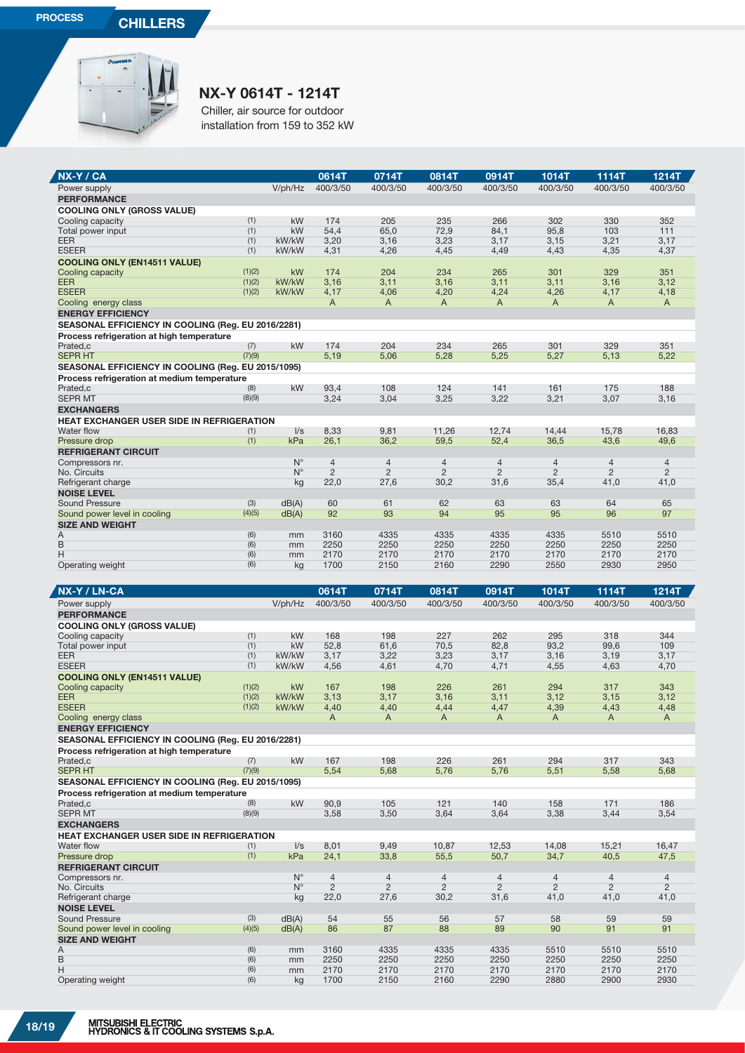PROCESS

CHILLERS

## NX-Y 0614T - 1214T

Chiller, air source for outdoor installation from 159 to 352 kW

| NX-Y / CA | | | 0614T | 0714T | 0814T | 0914T | 1014T | 1114T | 1214T |
|---|---|---|---|---|---|---|---|---|---|
| Power supply | | V/ph/Hz | 400/3/50 | 400/3/50 | 400/3/50 | 400/3/50 | 400/3/50 | 400/3/50 | 400/3/50 |
| **PERFORMANCE** | | | | | | | | | |
| **COOLING ONLY (GROSS VALUE)** | | | | | | | | | |
| Cooling capacity | (1) | kW | 174 | 205 | 235 | 266 | 302 | 330 | 352 |
| Total power input | (1) | kW | 54,4 | 65,0 | 72,9 | 84,1 | 95,8 | 103 | 111 |
| EER | (1) | kW/kW | 3,20 | 3,16 | 3,23 | 3,17 | 3,15 | 3,21 | 3,17 |
| ESEER | (1) | kW/kW | 4,31 | 4,26 | 4,45 | 4,49 | 4,43 | 4,35 | 4,37 |
| **COOLING ONLY (EN14511 VALUE)** | | | | | | | | | |
| Cooling capacity | (1)(2) | kW | 174 | 204 | 234 | 265 | 301 | 329 | 351 |
| EER | (1)(2) | kW/kW | 3,16 | 3,11 | 3,16 | 3,11 | 3,11 | 3,16 | 3,12 |
| ESEER | (1)(2) | kW/kW | 4,17 | 4,06 | 4,20 | 4,24 | 4,26 | 4,17 | 4,18 |
| Cooling energy class | | | A | A | A | A | A | A | A |
| **ENERGY EFFICIENCY** | | | | | | | | | |
| **SEASONAL EFFICIENCY IN COOLING (Reg. EU 2016/2281)** | | | | | | | | | |
| **Process refrigeration at high temperature** | | | | | | | | | |
| Prated,c | (7) | kW | 174 | 204 | 234 | 265 | 301 | 329 | 351 |
| SEPR HT | (7)(9) | | 5,19 | 5,06 | 5,28 | 5,25 | 5,27 | 5,13 | 5,22 |
| **SEASONAL EFFICIENCY IN COOLING (Reg. EU 2015/1095)** | | | | | | | | | |
| **Process refrigeration at medium temperature** | | | | | | | | | |
| Prated,c | (8) | kW | 93,4 | 108 | 124 | 141 | 161 | 175 | 188 |
| SEPR MT | (8)(9) | | 3,24 | 3,04 | 3,25 | 3,22 | 3,21 | 3,07 | 3,16 |
| **EXCHANGERS** | | | | | | | | | |
| **HEAT EXCHANGER USER SIDE IN REFRIGERATION** | | | | | | | | | |
| Water flow | (1) | l/s | 8,33 | 9,81 | 11,26 | 12,74 | 14,44 | 15,78 | 16,83 |
| Pressure drop | (1) | kPa | 26,1 | 36,2 | 59,5 | 52,4 | 36,5 | 43,6 | 49,6 |
| **REFRIGERANT CIRCUIT** | | | | | | | | | |
| Compressors nr. | | N° | 4 | 4 | 4 | 4 | 4 | 4 | 4 |
| No. Circuits | | N° | 2 | 2 | 2 | 2 | 2 | 2 | 2 |
| Refrigerant charge | | kg | 22,0 | 27,6 | 30,2 | 31,6 | 35,4 | 41,0 | 41,0 |
| **NOISE LEVEL** | | | | | | | | | |
| Sound Pressure | (3) | dB(A) | 60 | 61 | 62 | 63 | 63 | 64 | 65 |
| Sound power level in cooling | (4)(5) | dB(A) | 92 | 93 | 94 | 95 | 95 | 96 | 97 |
| **SIZE AND WEIGHT** | | | | | | | | | |
| A | (6) | mm | 3160 | 4335 | 4335 | 4335 | 4335 | 5510 | 5510 |
| B | (6) | mm | 2250 | 2250 | 2250 | 2250 | 2250 | 2250 | 2250 |
| H | (6) | mm | 2170 | 2170 | 2170 | 2170 | 2170 | 2170 | 2170 |
| Operating weight | (6) | kg | 1700 | 2150 | 2160 | 2290 | 2550 | 2930 | 2950 |

| NX-Y / LN-CA | | | 0614T | 0714T | 0814T | 0914T | 1014T | 1114T | 1214T |
|---|---|---|---|---|---|---|---|---|---|
| Power supply | | V/ph/Hz | 400/3/50 | 400/3/50 | 400/3/50 | 400/3/50 | 400/3/50 | 400/3/50 | 400/3/50 |
| **PERFORMANCE** | | | | | | | | | |
| **COOLING ONLY (GROSS VALUE)** | | | | | | | | | |
| Cooling capacity | (1) | kW | 168 | 198 | 227 | 262 | 295 | 318 | 344 |
| Total power input | (1) | kW | 52,8 | 61,6 | 70,5 | 82,8 | 93,2 | 99,6 | 109 |
| EER | (1) | kW/kW | 3,17 | 3,22 | 3,23 | 3,17 | 3,16 | 3,19 | 3,17 |
| ESEER | (1) | kW/kW | 4,56 | 4,61 | 4,70 | 4,71 | 4,55 | 4,63 | 4,70 |
| **COOLING ONLY (EN14511 VALUE)** | | | | | | | | | |
| Cooling capacity | (1)(2) | kW | 167 | 198 | 226 | 261 | 294 | 317 | 343 |
| EER | (1)(2) | kW/kW | 3,13 | 3,17 | 3,16 | 3,11 | 3,12 | 3,15 | 3,12 |
| ESEER | (1)(2) | kW/kW | 4,40 | 4,40 | 4,44 | 4,47 | 4,39 | 4,43 | 4,48 |
| Cooling energy class | | | A | A | A | A | A | A | A |
| **ENERGY EFFICIENCY** | | | | | | | | | |
| **SEASONAL EFFICIENCY IN COOLING (Reg. EU 2016/2281)** | | | | | | | | | |
| **Process refrigeration at high temperature** | | | | | | | | | |
| Prated,c | (7) | kW | 167 | 198 | 226 | 261 | 294 | 317 | 343 |
| SEPR HT | (7)(9) | | 5,54 | 5,68 | 5,76 | 5,76 | 5,51 | 5,58 | 5,68 |
| **SEASONAL EFFICIENCY IN COOLING (Reg. EU 2015/1095)** | | | | | | | | | |
| **Process refrigeration at medium temperature** | | | | | | | | | |
| Prated,c | (8) | kW | 90,9 | 105 | 121 | 140 | 158 | 171 | 186 |
| SEPR MT | (8)(9) | | 3,58 | 3,50 | 3,64 | 3,64 | 3,38 | 3,44 | 3,54 |
| **EXCHANGERS** | | | | | | | | | |
| **HEAT EXCHANGER USER SIDE IN REFRIGERATION** | | | | | | | | | |
| Water flow | (1) | l/s | 8,01 | 9,49 | 10,87 | 12,53 | 14,08 | 15,21 | 16,47 |
| Pressure drop | (1) | kPa | 24,1 | 33,8 | 55,5 | 50,7 | 34,7 | 40,5 | 47,5 |
| **REFRIGERANT CIRCUIT** | | | | | | | | | |
| Compressors nr. | | N° | 4 | 4 | 4 | 4 | 4 | 4 | 4 |
| No. Circuits | | N° | 2 | 2 | 2 | 2 | 2 | 2 | 2 |
| Refrigerant charge | | kg | 22,0 | 27,6 | 30,2 | 31,6 | 41,0 | 41,0 | 41,0 |
| **NOISE LEVEL** | | | | | | | | | |
| Sound Pressure | (3) | dB(A) | 54 | 55 | 56 | 57 | 58 | 59 | 59 |
| Sound power level in cooling | (4)(5) | dB(A) | 86 | 87 | 88 | 89 | 90 | 91 | 91 |
| **SIZE AND WEIGHT** | | | | | | | | | |
| A | (6) | mm | 3160 | 4335 | 4335 | 4335 | 5510 | 5510 | 5510 |
| B | (6) | mm | 2250 | 2250 | 2250 | 2250 | 2250 | 2250 | 2250 |
| H | (6) | mm | 2170 | 2170 | 2170 | 2170 | 2170 | 2170 | 2170 |
| Operating weight | (6) | kg | 1700 | 2150 | 2160 | 2290 | 2880 | 2900 | 2930 |

MITSUBISHI ELECTRIC
HYDRONICS & IT COOLING SYSTEMS S.p.A.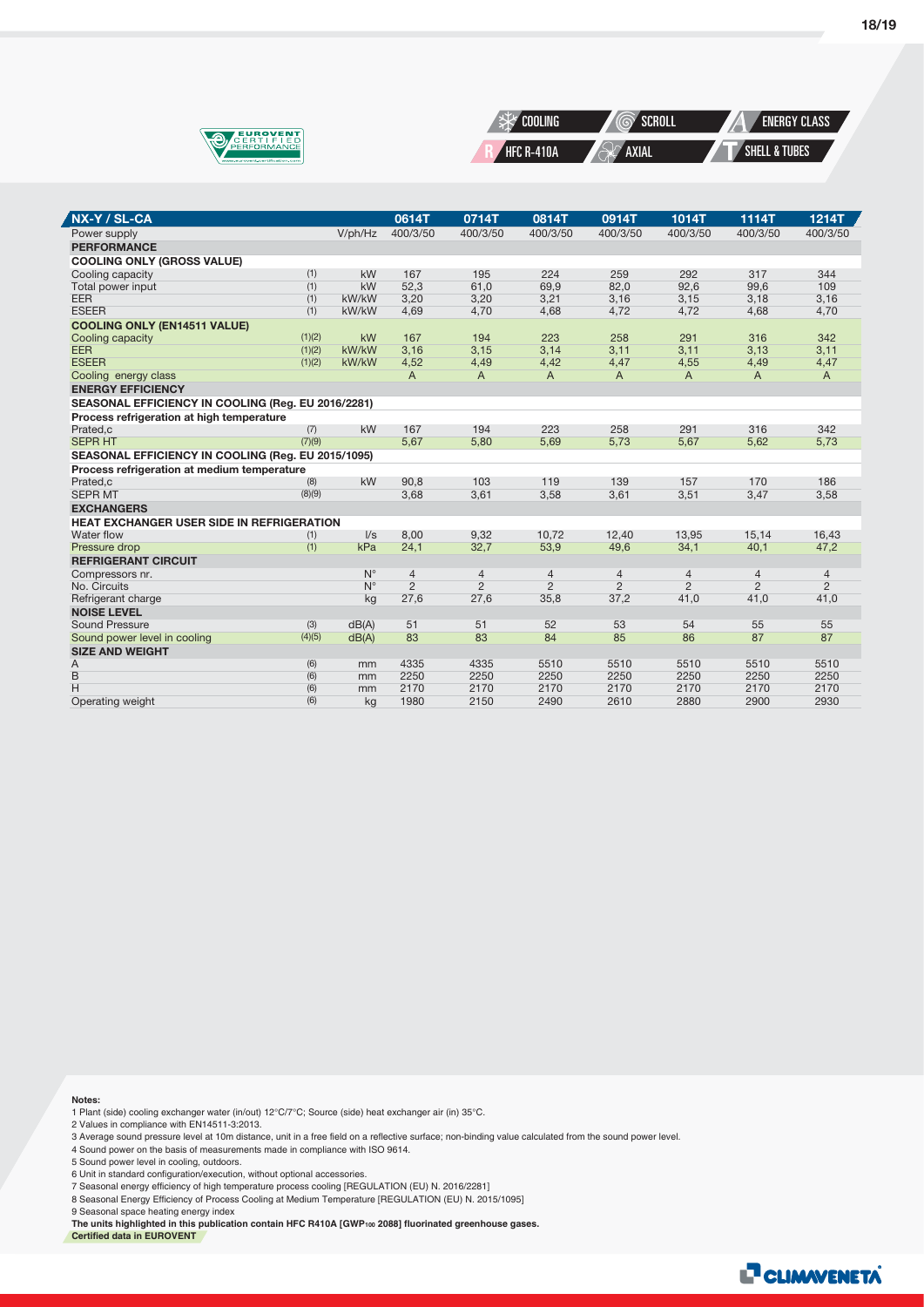COOLING | SCROLL | ENERGY CLASS

HFC R-410A | AXIAL | SHELL & TUBES

| NX-Y / SL-CA | | | 0614T | 0714T | 0814T | 0914T | 1014T | 1114T | 1214T |
|---|---|---|---|---|---|---|---|---|---|
| Power supply | | V/ph/Hz | 400/3/50 | 400/3/50 | 400/3/50 | 400/3/50 | 400/3/50 | 400/3/50 | 400/3/50 |
| **PERFORMANCE** | | | | | | | | | |
| **COOLING ONLY (GROSS VALUE)** | | | | | | | | | |
| Cooling capacity | (1) | kW | 167 | 195 | 224 | 259 | 292 | 317 | 344 |
| Total power input | (1) | kW | 52,3 | 61,0 | 69,9 | 82,0 | 92,6 | 99,6 | 109 |
| EER | (1) | kW/kW | 3,20 | 3,20 | 3,21 | 3,16 | 3,15 | 3,18 | 3,16 |
| ESEER | (1) | kW/kW | 4,69 | 4,70 | 4,68 | 4,72 | 4,72 | 4,68 | 4,70 |
| **COOLING ONLY (EN14511 VALUE)** | | | | | | | | | |
| Cooling capacity | (1)(2) | kW | 167 | 194 | 223 | 258 | 291 | 316 | 342 |
| EER | (1)(2) | kW/kW | 3,16 | 3,15 | 3,14 | 3,11 | 3,11 | 3,13 | 3,11 |
| ESEER | (1)(2) | kW/kW | 4,52 | 4,49 | 4,42 | 4,47 | 4,55 | 4,49 | 4,47 |
| Cooling energy class | | | A | A | A | A | A | A | A |
| **ENERGY EFFICIENCY** | | | | | | | | | |
| **SEASONAL EFFICIENCY IN COOLING (Reg. EU 2016/2281)** | | | | | | | | | |
| **Process refrigeration at high temperature** | | | | | | | | | |
| Prated,c | (7) | kW | 167 | 194 | 223 | 258 | 291 | 316 | 342 |
| SEPR HT | (7)(9) | | 5,67 | 5,80 | 5,69 | 5,73 | 5,67 | 5,62 | 5,73 |
| **SEASONAL EFFICIENCY IN COOLING (Reg. EU 2015/1095)** | | | | | | | | | |
| **Process refrigeration at medium temperature** | | | | | | | | | |
| Prated,c | (8) | kW | 90,8 | 103 | 119 | 139 | 157 | 170 | 186 |
| SEPR MT | (8)(9) | | 3,68 | 3,61 | 3,58 | 3,61 | 3,51 | 3,47 | 3,58 |
| **EXCHANGERS** | | | | | | | | | |
| **HEAT EXCHANGER USER SIDE IN REFRIGERATION** | | | | | | | | | |
| Water flow | (1) | l/s | 8,00 | 9,32 | 10,72 | 12,40 | 13,95 | 15,14 | 16,43 |
| Pressure drop | (1) | kPa | 24,1 | 32,7 | 53,9 | 49,6 | 34,1 | 40,1 | 47,2 |
| **REFRIGERANT CIRCUIT** | | | | | | | | | |
| Compressors nr. | | N° | 4 | 4 | 4 | 4 | 4 | 4 | 4 |
| No. Circuits | | N° | 2 | 2 | 2 | 2 | 2 | 2 | 2 |
| Refrigerant charge | | kg | 27,6 | 27,6 | 35,8 | 37,2 | 41,0 | 41,0 | 41,0 |
| **NOISE LEVEL** | | | | | | | | | |
| Sound Pressure | (3) | dB(A) | 51 | 51 | 52 | 53 | 54 | 55 | 55 |
| Sound power level in cooling | (4)(5) | dB(A) | 83 | 83 | 84 | 85 | 86 | 87 | 87 |
| **SIZE AND WEIGHT** | | | | | | | | | |
| A | (6) | mm | 4335 | 4335 | 5510 | 5510 | 5510 | 5510 | 5510 |
| B | (6) | mm | 2250 | 2250 | 2250 | 2250 | 2250 | 2250 | 2250 |
| H | (6) | mm | 2170 | 2170 | 2170 | 2170 | 2170 | 2170 | 2170 |
| Operating weight | (6) | kg | 1980 | 2150 | 2490 | 2610 | 2880 | 2900 | 2930 |

**Notes:**

1 Plant (side) cooling exchanger water (in/out) 12°C/7°C; Source (side) heat exchanger air (in) 35°C.
2 Values in compliance with EN14511-3:2013.
3 Average sound pressure level at 10m distance, unit in a free field on a reflective surface; non-binding value calculated from the sound power level.
4 Sound power on the basis of measurements made in compliance with ISO 9614.
5 Sound power level in cooling, outdoors.
6 Unit in standard configuration/execution, without optional accessories.
7 Seasonal energy efficiency of high temperature process cooling [REGULATION (EU) N. 2016/2281]
8 Seasonal Energy Efficiency of Process Cooling at Medium Temperature [REGULATION (EU) N. 2015/1095]
9 Seasonal space heating energy index

**The units highlighted in this publication contain HFC R410A [GWP$_{100}$ 2088] fluorinated greenhouse gases.**

**Certified data in EUROVENT**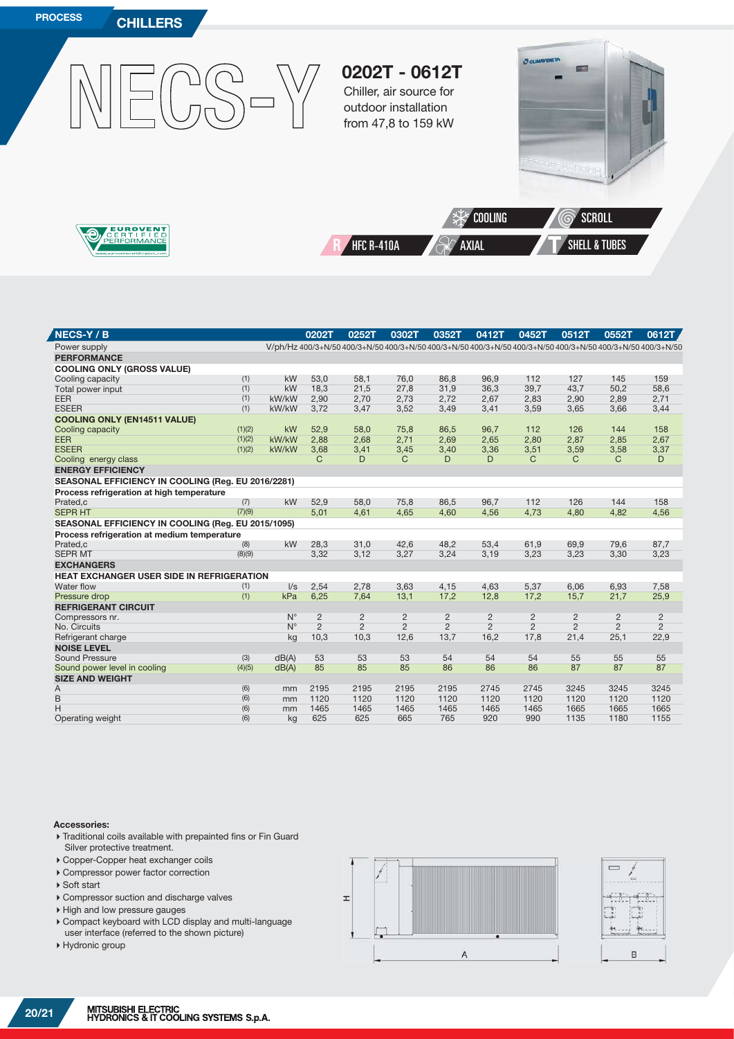PROCESS

CHILLERS

# NECS-Y

## 0202T - 0612T

Chiller, air source for outdoor installation from 47,8 to 159 kW

COOLING | SCROLL | HFC R-410A | AXIAL | SHELL & TUBES

| NECS-Y / B | | | 0202T | 0252T | 0302T | 0352T | 0412T | 0452T | 0512T | 0552T | 0612T |
|---|---|---|---|---|---|---|---|---|---|---|---|
| Power supply | | V/ph/Hz | 400/3+N/50 | 400/3+N/50 | 400/3+N/50 | 400/3+N/50 | 400/3+N/50 | 400/3+N/50 | 400/3+N/50 | 400/3+N/50 | 400/3+N/50 |
| **PERFORMANCE** | | | | | | | | | | | |
| **COOLING ONLY (GROSS VALUE)** | | | | | | | | | | | |
| Cooling capacity | (1) | kW | 53,0 | 58,1 | 76,0 | 86,8 | 96,9 | 112 | 127 | 145 | 159 |
| Total power input | (1) | kW | 18,3 | 21,5 | 27,8 | 31,9 | 36,3 | 39,7 | 43,7 | 50,2 | 58,6 |
| EER | (1) | kW/kW | 2,90 | 2,70 | 2,73 | 2,72 | 2,67 | 2,83 | 2,90 | 2,89 | 2,71 |
| ESEER | (1) | kW/kW | 3,72 | 3,47 | 3,52 | 3,49 | 3,41 | 3,59 | 3,65 | 3,66 | 3,44 |
| **COOLING ONLY (EN14511 VALUE)** | | | | | | | | | | | |
| Cooling capacity | (1)(2) | kW | 52,9 | 58,0 | 75,8 | 86,5 | 96,7 | 112 | 126 | 144 | 158 |
| EER | (1)(2) | kW/kW | 2,88 | 2,68 | 2,71 | 2,69 | 2,65 | 2,80 | 2,87 | 2,85 | 2,67 |
| ESEER | (1)(2) | kW/kW | 3,68 | 3,41 | 3,45 | 3,40 | 3,36 | 3,51 | 3,59 | 3,58 | 3,37 |
| Cooling energy class | | | C | D | C | D | D | C | C | C | D |
| **ENERGY EFFICIENCY** | | | | | | | | | | | |
| **SEASONAL EFFICIENCY IN COOLING (Reg. EU 2016/2281)** | | | | | | | | | | | |
| **Process refrigeration at high temperature** | | | | | | | | | | | |
| Prated,c | (7) | kW | 52,9 | 58,0 | 75,8 | 86,5 | 96,7 | 112 | 126 | 144 | 158 |
| SEPR HT | (7)(9) | | 5,01 | 4,61 | 4,65 | 4,60 | 4,56 | 4,73 | 4,80 | 4,82 | 4,56 |
| **SEASONAL EFFICIENCY IN COOLING (Reg. EU 2015/1095)** | | | | | | | | | | | |
| **Process refrigeration at medium temperature** | | | | | | | | | | | |
| Prated,c | (8) | kW | 28,3 | 31,0 | 42,6 | 48,2 | 53,4 | 61,9 | 69,9 | 79,6 | 87,7 |
| SEPR MT | (8)(9) | | 3,32 | 3,12 | 3,27 | 3,24 | 3,19 | 3,23 | 3,23 | 3,30 | 3,23 |
| **EXCHANGERS** | | | | | | | | | | | |
| **HEAT EXCHANGER USER SIDE IN REFRIGERATION** | | | | | | | | | | | |
| Water flow | (1) | l/s | 2,54 | 2,78 | 3,63 | 4,15 | 4,63 | 5,37 | 6,06 | 6,93 | 7,58 |
| Pressure drop | (1) | kPa | 6,25 | 7,64 | 13,1 | 17,2 | 12,8 | 17,2 | 15,7 | 21,7 | 25,9 |
| **REFRIGERANT CIRCUIT** | | | | | | | | | | | |
| Compressors nr. | | N° | 2 | 2 | 2 | 2 | 2 | 2 | 2 | 2 | 2 |
| No. Circuits | | N° | 2 | 2 | 2 | 2 | 2 | 2 | 2 | 2 | 2 |
| Refrigerant charge | | kg | 10,3 | 10,3 | 12,6 | 13,7 | 16,2 | 17,8 | 21,4 | 25,1 | 22,9 |
| **NOISE LEVEL** | | | | | | | | | | | |
| Sound Pressure | (3) | dB(A) | 53 | 53 | 53 | 54 | 54 | 54 | 55 | 55 | 55 |
| Sound power level in cooling | (4)(5) | dB(A) | 85 | 85 | 85 | 86 | 86 | 86 | 87 | 87 | 87 |
| **SIZE AND WEIGHT** | | | | | | | | | | | |
| A | (6) | mm | 2195 | 2195 | 2195 | 2195 | 2745 | 2745 | 3245 | 3245 | 3245 |
| B | (6) | mm | 1120 | 1120 | 1120 | 1120 | 1120 | 1120 | 1120 | 1120 | 1120 |
| H | (6) | mm | 1465 | 1465 | 1465 | 1465 | 1465 | 1465 | 1665 | 1665 | 1665 |
| Operating weight | (6) | kg | 625 | 625 | 665 | 765 | 920 | 990 | 1135 | 1180 | 1155 |

**Accessories:**

- Traditional coils available with prepainted fins or Fin Guard Silver protective treatment.
- Copper-Copper heat exchanger coils
- Compressor power factor correction
- Soft start
- Compressor suction and discharge valves
- High and low pressure gauges
- Compact keyboard with LCD display and multi-language user interface (referred to the shown picture)
- Hydronic group

MITSUBISHI ELECTRIC HYDRONICS & IT COOLING SYSTEMS S.p.A.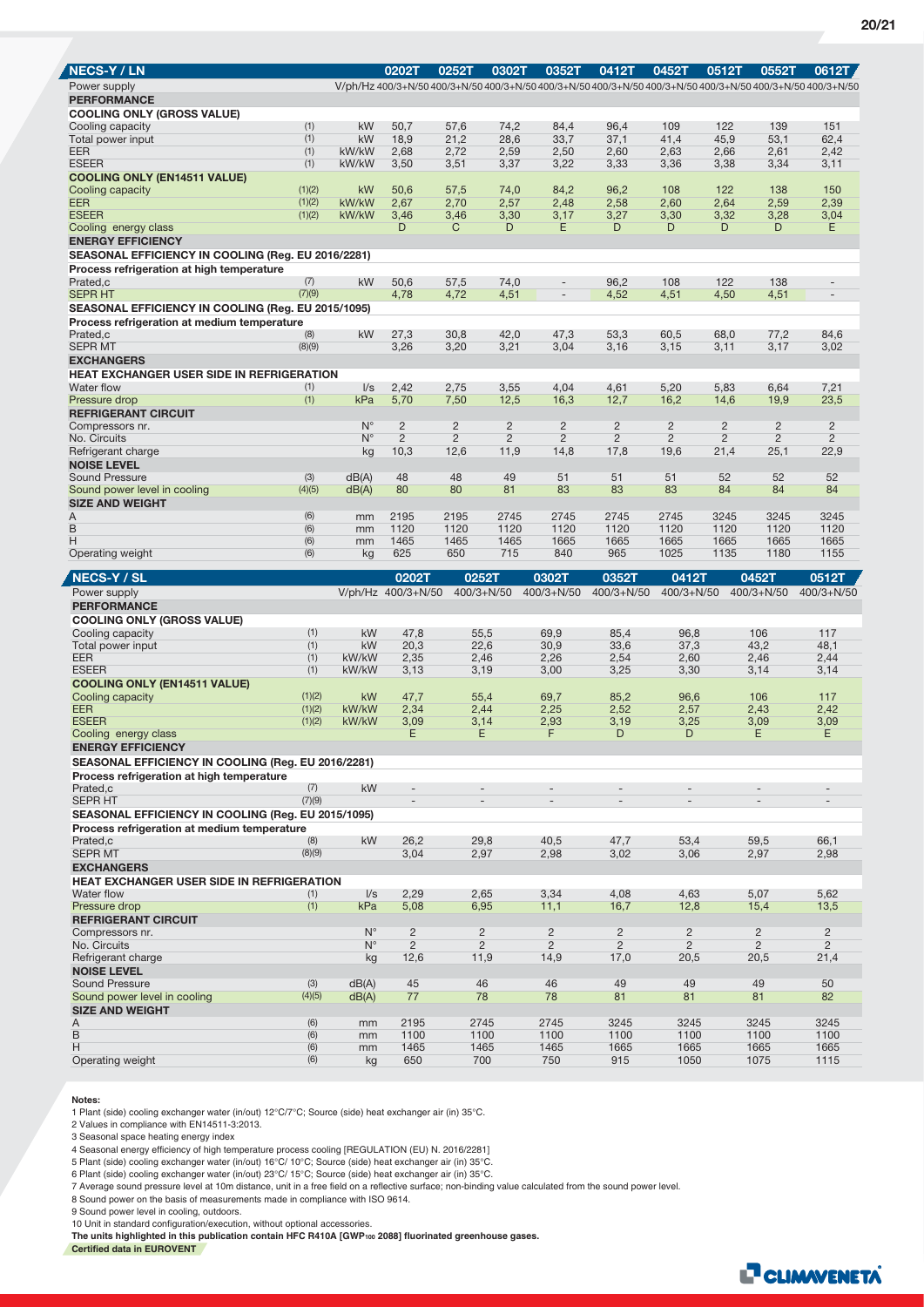| NECS-Y / LN | | | 0202T | 0252T | 0302T | 0352T | 0412T | 0452T | 0512T | 0552T | 0612T |
|---|---|---|---|---|---|---|---|---|---|---|---|
| Power supply | | V/ph/Hz | 400/3+N/50 | 400/3+N/50 | 400/3+N/50 | 400/3+N/50 | 400/3+N/50 | 400/3+N/50 | 400/3+N/50 | 400/3+N/50 | 400/3+N/50 |
| **PERFORMANCE** | | | | | | | | | | | |
| **COOLING ONLY (GROSS VALUE)** | | | | | | | | | | | |
| Cooling capacity | (1) | kW | 50,7 | 57,6 | 74,2 | 84,4 | 96,4 | 109 | 122 | 139 | 151 |
| Total power input | (1) | kW | 18,9 | 21,2 | 28,6 | 33,7 | 37,1 | 41,4 | 45,9 | 53,1 | 62,4 |
| EER | (1) | kW/kW | 2,68 | 2,72 | 2,59 | 2,50 | 2,60 | 2,63 | 2,66 | 2,61 | 2,42 |
| ESEER | (1) | kW/kW | 3,50 | 3,51 | 3,37 | 3,22 | 3,33 | 3,36 | 3,38 | 3,34 | 3,11 |
| **COOLING ONLY (EN14511 VALUE)** | | | | | | | | | | | |
| Cooling capacity | (1)(2) | kW | 50,6 | 57,5 | 74,0 | 84,2 | 96,2 | 108 | 122 | 138 | 150 |
| EER | (1)(2) | kW/kW | 2,67 | 2,70 | 2,57 | 2,48 | 2,58 | 2,60 | 2,64 | 2,59 | 2,39 |
| ESEER | (1)(2) | kW/kW | 3,46 | 3,46 | 3,30 | 3,17 | 3,27 | 3,30 | 3,32 | 3,28 | 3,04 |
| Cooling energy class | | | D | C | D | E | D | D | D | D | E |
| **ENERGY EFFICIENCY** | | | | | | | | | | | |
| **SEASONAL EFFICIENCY IN COOLING (Reg. EU 2016/2281)** | | | | | | | | | | | |
| **Process refrigeration at high temperature** | | | | | | | | | | | |
| Prated,c | (7) | kW | 50,6 | 57,5 | 74,0 | - | 96,2 | 108 | 122 | 138 | - |
| SEPR HT | (7)(9) | | 4,78 | 4,72 | 4,51 | - | 4,52 | 4,51 | 4,50 | 4,51 | - |
| **SEASONAL EFFICIENCY IN COOLING (Reg. EU 2015/1095)** | | | | | | | | | | | |
| **Process refrigeration at medium temperature** | | | | | | | | | | | |
| Prated,c | (8) | kW | 27,3 | 30,8 | 42,0 | 47,3 | 53,3 | 60,5 | 68,0 | 77,2 | 84,6 |
| SEPR MT | (8)(9) | | 3,26 | 3,20 | 3,21 | 3,04 | 3,16 | 3,15 | 3,11 | 3,17 | 3,02 |
| **EXCHANGERS** | | | | | | | | | | | |
| **HEAT EXCHANGER USER SIDE IN REFRIGERATION** | | | | | | | | | | | |
| Water flow | (1) | l/s | 2,42 | 2,75 | 3,55 | 4,04 | 4,61 | 5,20 | 5,83 | 6,64 | 7,21 |
| Pressure drop | (1) | kPa | 5,70 | 7,50 | 12,5 | 16,3 | 12,7 | 16,2 | 14,6 | 19,9 | 23,5 |
| **REFRIGERANT CIRCUIT** | | | | | | | | | | | |
| Compressors nr. | | N° | 2 | 2 | 2 | 2 | 2 | 2 | 2 | 2 | 2 |
| No. Circuits | | N° | 2 | 2 | 2 | 2 | 2 | 2 | 2 | 2 | 2 |
| Refrigerant charge | | kg | 10,3 | 12,6 | 11,9 | 14,8 | 17,8 | 19,6 | 21,4 | 25,1 | 22,9 |
| **NOISE LEVEL** | | | | | | | | | | | |
| Sound Pressure | (3) | dB(A) | 48 | 48 | 49 | 51 | 51 | 51 | 52 | 52 | 52 |
| Sound power level in cooling | (4)(5) | dB(A) | 80 | 80 | 81 | 83 | 83 | 83 | 84 | 84 | 84 |
| **SIZE AND WEIGHT** | | | | | | | | | | | |
| A | (6) | mm | 2195 | 2195 | 2745 | 2745 | 2745 | 2745 | 3245 | 3245 | 3245 |
| B | (6) | mm | 1120 | 1120 | 1120 | 1120 | 1120 | 1120 | 1120 | 1120 | 1120 |
| H | (6) | mm | 1465 | 1465 | 1465 | 1665 | 1665 | 1665 | 1665 | 1665 | 1665 |
| Operating weight | (6) | kg | 625 | 650 | 715 | 840 | 965 | 1025 | 1135 | 1180 | 1155 |

| NECS-Y / SL | | | 0202T | 0252T | 0302T | 0352T | 0412T | 0452T | 0512T |
|---|---|---|---|---|---|---|---|---|---|
| Power supply | | V/ph/Hz | 400/3+N/50 | 400/3+N/50 | 400/3+N/50 | 400/3+N/50 | 400/3+N/50 | 400/3+N/50 | 400/3+N/50 |
| **PERFORMANCE** | | | | | | | | | |
| **COOLING ONLY (GROSS VALUE)** | | | | | | | | | |
| Cooling capacity | (1) | kW | 47,8 | 55,5 | 69,9 | 85,4 | 96,8 | 106 | 117 |
| Total power input | (1) | kW | 20,3 | 22,6 | 30,9 | 33,6 | 37,3 | 43,2 | 48,1 |
| EER | (1) | kW/kW | 2,35 | 2,46 | 2,26 | 2,54 | 2,60 | 2,46 | 2,44 |
| ESEER | (1) | kW/kW | 3,13 | 3,19 | 3,00 | 3,25 | 3,30 | 3,14 | 3,14 |
| **COOLING ONLY (EN14511 VALUE)** | | | | | | | | | |
| Cooling capacity | (1)(2) | kW | 47,7 | 55,4 | 69,7 | 85,2 | 96,6 | 106 | 117 |
| EER | (1)(2) | kW/kW | 2,34 | 2,44 | 2,25 | 2,52 | 2,57 | 2,43 | 2,42 |
| ESEER | (1)(2) | kW/kW | 3,09 | 3,14 | 2,93 | 3,19 | 3,25 | 3,09 | 3,09 |
| Cooling energy class | | | E | E | F | D | D | E | E |
| **ENERGY EFFICIENCY** | | | | | | | | | |
| **SEASONAL EFFICIENCY IN COOLING (Reg. EU 2016/2281)** | | | | | | | | | |
| **Process refrigeration at high temperature** | | | | | | | | | |
| Prated,c | (7) | kW | - | - | - | - | - | - | - |
| SEPR HT | (7)(9) | | - | - | - | - | - | - | - |
| **SEASONAL EFFICIENCY IN COOLING (Reg. EU 2015/1095)** | | | | | | | | | |
| **Process refrigeration at medium temperature** | | | | | | | | | |
| Prated,c | (8) | kW | 26,2 | 29,8 | 40,5 | 47,7 | 53,4 | 59,5 | 66,1 |
| SEPR MT | (8)(9) | | 3,04 | 2,97 | 2,98 | 3,02 | 3,06 | 2,97 | 2,98 |
| **EXCHANGERS** | | | | | | | | | |
| **HEAT EXCHANGER USER SIDE IN REFRIGERATION** | | | | | | | | | |
| Water flow | (1) | l/s | 2,29 | 2,65 | 3,34 | 4,08 | 4,63 | 5,07 | 5,62 |
| Pressure drop | (1) | kPa | 5,08 | 6,95 | 11,1 | 16,7 | 12,8 | 15,4 | 13,5 |
| **REFRIGERANT CIRCUIT** | | | | | | | | | |
| Compressors nr. | | N° | 2 | 2 | 2 | 2 | 2 | 2 | 2 |
| No. Circuits | | N° | 2 | 2 | 2 | 2 | 2 | 2 | 2 |
| Refrigerant charge | | kg | 12,6 | 11,9 | 14,9 | 17,0 | 20,5 | 20,5 | 21,4 |
| **NOISE LEVEL** | | | | | | | | | |
| Sound Pressure | (3) | dB(A) | 45 | 46 | 46 | 49 | 49 | 49 | 50 |
| Sound power level in cooling | (4)(5) | dB(A) | 77 | 78 | 78 | 81 | 81 | 81 | 82 |
| **SIZE AND WEIGHT** | | | | | | | | | |
| A | (6) | mm | 2195 | 2745 | 2745 | 3245 | 3245 | 3245 | 3245 |
| B | (6) | mm | 1100 | 1100 | 1100 | 1100 | 1100 | 1100 | 1100 |
| H | (6) | mm | 1465 | 1465 | 1465 | 1665 | 1665 | 1665 | 1665 |
| Operating weight | (6) | kg | 650 | 700 | 750 | 915 | 1050 | 1075 | 1115 |

**Notes:**

1 Plant (side) cooling exchanger water (in/out) 12°C/7°C; Source (side) heat exchanger air (in) 35°C.
2 Values in compliance with EN14511-3:2013.
3 Seasonal space heating energy index
4 Seasonal energy efficiency of high temperature process cooling [REGULATION (EU) N. 2016/2281]
5 Plant (side) cooling exchanger water (in/out) 16°C/ 10°C; Source (side) heat exchanger air (in) 35°C.
6 Plant (side) cooling exchanger water (in/out) 23°C/ 15°C; Source (side) heat exchanger air (in) 35°C.
7 Average sound pressure level at 10m distance, unit in a free field on a reflective surface; non-binding value calculated from the sound power level.
8 Sound power on the basis of measurements made in compliance with ISO 9614.
9 Sound power level in cooling, outdoors.
10 Unit in standard configuration/execution, without optional accessories.

**The units highlighted in this publication contain HFC R410A [$GWP_{100}$ 2088] fluorinated greenhouse gases.**

**Certified data in EUROVENT**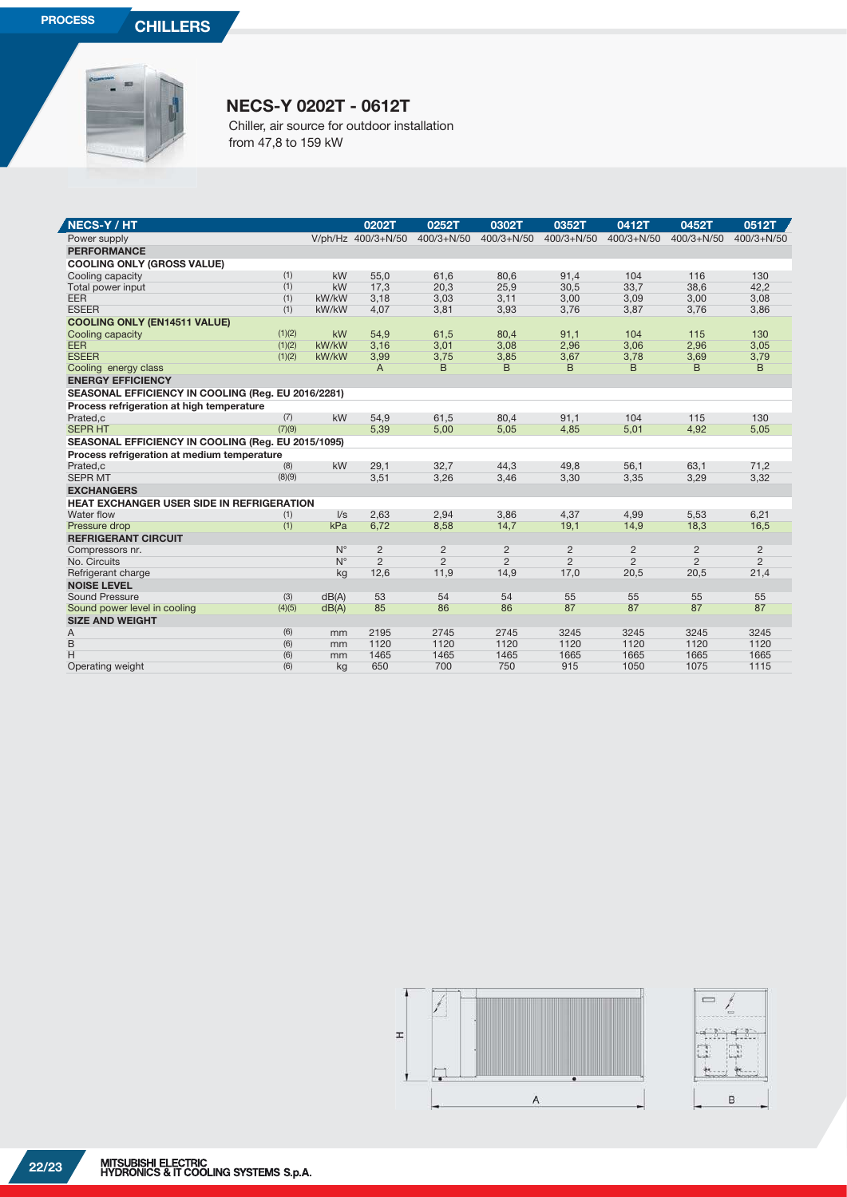**PROCESS** **CHILLERS**

## NECS-Y 0202T - 0612T

Chiller, air source for outdoor installation
from 47,8 to 159 kW

| NECS-Y / HT | | | 0202T | 0252T | 0302T | 0352T | 0412T | 0452T | 0512T |
|---|---|---|---|---|---|---|---|---|---|
| Power supply | | V/ph/Hz | 400/3+N/50 | 400/3+N/50 | 400/3+N/50 | 400/3+N/50 | 400/3+N/50 | 400/3+N/50 | 400/3+N/50 |
| **PERFORMANCE** | | | | | | | | | |
| **COOLING ONLY (GROSS VALUE)** | | | | | | | | | |
| Cooling capacity | (1) | kW | 55,0 | 61,6 | 80,6 | 91,4 | 104 | 116 | 130 |
| Total power input | (1) | kW | 17,3 | 20,3 | 25,9 | 30,5 | 33,7 | 38,6 | 42,2 |
| EER | (1) | kW/kW | 3,18 | 3,03 | 3,11 | 3,00 | 3,09 | 3,00 | 3,08 |
| ESEER | (1) | kW/kW | 4,07 | 3,81 | 3,93 | 3,76 | 3,87 | 3,76 | 3,86 |
| **COOLING ONLY (EN14511 VALUE)** | | | | | | | | | |
| Cooling capacity | (1)(2) | kW | 54,9 | 61,5 | 80,4 | 91,1 | 104 | 115 | 130 |
| EER | (1)(2) | kW/kW | 3,16 | 3,01 | 3,08 | 2,96 | 3,06 | 2,96 | 3,05 |
| ESEER | (1)(2) | kW/kW | 3,99 | 3,75 | 3,85 | 3,67 | 3,78 | 3,69 | 3,79 |
| Cooling energy class | | | A | B | B | B | B | B | B |
| **ENERGY EFFICIENCY** | | | | | | | | | |
| **SEASONAL EFFICIENCY IN COOLING (Reg. EU 2016/2281)** | | | | | | | | | |
| **Process refrigeration at high temperature** | | | | | | | | | |
| Prated,c | (7) | kW | 54,9 | 61,5 | 80,4 | 91,1 | 104 | 115 | 130 |
| SEPR HT | (7)(9) | | 5,39 | 5,00 | 5,05 | 4,85 | 5,01 | 4,92 | 5,05 |
| **SEASONAL EFFICIENCY IN COOLING (Reg. EU 2015/1095)** | | | | | | | | | |
| **Process refrigeration at medium temperature** | | | | | | | | | |
| Prated,c | (8) | kW | 29,1 | 32,7 | 44,3 | 49,8 | 56,1 | 63,1 | 71,2 |
| SEPR MT | (8)(9) | | 3,51 | 3,26 | 3,46 | 3,30 | 3,35 | 3,29 | 3,32 |
| **EXCHANGERS** | | | | | | | | | |
| **HEAT EXCHANGER USER SIDE IN REFRIGERATION** | | | | | | | | | |
| Water flow | (1) | l/s | 2,63 | 2,94 | 3,86 | 4,37 | 4,99 | 5,53 | 6,21 |
| Pressure drop | (1) | kPa | 6,72 | 8,58 | 14,7 | 19,1 | 14,9 | 18,3 | 16,5 |
| **REFRIGERANT CIRCUIT** | | | | | | | | | |
| Compressors nr. | | N° | 2 | 2 | 2 | 2 | 2 | 2 | 2 |
| No. Circuits | | N° | 2 | 2 | 2 | 2 | 2 | 2 | 2 |
| Refrigerant charge | | kg | 12,6 | 11,9 | 14,9 | 17,0 | 20,5 | 20,5 | 21,4 |
| **NOISE LEVEL** | | | | | | | | | |
| Sound Pressure | (3) | dB(A) | 53 | 54 | 54 | 55 | 55 | 55 | 55 |
| Sound power level in cooling | (4)(5) | dB(A) | 85 | 86 | 86 | 87 | 87 | 87 | 87 |
| **SIZE AND WEIGHT** | | | | | | | | | |
| A | (6) | mm | 2195 | 2745 | 2745 | 3245 | 3245 | 3245 | 3245 |
| B | (6) | mm | 1120 | 1120 | 1120 | 1120 | 1120 | 1120 | 1120 |
| H | (6) | mm | 1465 | 1465 | 1465 | 1665 | 1665 | 1665 | 1665 |
| Operating weight | (6) | kg | 650 | 700 | 750 | 915 | 1050 | 1075 | 1115 |

H A B

MITSUBISHI ELECTRIC
HYDRONICS & IT COOLING SYSTEMS S.p.A.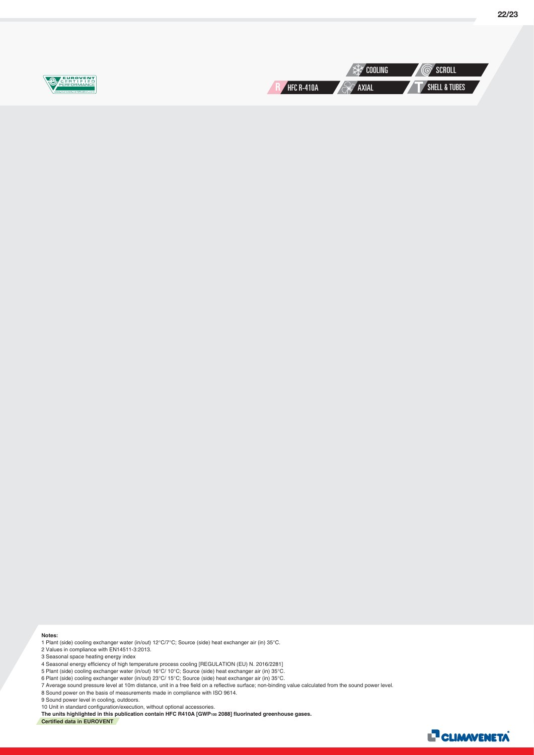COOLING | SCROLL

HFC R-410A | AXIAL | SHELL & TUBES

**Notes:**

1 Plant (side) cooling exchanger water (in/out) 12°C/7°C; Source (side) heat exchanger air (in) 35°C.
2 Values in compliance with EN14511-3:2013.
3 Seasonal space heating energy index
4 Seasonal energy efficiency of high temperature process cooling [REGULATION (EU) N. 2016/2281]
5 Plant (side) cooling exchanger water (in/out) 16°C/ 10°C; Source (side) heat exchanger air (in) 35°C.
6 Plant (side) cooling exchanger water (in/out) 23°C/ 15°C; Source (side) heat exchanger air (in) 35°C.
7 Average sound pressure level at 10m distance, unit in a free field on a reflective surface; non-binding value calculated from the sound power level.
8 Sound power on the basis of measurements made in compliance with ISO 9614.
9 Sound power level in cooling, outdoors.
10 Unit in standard configuration/execution, without optional accessories.

**The units highlighted in this publication contain HFC R410A [$GWP_{100}$ 2088] fluorinated greenhouse gases.**

**Certified data in EUROVENT**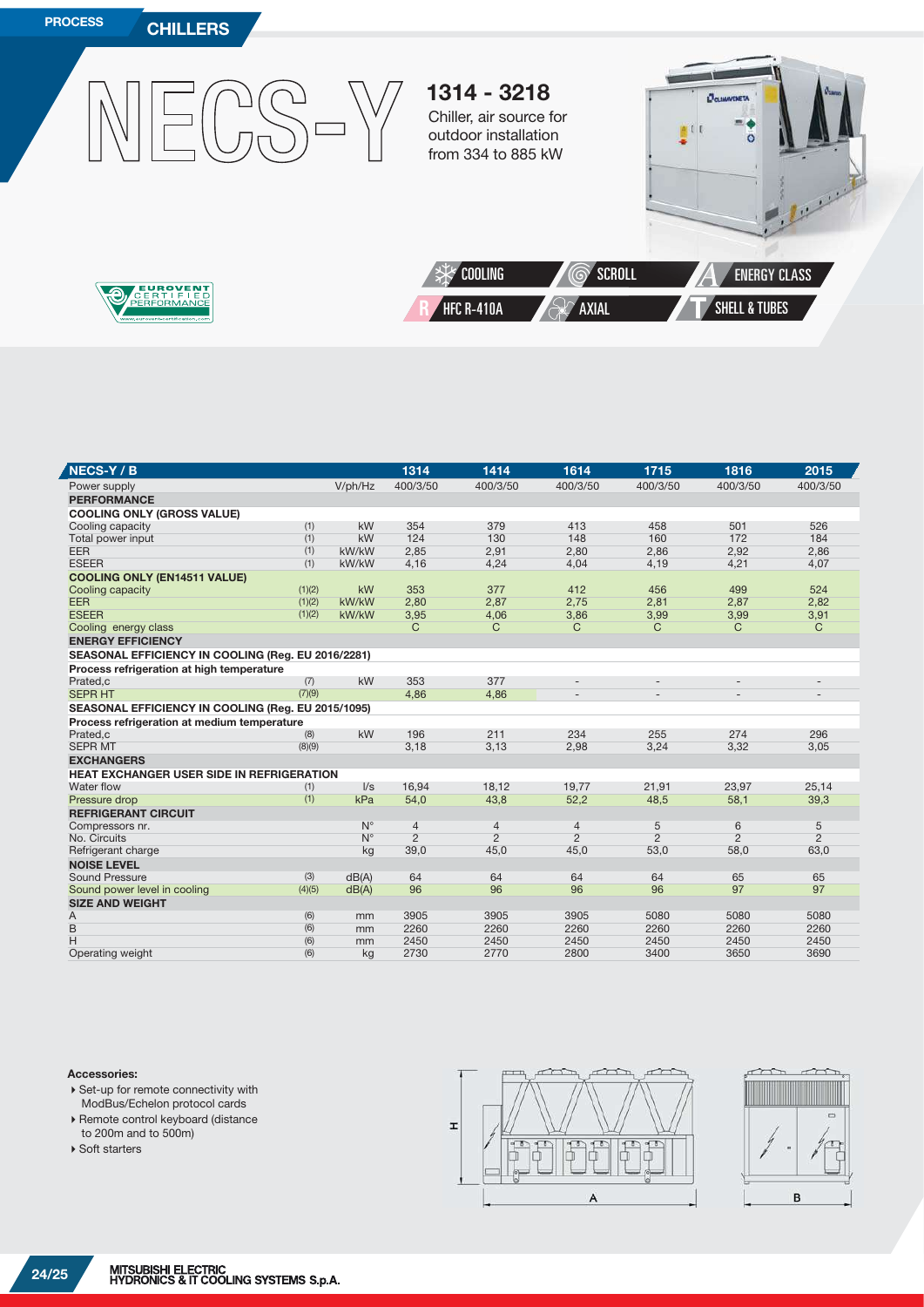PROCESS **CHILLERS**

# NECS-Y

## 1314 - 3218

Chiller, air source for outdoor installation from 334 to 885 kW

COOLING | SCROLL | ENERGY CLASS | HFC R-410A | AXIAL | SHELL & TUBES

EUROVENT CERTIFIED PERFORMANCE

| NECS-Y / B | | | 1314 | 1414 | 1614 | 1715 | 1816 | 2015 |
|---|---|---|---|---|---|---|---|---|
| Power supply | | V/ph/Hz | 400/3/50 | 400/3/50 | 400/3/50 | 400/3/50 | 400/3/50 | 400/3/50 |
| **PERFORMANCE** | | | | | | | | |
| **COOLING ONLY (GROSS VALUE)** | | | | | | | | |
| Cooling capacity | (1) | kW | 354 | 379 | 413 | 458 | 501 | 526 |
| Total power input | (1) | kW | 124 | 130 | 148 | 160 | 172 | 184 |
| EER | (1) | kW/kW | 2,85 | 2,91 | 2,80 | 2,86 | 2,92 | 2,86 |
| ESEER | (1) | kW/kW | 4,16 | 4,24 | 4,04 | 4,19 | 4,21 | 4,07 |
| **COOLING ONLY (EN14511 VALUE)** | | | | | | | | |
| Cooling capacity | (1)(2) | kW | 353 | 377 | 412 | 456 | 499 | 524 |
| EER | (1)(2) | kW/kW | 2,80 | 2,87 | 2,75 | 2,81 | 2,87 | 2,82 |
| ESEER | (1)(2) | kW/kW | 3,95 | 4,06 | 3,86 | 3,99 | 3,99 | 3,91 |
| Cooling energy class | | | C | C | C | C | C | C |
| **ENERGY EFFICIENCY** | | | | | | | | |
| **SEASONAL EFFICIENCY IN COOLING (Reg. EU 2016/2281)** | | | | | | | | |
| **Process refrigeration at high temperature** | | | | | | | | |
| Prated,c | (7) | kW | 353 | 377 | - | - | - | - |
| SEPR HT | (7)(9) | | 4,86 | 4,86 | - | - | - | - |
| **SEASONAL EFFICIENCY IN COOLING (Reg. EU 2015/1095)** | | | | | | | | |
| **Process refrigeration at medium temperature** | | | | | | | | |
| Prated,c | (8) | kW | 196 | 211 | 234 | 255 | 274 | 296 |
| SEPR MT | (8)(9) | | 3,18 | 3,13 | 2,98 | 3,24 | 3,32 | 3,05 |
| **EXCHANGERS** | | | | | | | | |
| **HEAT EXCHANGER USER SIDE IN REFRIGERATION** | | | | | | | | |
| Water flow | (1) | l/s | 16,94 | 18,12 | 19,77 | 21,91 | 23,97 | 25,14 |
| Pressure drop | (1) | kPa | 54,0 | 43,8 | 52,2 | 48,5 | 58,1 | 39,3 |
| **REFRIGERANT CIRCUIT** | | | | | | | | |
| Compressors nr. | | N° | 4 | 4 | 4 | 5 | 6 | 5 |
| No. Circuits | | N° | 2 | 2 | 2 | 2 | 2 | 2 |
| Refrigerant charge | | kg | 39,0 | 45,0 | 45,0 | 53,0 | 58,0 | 63,0 |
| **NOISE LEVEL** | | | | | | | | |
| Sound Pressure | (3) | dB(A) | 64 | 64 | 64 | 64 | 65 | 65 |
| Sound power level in cooling | (4)(5) | dB(A) | 96 | 96 | 96 | 96 | 97 | 97 |
| **SIZE AND WEIGHT** | | | | | | | | |
| A | (6) | mm | 3905 | 3905 | 3905 | 5080 | 5080 | 5080 |
| B | (6) | mm | 2260 | 2260 | 2260 | 2260 | 2260 | 2260 |
| H | (6) | mm | 2450 | 2450 | 2450 | 2450 | 2450 | 2450 |
| Operating weight | (6) | kg | 2730 | 2770 | 2800 | 3400 | 3650 | 3690 |

**Accessories:**

- Set-up for remote connectivity with ModBus/Echelon protocol cards
- Remote control keyboard (distance to 200m and to 500m)
- Soft starters

MITSUBISHI ELECTRIC HYDRONICS & IT COOLING SYSTEMS S.p.A.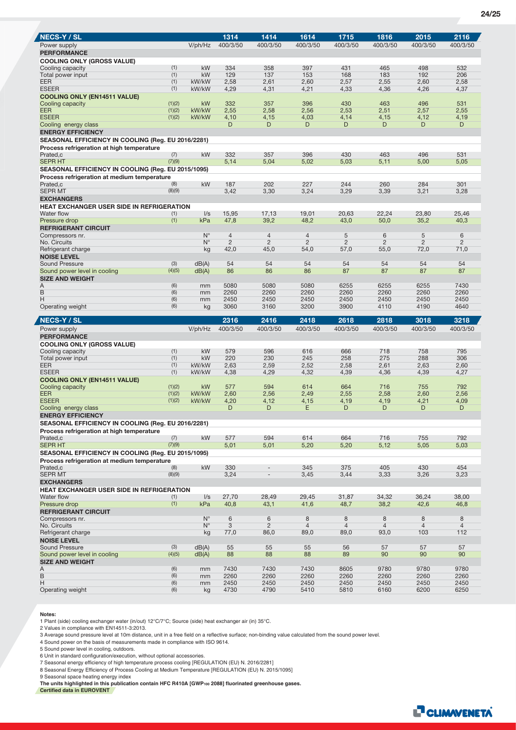| NECS-Y / SL | | | 1314 | 1414 | 1614 | 1715 | 1816 | 2015 | 2116 |
|---|---|---|---|---|---|---|---|---|---|
| Power supply | | V/ph/Hz | 400/3/50 | 400/3/50 | 400/3/50 | 400/3/50 | 400/3/50 | 400/3/50 | 400/3/50 |
| **PERFORMANCE** | | | | | | | | | |
| **COOLING ONLY (GROSS VALUE)** | | | | | | | | | |
| Cooling capacity | (1) | kW | 334 | 358 | 397 | 431 | 465 | 498 | 532 |
| Total power input | (1) | kW | 129 | 137 | 153 | 168 | 183 | 192 | 206 |
| EER | (1) | kW/kW | 2,58 | 2,61 | 2,60 | 2,57 | 2,55 | 2,60 | 2,58 |
| ESEER | (1) | kW/kW | 4,29 | 4,31 | 4,21 | 4,33 | 4,36 | 4,26 | 4,37 |
| **COOLING ONLY (EN14511 VALUE)** | | | | | | | | | |
| Cooling capacity | (1)(2) | kW | 332 | 357 | 396 | 430 | 463 | 496 | 531 |
| EER | (1)(2) | kW/kW | 2,55 | 2,58 | 2,56 | 2,53 | 2,51 | 2,57 | 2,55 |
| ESEER | (1)(2) | kW/kW | 4,10 | 4,15 | 4,03 | 4,14 | 4,15 | 4,12 | 4,19 |
| Cooling energy class | | | D | D | D | D | D | D | D |
| **ENERGY EFFICIENCY** | | | | | | | | | |
| **SEASONAL EFFICIENCY IN COOLING (Reg. EU 2016/2281)** | | | | | | | | | |
| **Process refrigeration at high temperature** | | | | | | | | | |
| Prated,c | (7) | kW | 332 | 357 | 396 | 430 | 463 | 496 | 531 |
| SEPR HT | (7)(9) | | 5,14 | 5,04 | 5,02 | 5,03 | 5,11 | 5,00 | 5,05 |
| **SEASONAL EFFICIENCY IN COOLING (Reg. EU 2015/1095)** | | | | | | | | | |
| **Process refrigeration at medium temperature** | | | | | | | | | |
| Prated,c | (8) | kW | 187 | 202 | 227 | 244 | 260 | 284 | 301 |
| SEPR MT | (8)(9) | | 3,42 | 3,30 | 3,24 | 3,29 | 3,39 | 3,21 | 3,28 |
| **EXCHANGERS** | | | | | | | | | |
| **HEAT EXCHANGER USER SIDE IN REFRIGERATION** | | | | | | | | | |
| Water flow | (1) | l/s | 15,95 | 17,13 | 19,01 | 20,63 | 22,24 | 23,80 | 25,46 |
| Pressure drop | (1) | kPa | 47,8 | 39,2 | 48,2 | 43,0 | 50,0 | 35,2 | 40,3 |
| **REFRIGERANT CIRCUIT** | | | | | | | | | |
| Compressors nr. | | N° | 4 | 4 | 4 | 5 | 6 | 5 | 6 |
| No. Circuits | | N° | 2 | 2 | 2 | 2 | 2 | 2 | 2 |
| Refrigerant charge | | kg | 42,0 | 45,0 | 54,0 | 57,0 | 55,0 | 72,0 | 71,0 |
| **NOISE LEVEL** | | | | | | | | | |
| Sound Pressure | (3) | dB(A) | 54 | 54 | 54 | 54 | 54 | 54 | 54 |
| Sound power level in cooling | (4)(5) | dB(A) | 86 | 86 | 86 | 87 | 87 | 87 | 87 |
| **SIZE AND WEIGHT** | | | | | | | | | |
| A | (6) | mm | 5080 | 5080 | 5080 | 6255 | 6255 | 6255 | 7430 |
| B | (6) | mm | 2260 | 2260 | 2260 | 2260 | 2260 | 2260 | 2260 |
| H | (6) | mm | 2450 | 2450 | 2450 | 2450 | 2450 | 2450 | 2450 |
| Operating weight | (6) | kg | 3060 | 3160 | 3200 | 3900 | 4110 | 4190 | 4640 |

| NECS-Y / SL | | | 2316 | 2416 | 2418 | 2618 | 2818 | 3018 | 3218 |
|---|---|---|---|---|---|---|---|---|---|
| Power supply | | V/ph/Hz | 400/3/50 | 400/3/50 | 400/3/50 | 400/3/50 | 400/3/50 | 400/3/50 | 400/3/50 |
| **PERFORMANCE** | | | | | | | | | |
| **COOLING ONLY (GROSS VALUE)** | | | | | | | | | |
| Cooling capacity | (1) | kW | 579 | 596 | 616 | 666 | 718 | 758 | 795 |
| Total power input | (1) | kW | 220 | 230 | 245 | 258 | 275 | 288 | 306 |
| EER | (1) | kW/kW | 2,63 | 2,59 | 2,52 | 2,58 | 2,61 | 2,63 | 2,60 |
| ESEER | (1) | kW/kW | 4,38 | 4,29 | 4,32 | 4,39 | 4,36 | 4,39 | 4,27 |
| **COOLING ONLY (EN14511 VALUE)** | | | | | | | | | |
| Cooling capacity | (1)(2) | kW | 577 | 594 | 614 | 664 | 716 | 755 | 792 |
| EER | (1)(2) | kW/kW | 2,60 | 2,56 | 2,49 | 2,55 | 2,58 | 2,60 | 2,56 |
| ESEER | (1)(2) | kW/kW | 4,20 | 4,12 | 4,15 | 4,19 | 4,19 | 4,21 | 4,09 |
| Cooling energy class | | | D | D | E | D | D | D | D |
| **ENERGY EFFICIENCY** | | | | | | | | | |
| **SEASONAL EFFICIENCY IN COOLING (Reg. EU 2016/2281)** | | | | | | | | | |
| **Process refrigeration at high temperature** | | | | | | | | | |
| Prated,c | (7) | kW | 577 | 594 | 614 | 664 | 716 | 755 | 792 |
| SEPR HT | (7)(9) | | 5,01 | 5,01 | 5,20 | 5,20 | 5,12 | 5,05 | 5,03 |
| **SEASONAL EFFICIENCY IN COOLING (Reg. EU 2015/1095)** | | | | | | | | | |
| **Process refrigeration at medium temperature** | | | | | | | | | |
| Prated,c | (8) | kW | 330 | - | 345 | 375 | 405 | 430 | 454 |
| SEPR MT | (8)(9) | | 3,24 | - | 3,45 | 3,44 | 3,33 | 3,26 | 3,23 |
| **EXCHANGERS** | | | | | | | | | |
| **HEAT EXCHANGER USER SIDE IN REFRIGERATION** | | | | | | | | | |
| Water flow | (1) | l/s | 27,70 | 28,49 | 29,45 | 31,87 | 34,32 | 36,24 | 38,00 |
| Pressure drop | (1) | kPa | 40,8 | 43,1 | 41,6 | 48,7 | 38,2 | 42,6 | 46,8 |
| **REFRIGERANT CIRCUIT** | | | | | | | | | |
| Compressors nr. | | N° | 6 | 6 | 8 | 8 | 8 | 8 | 8 |
| No. Circuits | | N° | 3 | 2 | 4 | 4 | 4 | 4 | 4 |
| Refrigerant charge | | kg | 77,0 | 86,0 | 89,0 | 89,0 | 93,0 | 103 | 112 |
| **NOISE LEVEL** | | | | | | | | | |
| Sound Pressure | (3) | dB(A) | 55 | 55 | 55 | 56 | 57 | 57 | 57 |
| Sound power level in cooling | (4)(5) | dB(A) | 88 | 88 | 88 | 89 | 90 | 90 | 90 |
| **SIZE AND WEIGHT** | | | | | | | | | |
| A | (6) | mm | 7430 | 7430 | 7430 | 8605 | 9780 | 9780 | 9780 |
| B | (6) | mm | 2260 | 2260 | 2260 | 2260 | 2260 | 2260 | 2260 |
| H | (6) | mm | 2450 | 2450 | 2450 | 2450 | 2450 | 2450 | 2450 |
| Operating weight | (6) | kg | 4730 | 4790 | 5410 | 5810 | 6160 | 6200 | 6250 |

**Notes:**

1 Plant (side) cooling exchanger water (in/out) 12°C/7°C; Source (side) heat exchanger air (in) 35°C.
2 Values in compliance with EN14511-3:2013.
3 Average sound pressure level at 10m distance, unit in a free field on a reflective surface; non-binding value calculated from the sound power level.
4 Sound power on the basis of measurements made in compliance with ISO 9614.
5 Sound power level in cooling, outdoors.
6 Unit in standard configuration/execution, without optional accessories.
7 Seasonal energy efficiency of high temperature process cooling [REGULATION (EU) N. 2016/2281]
8 Seasonal Energy Efficiency of Process Cooling at Medium Temperature [REGULATION (EU) N. 2015/1095]
9 Seasonal space heating energy index

**The units highlighted in this publication contain HFC R410A [GWP100 2088] fluorinated greenhouse gases.**

**Certified data in EUROVENT**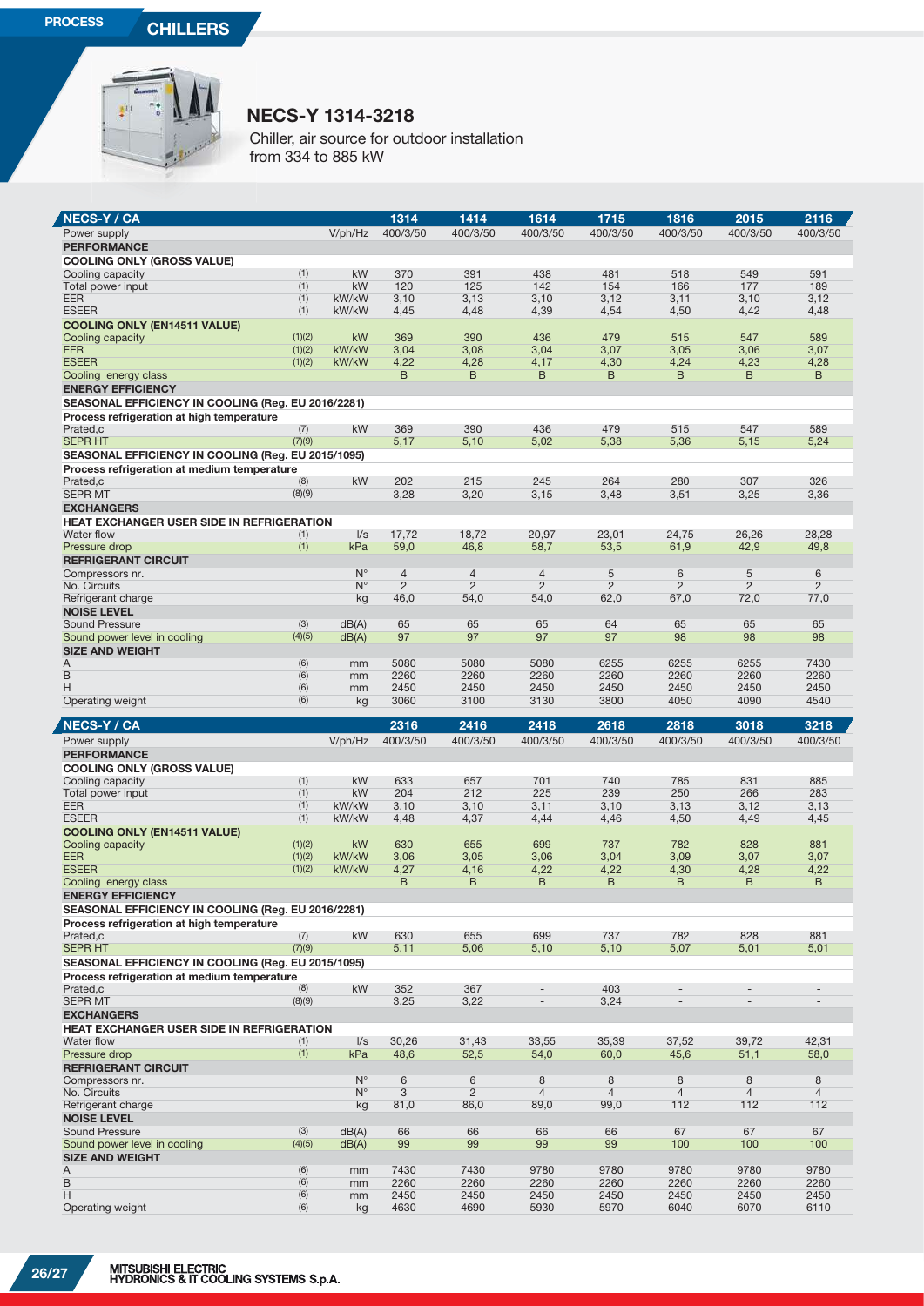PROCESS **CHILLERS**

# NECS-Y 1314-3218

Chiller, air source for outdoor installation
from 334 to 885 kW

| NECS-Y / CA | | | 1314 | 1414 | 1614 | 1715 | 1816 | 2015 | 2116 |
|---|---|---|---|---|---|---|---|---|---|
| Power supply | | V/ph/Hz | 400/3/50 | 400/3/50 | 400/3/50 | 400/3/50 | 400/3/50 | 400/3/50 | 400/3/50 |
| **PERFORMANCE** | | | | | | | | | |
| **COOLING ONLY (GROSS VALUE)** | | | | | | | | | |
| Cooling capacity | (1) | kW | 370 | 391 | 438 | 481 | 518 | 549 | 591 |
| Total power input | (1) | kW | 120 | 125 | 142 | 154 | 166 | 177 | 189 |
| EER | (1) | kW/kW | 3,10 | 3,13 | 3,10 | 3,12 | 3,11 | 3,10 | 3,12 |
| ESEER | (1) | kW/kW | 4,45 | 4,48 | 4,39 | 4,54 | 4,50 | 4,42 | 4,48 |
| **COOLING ONLY (EN14511 VALUE)** | | | | | | | | | |
| Cooling capacity | (1)(2) | kW | 369 | 390 | 436 | 479 | 515 | 547 | 589 |
| EER | (1)(2) | kW/kW | 3,04 | 3,08 | 3,04 | 3,07 | 3,05 | 3,06 | 3,07 |
| ESEER | (1)(2) | kW/kW | 4,22 | 4,28 | 4,17 | 4,30 | 4,24 | 4,23 | 4,28 |
| Cooling energy class | | | B | B | B | B | B | B | B |
| **ENERGY EFFICIENCY** | | | | | | | | | |
| **SEASONAL EFFICIENCY IN COOLING (Reg. EU 2016/2281)** | | | | | | | | | |
| **Process refrigeration at high temperature** | | | | | | | | | |
| Prated,c | (7) | kW | 369 | 390 | 436 | 479 | 515 | 547 | 589 |
| SEPR HT | (7)(9) | | 5,17 | 5,10 | 5,02 | 5,38 | 5,36 | 5,15 | 5,24 |
| **SEASONAL EFFICIENCY IN COOLING (Reg. EU 2015/1095)** | | | | | | | | | |
| **Process refrigeration at medium temperature** | | | | | | | | | |
| Prated,c | (8) | kW | 202 | 215 | 245 | 264 | 280 | 307 | 326 |
| SEPR MT | (8)(9) | | 3,28 | 3,20 | 3,15 | 3,48 | 3,51 | 3,25 | 3,36 |
| **EXCHANGERS** | | | | | | | | | |
| **HEAT EXCHANGER USER SIDE IN REFRIGERATION** | | | | | | | | | |
| Water flow | (1) | l/s | 17,72 | 18,72 | 20,97 | 23,01 | 24,75 | 26,26 | 28,28 |
| Pressure drop | (1) | kPa | 59,0 | 46,8 | 58,7 | 53,5 | 61,9 | 42,9 | 49,8 |
| **REFRIGERANT CIRCUIT** | | | | | | | | | |
| Compressors nr. | | N° | 4 | 4 | 4 | 5 | 6 | 5 | 6 |
| No. Circuits | | N° | 2 | 2 | 2 | 2 | 2 | 2 | 2 |
| Refrigerant charge | | kg | 46,0 | 54,0 | 54,0 | 62,0 | 67,0 | 72,0 | 77,0 |
| **NOISE LEVEL** | | | | | | | | | |
| Sound Pressure | (3) | dB(A) | 65 | 65 | 65 | 64 | 65 | 65 | 65 |
| Sound power level in cooling | (4)(5) | dB(A) | 97 | 97 | 97 | 97 | 98 | 98 | 98 |
| **SIZE AND WEIGHT** | | | | | | | | | |
| A | (6) | mm | 5080 | 5080 | 5080 | 6255 | 6255 | 6255 | 7430 |
| B | (6) | mm | 2260 | 2260 | 2260 | 2260 | 2260 | 2260 | 2260 |
| H | (6) | mm | 2450 | 2450 | 2450 | 2450 | 2450 | 2450 | 2450 |
| Operating weight | (6) | kg | 3060 | 3100 | 3130 | 3800 | 4050 | 4090 | 4540 |

| NECS-Y / CA | | | 2316 | 2416 | 2418 | 2618 | 2818 | 3018 | 3218 |
|---|---|---|---|---|---|---|---|---|---|
| Power supply | | V/ph/Hz | 400/3/50 | 400/3/50 | 400/3/50 | 400/3/50 | 400/3/50 | 400/3/50 | 400/3/50 |
| **PERFORMANCE** | | | | | | | | | |
| **COOLING ONLY (GROSS VALUE)** | | | | | | | | | |
| Cooling capacity | (1) | kW | 633 | 657 | 701 | 740 | 785 | 831 | 885 |
| Total power input | (1) | kW | 204 | 212 | 225 | 239 | 250 | 266 | 283 |
| EER | (1) | kW/kW | 3,10 | 3,10 | 3,11 | 3,10 | 3,13 | 3,12 | 3,13 |
| ESEER | (1) | kW/kW | 4,48 | 4,37 | 4,44 | 4,46 | 4,50 | 4,49 | 4,45 |
| **COOLING ONLY (EN14511 VALUE)** | | | | | | | | | |
| Cooling capacity | (1)(2) | kW | 630 | 655 | 699 | 737 | 782 | 828 | 881 |
| EER | (1)(2) | kW/kW | 3,06 | 3,05 | 3,06 | 3,04 | 3,09 | 3,07 | 3,07 |
| ESEER | (1)(2) | kW/kW | 4,27 | 4,16 | 4,22 | 4,22 | 4,30 | 4,28 | 4,22 |
| Cooling energy class | | | B | B | B | B | B | B | B |
| **ENERGY EFFICIENCY** | | | | | | | | | |
| **SEASONAL EFFICIENCY IN COOLING (Reg. EU 2016/2281)** | | | | | | | | | |
| **Process refrigeration at high temperature** | | | | | | | | | |
| Prated,c | (7) | kW | 630 | 655 | 699 | 737 | 782 | 828 | 881 |
| SEPR HT | (7)(9) | | 5,11 | 5,06 | 5,10 | 5,10 | 5,07 | 5,01 | 5,01 |
| **SEASONAL EFFICIENCY IN COOLING (Reg. EU 2015/1095)** | | | | | | | | | |
| **Process refrigeration at medium temperature** | | | | | | | | | |
| Prated,c | (8) | kW | 352 | 367 | - | 403 | - | - | - |
| SEPR MT | (8)(9) | | 3,25 | 3,22 | - | 3,24 | - | - | - |
| **EXCHANGERS** | | | | | | | | | |
| **HEAT EXCHANGER USER SIDE IN REFRIGERATION** | | | | | | | | | |
| Water flow | (1) | l/s | 30,26 | 31,43 | 33,55 | 35,39 | 37,52 | 39,72 | 42,31 |
| Pressure drop | (1) | kPa | 48,6 | 52,5 | 54,0 | 60,0 | 45,6 | 51,1 | 58,0 |
| **REFRIGERANT CIRCUIT** | | | | | | | | | |
| Compressors nr. | | N° | 6 | 6 | 8 | 8 | 8 | 8 | 8 |
| No. Circuits | | N° | 3 | 2 | 4 | 4 | 4 | 4 | 4 |
| Refrigerant charge | | kg | 81,0 | 86,0 | 89,0 | 99,0 | 112 | 112 | 112 |
| **NOISE LEVEL** | | | | | | | | | |
| Sound Pressure | (3) | dB(A) | 66 | 66 | 66 | 66 | 67 | 67 | 67 |
| Sound power level in cooling | (4)(5) | dB(A) | 99 | 99 | 99 | 99 | 100 | 100 | 100 |
| **SIZE AND WEIGHT** | | | | | | | | | |
| A | (6) | mm | 7430 | 7430 | 9780 | 9780 | 9780 | 9780 | 9780 |
| B | (6) | mm | 2260 | 2260 | 2260 | 2260 | 2260 | 2260 | 2260 |
| H | (6) | mm | 2450 | 2450 | 2450 | 2450 | 2450 | 2450 | 2450 |
| Operating weight | (6) | kg | 4630 | 4690 | 5930 | 5970 | 6040 | 6070 | 6110 |

MITSUBISHI ELECTRIC
HYDRONICS & IT COOLING SYSTEMS S.p.A.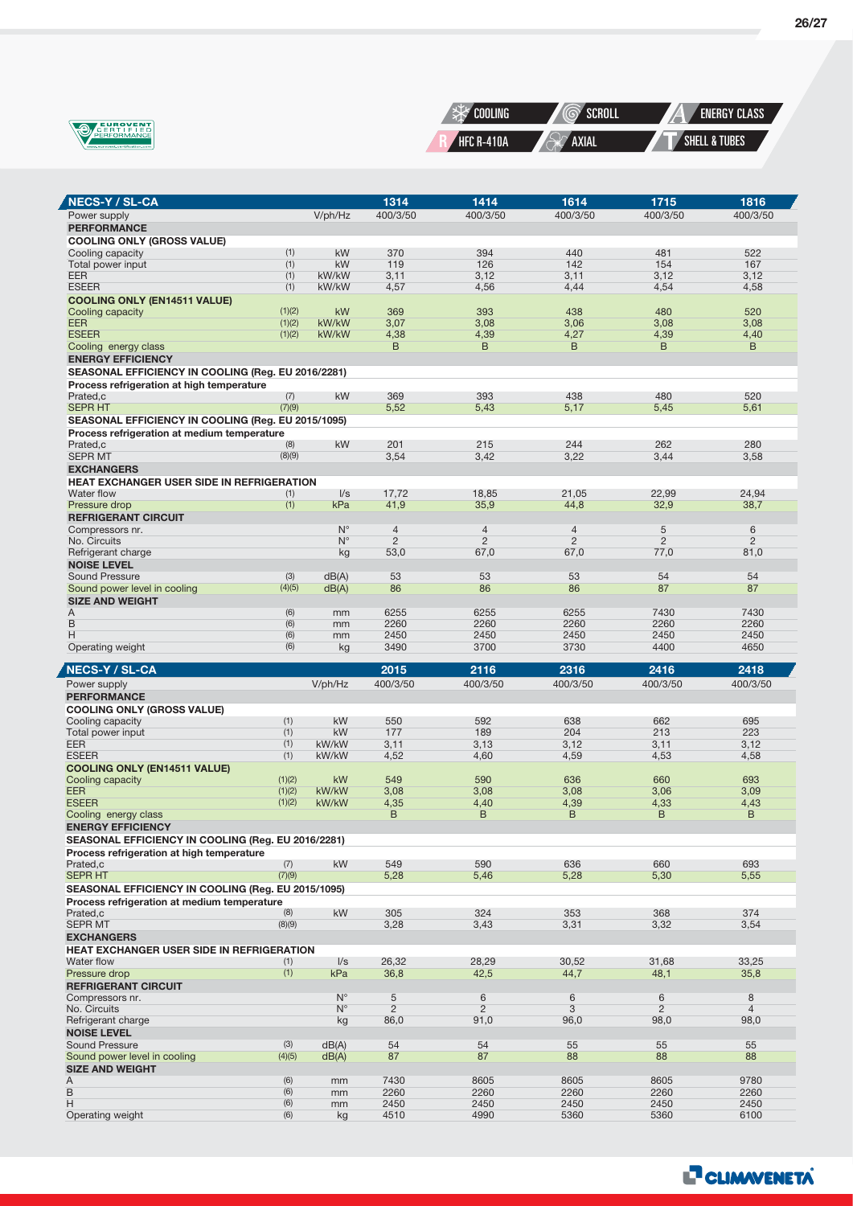COOLING | SCROLL | ENERGY CLASS
HFC R-410A | AXIAL | SHELL & TUBES

| NECS-Y / SL-CA | | | 1314 | 1414 | 1614 | 1715 | 1816 |
|---|---|---|---|---|---|---|---|
| Power supply | | V/ph/Hz | 400/3/50 | 400/3/50 | 400/3/50 | 400/3/50 | 400/3/50 |
| **PERFORMANCE** | | | | | | | |
| **COOLING ONLY (GROSS VALUE)** | | | | | | | |
| Cooling capacity | (1) | kW | 370 | 394 | 440 | 481 | 522 |
| Total power input | (1) | kW | 119 | 126 | 142 | 154 | 167 |
| EER | (1) | kW/kW | 3,11 | 3,12 | 3,11 | 3,12 | 3,12 |
| ESEER | (1) | kW/kW | 4,57 | 4,56 | 4,44 | 4,54 | 4,58 |
| **COOLING ONLY (EN14511 VALUE)** | | | | | | | |
| Cooling capacity | (1)(2) | kW | 369 | 393 | 438 | 480 | 520 |
| EER | (1)(2) | kW/kW | 3,07 | 3,08 | 3,06 | 3,08 | 3,08 |
| ESEER | (1)(2) | kW/kW | 4,38 | 4,39 | 4,27 | 4,39 | 4,40 |
| Cooling energy class | | | B | B | B | B | B |
| **ENERGY EFFICIENCY** | | | | | | | |
| **SEASONAL EFFICIENCY IN COOLING (Reg. EU 2016/2281)** | | | | | | | |
| **Process refrigeration at high temperature** | | | | | | | |
| Prated,c | (7) | kW | 369 | 393 | 438 | 480 | 520 |
| SEPR HT | (7)(9) | | 5,52 | 5,43 | 5,17 | 5,45 | 5,61 |
| **SEASONAL EFFICIENCY IN COOLING (Reg. EU 2015/1095)** | | | | | | | |
| **Process refrigeration at medium temperature** | | | | | | | |
| Prated,c | (8) | kW | 201 | 215 | 244 | 262 | 280 |
| SEPR MT | (8)(9) | | 3,54 | 3,42 | 3,22 | 3,44 | 3,58 |
| **EXCHANGERS** | | | | | | | |
| **HEAT EXCHANGER USER SIDE IN REFRIGERATION** | | | | | | | |
| Water flow | (1) | l/s | 17,72 | 18,85 | 21,05 | 22,99 | 24,94 |
| Pressure drop | (1) | kPa | 41,9 | 35,9 | 44,8 | 32,9 | 38,7 |
| **REFRIGERANT CIRCUIT** | | | | | | | |
| Compressors nr. | | N° | 4 | 4 | 4 | 5 | 6 |
| No. Circuits | | N° | 2 | 2 | 2 | 2 | 2 |
| Refrigerant charge | | kg | 53,0 | 67,0 | 67,0 | 77,0 | 81,0 |
| **NOISE LEVEL** | | | | | | | |
| Sound Pressure | (3) | dB(A) | 53 | 53 | 53 | 54 | 54 |
| Sound power level in cooling | (4)(5) | dB(A) | 86 | 86 | 86 | 87 | 87 |
| **SIZE AND WEIGHT** | | | | | | | |
| A | (6) | mm | 6255 | 6255 | 6255 | 7430 | 7430 |
| B | (6) | mm | 2260 | 2260 | 2260 | 2260 | 2260 |
| H | (6) | mm | 2450 | 2450 | 2450 | 2450 | 2450 |
| Operating weight | (6) | kg | 3490 | 3700 | 3730 | 4400 | 4650 |

| NECS-Y / SL-CA | | | 2015 | 2116 | 2316 | 2416 | 2418 |
|---|---|---|---|---|---|---|---|
| Power supply | | V/ph/Hz | 400/3/50 | 400/3/50 | 400/3/50 | 400/3/50 | 400/3/50 |
| **PERFORMANCE** | | | | | | | |
| **COOLING ONLY (GROSS VALUE)** | | | | | | | |
| Cooling capacity | (1) | kW | 550 | 592 | 638 | 662 | 695 |
| Total power input | (1) | kW | 177 | 189 | 204 | 213 | 223 |
| EER | (1) | kW/kW | 3,11 | 3,13 | 3,12 | 3,11 | 3,12 |
| ESEER | (1) | kW/kW | 4,52 | 4,60 | 4,59 | 4,53 | 4,58 |
| **COOLING ONLY (EN14511 VALUE)** | | | | | | | |
| Cooling capacity | (1)(2) | kW | 549 | 590 | 636 | 660 | 693 |
| EER | (1)(2) | kW/kW | 3,08 | 3,08 | 3,08 | 3,06 | 3,09 |
| ESEER | (1)(2) | kW/kW | 4,35 | 4,40 | 4,39 | 4,33 | 4,43 |
| Cooling energy class | | | B | B | B | B | B |
| **ENERGY EFFICIENCY** | | | | | | | |
| **SEASONAL EFFICIENCY IN COOLING (Reg. EU 2016/2281)** | | | | | | | |
| **Process refrigeration at high temperature** | | | | | | | |
| Prated,c | (7) | kW | 549 | 590 | 636 | 660 | 693 |
| SEPR HT | (7)(9) | | 5,28 | 5,46 | 5,28 | 5,30 | 5,55 |
| **SEASONAL EFFICIENCY IN COOLING (Reg. EU 2015/1095)** | | | | | | | |
| **Process refrigeration at medium temperature** | | | | | | | |
| Prated,c | (8) | kW | 305 | 324 | 353 | 368 | 374 |
| SEPR MT | (8)(9) | | 3,28 | 3,43 | 3,31 | 3,32 | 3,54 |
| **EXCHANGERS** | | | | | | | |
| **HEAT EXCHANGER USER SIDE IN REFRIGERATION** | | | | | | | |
| Water flow | (1) | l/s | 26,32 | 28,29 | 30,52 | 31,68 | 33,25 |
| Pressure drop | (1) | kPa | 36,8 | 42,5 | 44,7 | 48,1 | 35,8 |
| **REFRIGERANT CIRCUIT** | | | | | | | |
| Compressors nr. | | N° | 5 | 6 | 6 | 6 | 8 |
| No. Circuits | | N° | 2 | 2 | 3 | 2 | 4 |
| Refrigerant charge | | kg | 86,0 | 91,0 | 96,0 | 98,0 | 98,0 |
| **NOISE LEVEL** | | | | | | | |
| Sound Pressure | (3) | dB(A) | 54 | 54 | 55 | 55 | 55 |
| Sound power level in cooling | (4)(5) | dB(A) | 87 | 87 | 88 | 88 | 88 |
| **SIZE AND WEIGHT** | | | | | | | |
| A | (6) | mm | 7430 | 8605 | 8605 | 8605 | 9780 |
| B | (6) | mm | 2260 | 2260 | 2260 | 2260 | 2260 |
| H | (6) | mm | 2450 | 2450 | 2450 | 2450 | 2450 |
| Operating weight | (6) | kg | 4510 | 4990 | 5360 | 5360 | 6100 |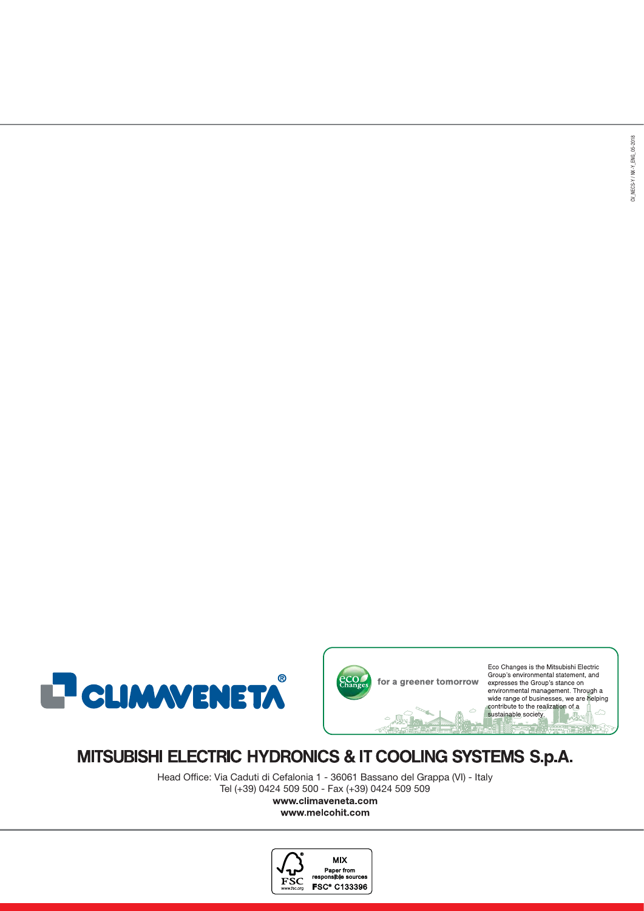CV_NECS-Y / NX-Y_ENG_05-2018

CLIMAVENETA®

for a greener tomorrow

Eco Changes is the Mitsubishi Electric Group's environmental statement, and expresses the Group's stance on environmental management. Through a wide range of businesses, we are helping contribute to the realization of a sustainable society.

## MITSUBISHI ELECTRIC HYDRONICS & IT COOLING SYSTEMS S.p.A.

Head Office: Via Caduti di Cefalonia 1 - 36061 Bassano del Grappa (VI) - Italy
Tel (+39) 0424 509 500 - Fax (+39) 0424 509 509

**www.climaveneta.com**
**www.melcohit.com**

FSC www.fsc.org MIX Paper from responsible sources FSC® C133396